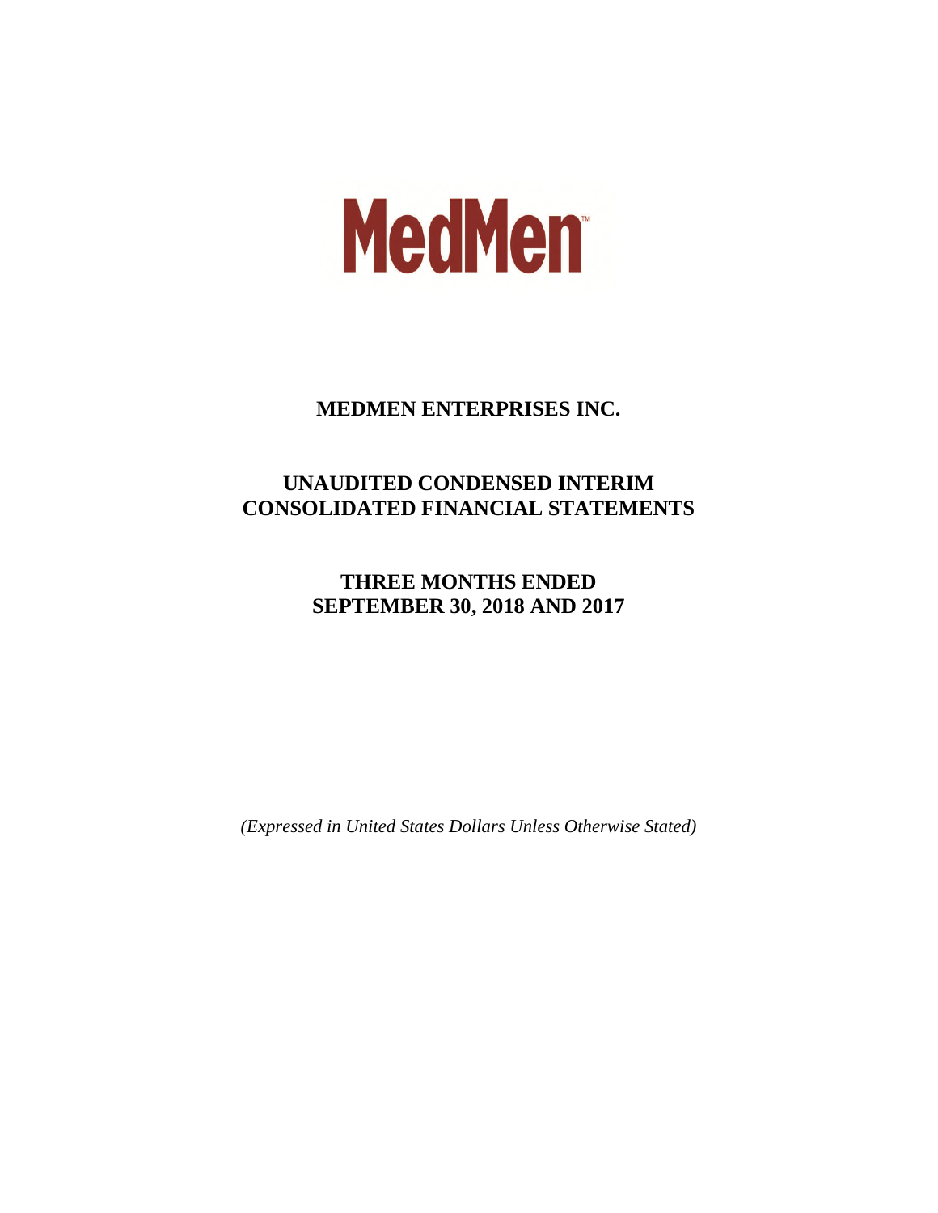MedMen™

# MEDMEN ENTERPRISES INC.

## UNAUDITED CONDENSED INTERIM CONSOLIDATED FINANCIAL STATEMENTS

## THREE MONTHS ENDED SEPTEMBER 30, 2018 AND 2017

*(Expressed in United States Dollars Unless Otherwise Stated)*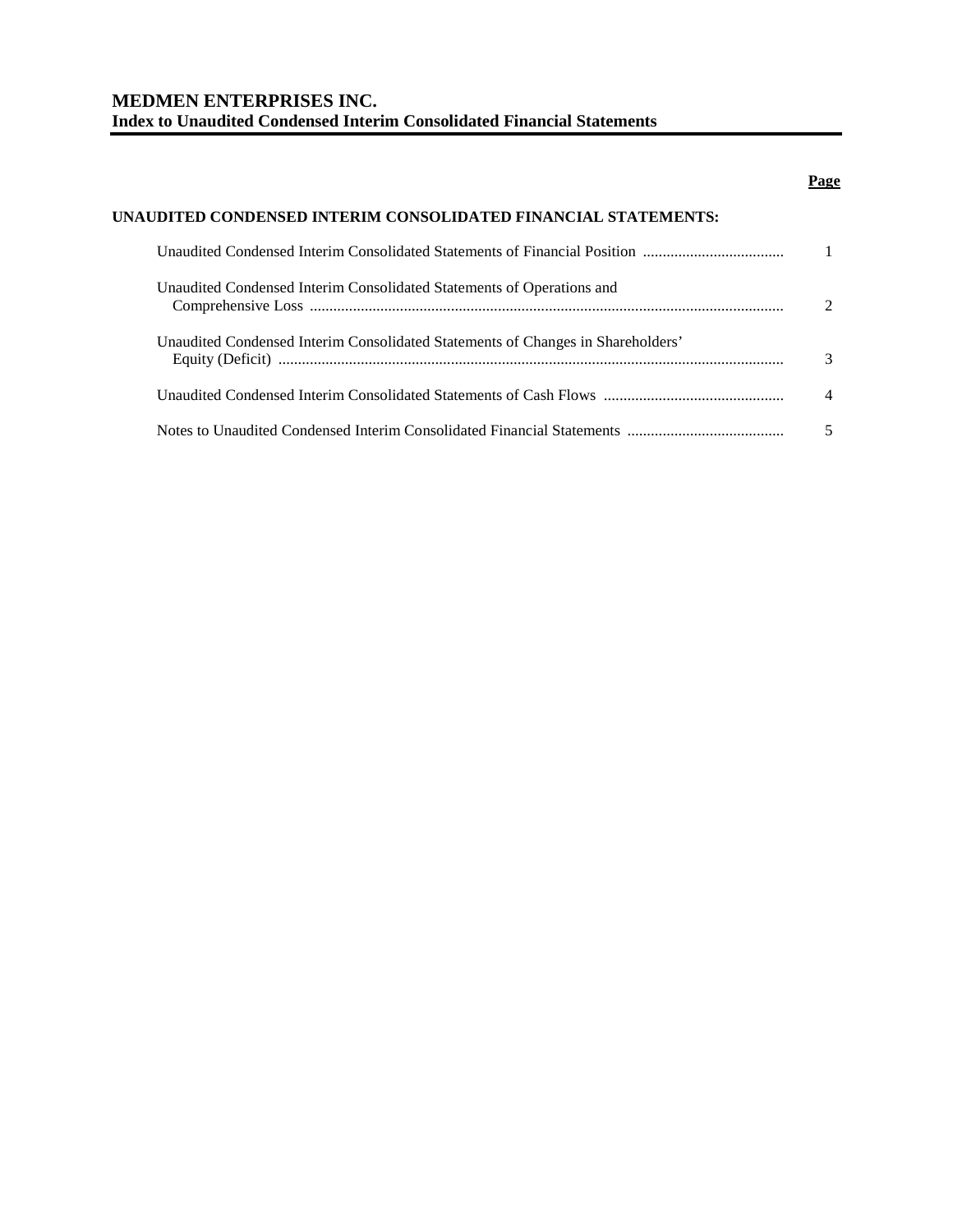# MEDMEN ENTERPRISES INC.
## Index to Unaudited Condensed Interim Consolidated Financial Statements

| | Page |
|---|---|
| **UNAUDITED CONDENSED INTERIM CONSOLIDATED FINANCIAL STATEMENTS:** | |
| Unaudited Condensed Interim Consolidated Statements of Financial Position | 1 |
| Unaudited Condensed Interim Consolidated Statements of Operations and Comprehensive Loss | 2 |
| Unaudited Condensed Interim Consolidated Statements of Changes in Shareholders' Equity (Deficit) | 3 |
| Unaudited Condensed Interim Consolidated Statements of Cash Flows | 4 |
| Notes to Unaudited Condensed Interim Consolidated Financial Statements | 5 |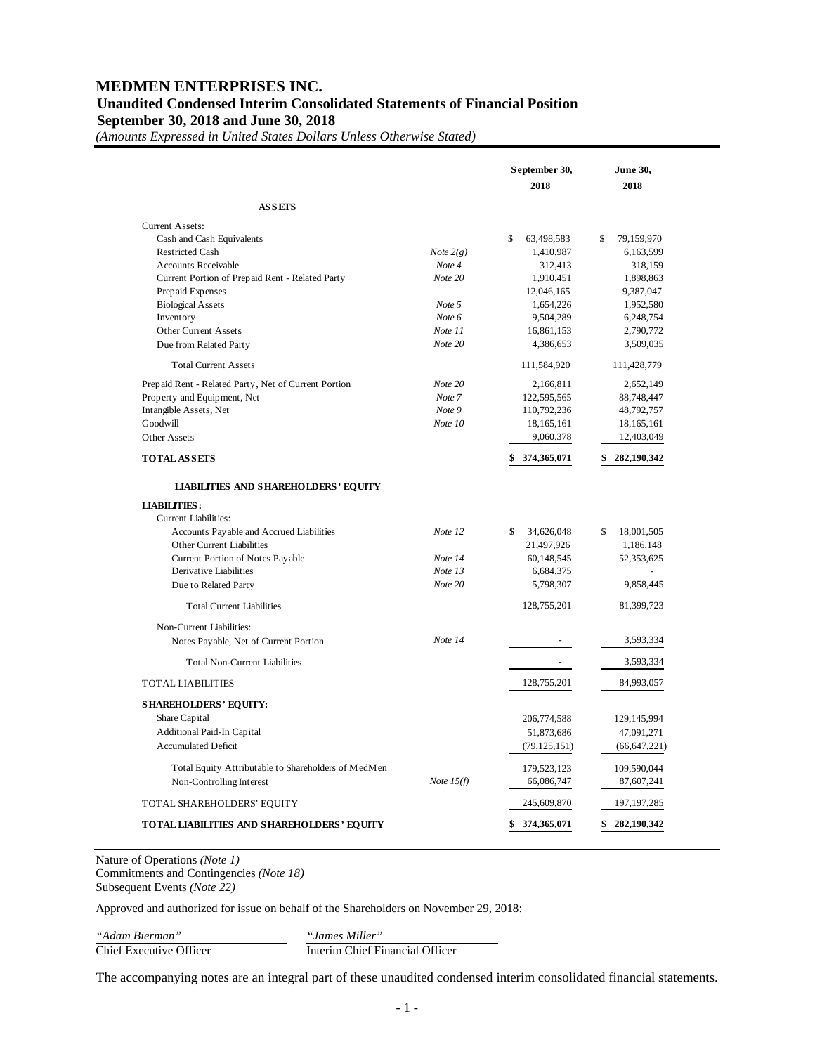# MEDMEN ENTERPRISES INC.

## Unaudited Condensed Interim Consolidated Statements of Financial Position

## September 30, 2018 and June 30, 2018

*(Amounts Expressed in United States Dollars Unless Otherwise Stated)*

| | | September 30, 2018 | June 30, 2018 |
|---|---|---|---|
| **ASSETS** | | | |
| Current Assets: | | | |
| Cash and Cash Equivalents | | $ 63,498,583 | $ 79,159,970 |
| Restricted Cash | *Note 2(g)* | 1,410,987 | 6,163,599 |
| Accounts Receivable | *Note 4* | 312,413 | 318,159 |
| Current Portion of Prepaid Rent - Related Party | *Note 20* | 1,910,451 | 1,898,863 |
| Prepaid Expenses | | 12,046,165 | 9,387,047 |
| Biological Assets | *Note 5* | 1,654,226 | 1,952,580 |
| Inventory | *Note 6* | 9,504,289 | 6,248,754 |
| Other Current Assets | *Note 11* | 16,861,153 | 2,790,772 |
| Due from Related Party | *Note 20* | 4,386,653 | 3,509,035 |
| Total Current Assets | | 111,584,920 | 111,428,779 |
| Prepaid Rent - Related Party, Net of Current Portion | *Note 20* | 2,166,811 | 2,652,149 |
| Property and Equipment, Net | *Note 7* | 122,595,565 | 88,748,447 |
| Intangible Assets, Net | *Note 9* | 110,792,236 | 48,792,757 |
| Goodwill | *Note 10* | 18,165,161 | 18,165,161 |
| Other Assets | | 9,060,378 | 12,403,049 |
| **TOTAL ASSETS** | | **$ 374,365,071** | **$ 282,190,342** |
| **LIABILITIES AND SHAREHOLDERS' EQUITY** | | | |
| **LIABILITIES:** | | | |
| Current Liabilities: | | | |
| Accounts Payable and Accrued Liabilities | *Note 12* | $ 34,626,048 | $ 18,001,505 |
| Other Current Liabilities | | 21,497,926 | 1,186,148 |
| Current Portion of Notes Payable | *Note 14* | 60,148,545 | 52,353,625 |
| Derivative Liabilities | *Note 13* | 6,684,375 | - |
| Due to Related Party | *Note 20* | 5,798,307 | 9,858,445 |
| Total Current Liabilities | | 128,755,201 | 81,399,723 |
| Non-Current Liabilities: | | | |
| Notes Payable, Net of Current Portion | *Note 14* | - | 3,593,334 |
| Total Non-Current Liabilities | | - | 3,593,334 |
| TOTAL LIABILITIES | | 128,755,201 | 84,993,057 |
| **SHAREHOLDERS' EQUITY:** | | | |
| Share Capital | | 206,774,588 | 129,145,994 |
| Additional Paid-In Capital | | 51,873,686 | 47,091,271 |
| Accumulated Deficit | | (79,125,151) | (66,647,221) |
| Total Equity Attributable to Shareholders of MedMen | | 179,523,123 | 109,590,044 |
| Non-Controlling Interest | *Note 15(f)* | 66,086,747 | 87,607,241 |
| TOTAL SHAREHOLDERS' EQUITY | | 245,609,870 | 197,197,285 |
| **TOTAL LIABILITIES AND SHAREHOLDERS' EQUITY** | | **$ 374,365,071** | **$ 282,190,342** |

Nature of Operations *(Note 1)*
Commitments and Contingencies *(Note 18)*
Subsequent Events *(Note 22)*

Approved and authorized for issue on behalf of the Shareholders on November 29, 2018:

| *"Adam Bierman"* | *"James Miller"* |
|---|---|
| Chief Executive Officer | Interim Chief Financial Officer |

The accompanying notes are an integral part of these unaudited condensed interim consolidated financial statements.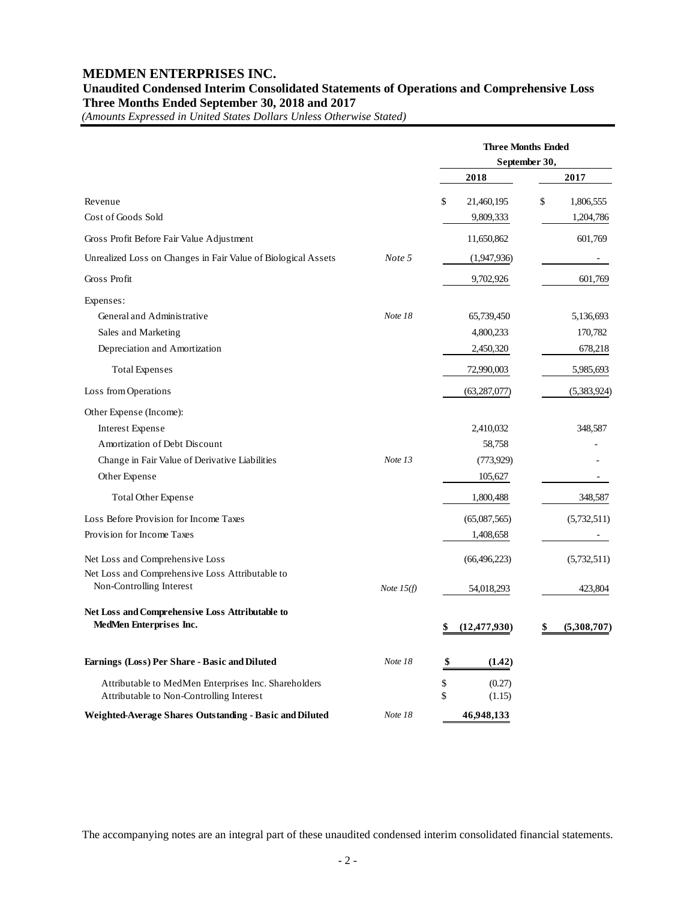# MEDMEN ENTERPRISES INC.

**Unaudited Condensed Interim Consolidated Statements of Operations and Comprehensive Loss**
**Three Months Ended September 30, 2018 and 2017**
*(Amounts Expressed in United States Dollars Unless Otherwise Stated)*

| | | Three Months Ended September 30, | |
|---|---|---|---|
| | | 2018 | 2017 |
| Revenue | | $ 21,460,195 | $ 1,806,555 |
| Cost of Goods Sold | | 9,809,333 | 1,204,786 |
| Gross Profit Before Fair Value Adjustment | | 11,650,862 | 601,769 |
| Unrealized Loss on Changes in Fair Value of Biological Assets | *Note 5* | (1,947,936) | - |
| Gross Profit | | 9,702,926 | 601,769 |
| Expenses: | | | |
| General and Administrative | *Note 18* | 65,739,450 | 5,136,693 |
| Sales and Marketing | | 4,800,233 | 170,782 |
| Depreciation and Amortization | | 2,450,320 | 678,218 |
| Total Expenses | | 72,990,003 | 5,985,693 |
| Loss from Operations | | (63,287,077) | (5,383,924) |
| Other Expense (Income): | | | |
| Interest Expense | | 2,410,032 | 348,587 |
| Amortization of Debt Discount | | 58,758 | - |
| Change in Fair Value of Derivative Liabilities | *Note 13* | (773,929) | - |
| Other Expense | | 105,627 | - |
| Total Other Expense | | 1,800,488 | 348,587 |
| Loss Before Provision for Income Taxes | | (65,087,565) | (5,732,511) |
| Provision for Income Taxes | | 1,408,658 | - |
| Net Loss and Comprehensive Loss | | (66,496,223) | (5,732,511) |
| Net Loss and Comprehensive Loss Attributable to Non-Controlling Interest | *Note 15(f)* | 54,018,293 | 423,804 |
| **Net Loss and Comprehensive Loss Attributable to MedMen Enterprises Inc.** | | **$ (12,477,930)** | **$ (5,308,707)** |
| **Earnings (Loss) Per Share - Basic and Diluted** | *Note 18* | **$ (1.42)** | |
| Attributable to MedMen Enterprises Inc. Shareholders | | $ (0.27) | |
| Attributable to Non-Controlling Interest | | $ (1.15) | |
| **Weighted-Average Shares Outstanding - Basic and Diluted** | *Note 18* | **46,948,133** | |

The accompanying notes are an integral part of these unaudited condensed interim consolidated financial statements.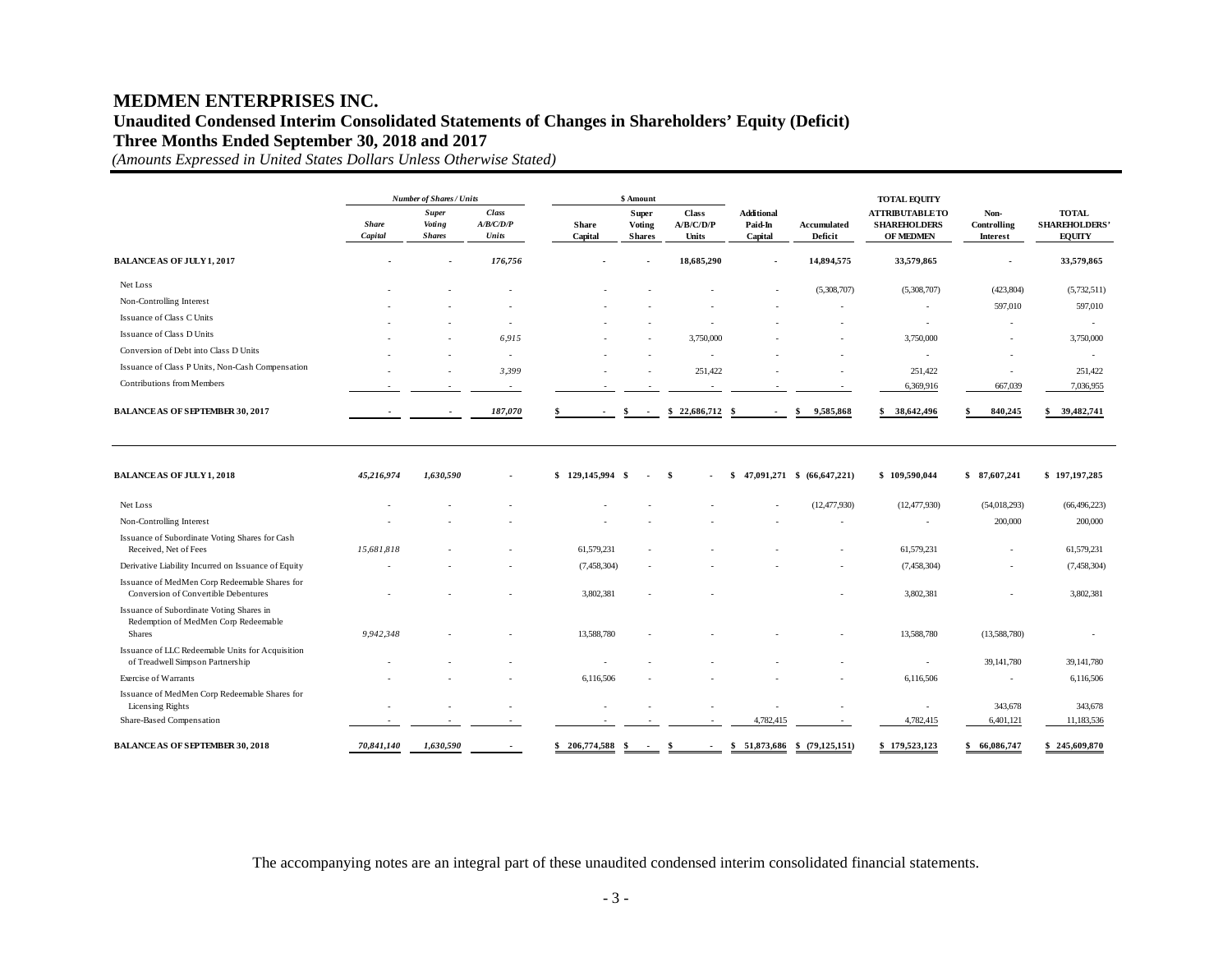# MEDMEN ENTERPRISES INC.

## Unaudited Condensed Interim Consolidated Statements of Changes in Shareholders' Equity (Deficit)

## Three Months Ended September 30, 2018 and 2017

*(Amounts Expressed in United States Dollars Unless Otherwise Stated)*

| | *Number of Shares / Units* | | | \$ Amount | | | | | TOTAL EQUITY | | |
|---|---|---|---|---|---|---|---|---|---|---|---|
| | *Share Capital* | *Super Voting Shares* | *Class A/B/C/D/P Units* | Share Capital | Super Voting Shares | Class A/B/C/D/P Units | Additional Paid-In Capital | Accumulated Deficit | ATTRIBUTABLE TO SHAREHOLDERS OF MEDMEN | Non-Controlling Interest | TOTAL SHAREHOLDERS' EQUITY |
| **BALANCE AS OF JULY 1, 2017** | - | - | *176,756* | - | - | 18,685,290 | - | 14,894,575 | 33,579,865 | - | 33,579,865 |
| Net Loss | - | - | - | - | - | - | - | (5,308,707) | (5,308,707) | (423,804) | (5,732,511) |
| Non-Controlling Interest | - | - | - | - | - | - | - | - | - | 597,010 | 597,010 |
| Issuance of Class C Units | - | - | - | - | - | - | - | - | - | - | - |
| Issuance of Class D Units | - | - | *6,915* | - | - | 3,750,000 | - | - | 3,750,000 | - | 3,750,000 |
| Conversion of Debt into Class D Units | - | - | - | - | - | - | - | - | - | - | - |
| Issuance of Class P Units, Non-Cash Compensation | - | - | *3,399* | - | - | 251,422 | - | - | 251,422 | - | 251,422 |
| Contributions from Members | - | - | - | - | - | - | - | - | 6,369,916 | 667,039 | 7,036,955 |
| **BALANCE AS OF SEPTEMBER 30, 2017** | - | - | *187,070* | \$ - | \$ - | \$ 22,686,712 | \$ - | \$ 9,585,868 | \$ 38,642,496 | \$ 840,245 | \$ 39,482,741 |
| | | | | | | | | | | | |
| **BALANCE AS OF JULY 1, 2018** | *45,216,974* | *1,630,590* | - | \$ 129,145,994 | \$ - | \$ - | \$ 47,091,271 | \$ (66,647,221) | \$ 109,590,044 | \$ 87,607,241 | \$ 197,197,285 |
| Net Loss | - | - | - | - | - | - | - | (12,477,930) | (12,477,930) | (54,018,293) | (66,496,223) |
| Non-Controlling Interest | - | - | - | - | - | - | - | - | - | 200,000 | 200,000 |
| Issuance of Subordinate Voting Shares for Cash Received, Net of Fees | *15,681,818* | - | - | 61,579,231 | - | - | - | - | 61,579,231 | - | 61,579,231 |
| Derivative Liability Incurred on Issuance of Equity | - | - | - | (7,458,304) | - | - | - | - | (7,458,304) | - | (7,458,304) |
| Issuance of MedMen Corp Redeemable Shares for Conversion of Convertible Debentures | - | - | - | 3,802,381 | - | - | | - | 3,802,381 | - | 3,802,381 |
| Issuance of Subordinate Voting Shares in Redemption of MedMen Corp Redeemable Shares | *9,942,348* | - | - | 13,588,780 | - | - | - | - | 13,588,780 | (13,588,780) | - |
| Issuance of LLC Redeemable Units for Acquisition of Treadwell Simpson Partnership | - | - | - | - | - | - | - | - | - | 39,141,780 | 39,141,780 |
| Exercise of Warrants | - | - | - | 6,116,506 | - | - | - | - | 6,116,506 | - | 6,116,506 |
| Issuance of MedMen Corp Redeemable Shares for Licensing Rights | - | - | - | - | - | - | - | - | - | 343,678 | 343,678 |
| Share-Based Compensation | - | - | - | - | - | - | 4,782,415 | - | 4,782,415 | 6,401,121 | 11,183,536 |
| **BALANCE AS OF SEPTEMBER 30, 2018** | *70,841,140* | *1,630,590* | - | \$ 206,774,588 | \$ - | \$ - | \$ 51,873,686 | \$ (79,125,151) | \$ 179,523,123 | \$ 66,086,747 | \$ 245,609,870 |

The accompanying notes are an integral part of these unaudited condensed interim consolidated financial statements.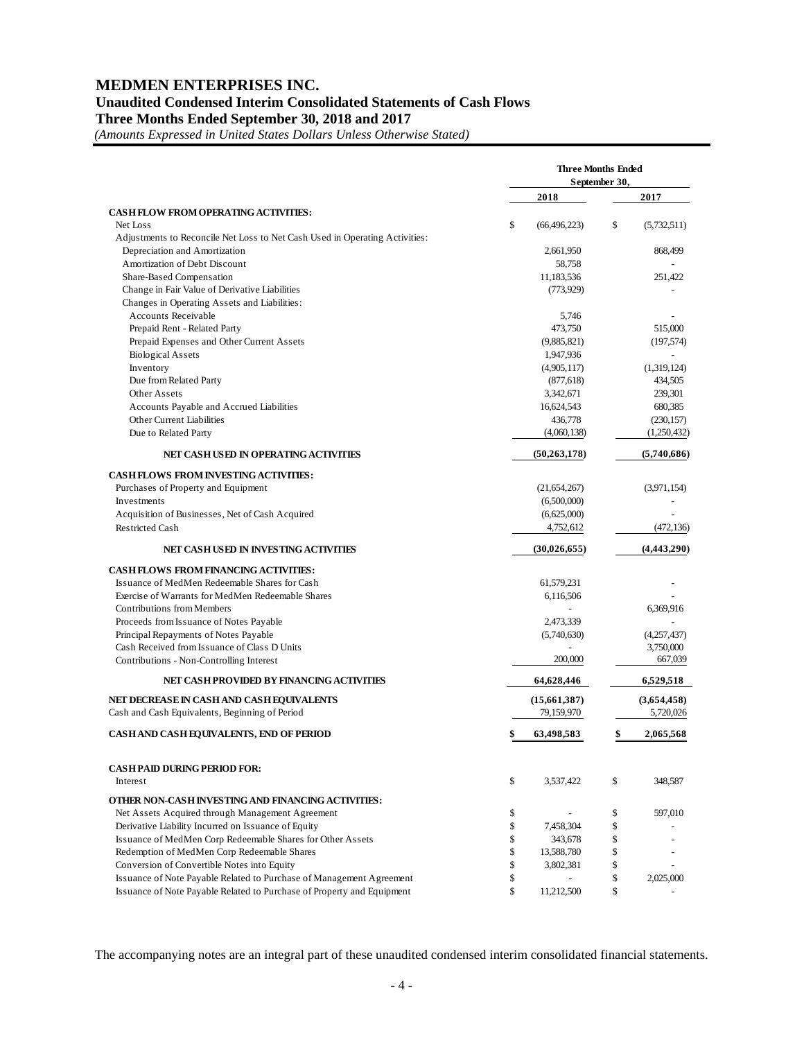# MEDMEN ENTERPRISES INC.

## Unaudited Condensed Interim Consolidated Statements of Cash Flows

## Three Months Ended September 30, 2018 and 2017

*(Amounts Expressed in United States Dollars Unless Otherwise Stated)*

| | Three Months Ended September 30, | |
|---|---|---|
| | 2018 | 2017 |
| **CASH FLOW FROM OPERATING ACTIVITIES:** | | |
| Net Loss | $ (66,496,223) | $ (5,732,511) |
| Adjustments to Reconcile Net Loss to Net Cash Used in Operating Activities: | | |
| Depreciation and Amortization | 2,661,950 | 868,499 |
| Amortization of Debt Discount | 58,758 | - |
| Share-Based Compensation | 11,183,536 | 251,422 |
| Change in Fair Value of Derivative Liabilities | (773,929) | - |
| Changes in Operating Assets and Liabilities: | | |
| Accounts Receivable | 5,746 | - |
| Prepaid Rent - Related Party | 473,750 | 515,000 |
| Prepaid Expenses and Other Current Assets | (9,885,821) | (197,574) |
| Biological Assets | 1,947,936 | - |
| Inventory | (4,905,117) | (1,319,124) |
| Due from Related Party | (877,618) | 434,505 |
| Other Assets | 3,342,671 | 239,301 |
| Accounts Payable and Accrued Liabilities | 16,624,543 | 680,385 |
| Other Current Liabilities | 436,778 | (230,157) |
| Due to Related Party | (4,060,138) | (1,250,432) |
| **NET CASH USED IN OPERATING ACTIVITIES** | **(50,263,178)** | **(5,740,686)** |
| **CASH FLOWS FROM INVESTING ACTIVITIES:** | | |
| Purchases of Property and Equipment | (21,654,267) | (3,971,154) |
| Investments | (6,500,000) | - |
| Acquisition of Businesses, Net of Cash Acquired | (6,625,000) | - |
| Restricted Cash | 4,752,612 | (472,136) |
| **NET CASH USED IN INVESTING ACTIVITIES** | **(30,026,655)** | **(4,443,290)** |
| **CASH FLOWS FROM FINANCING ACTIVITIES:** | | |
| Issuance of MedMen Redeemable Shares for Cash | 61,579,231 | - |
| Exercise of Warrants for MedMen Redeemable Shares | 6,116,506 | - |
| Contributions from Members | - | 6,369,916 |
| Proceeds from Issuance of Notes Payable | 2,473,339 | - |
| Principal Repayments of Notes Payable | (5,740,630) | (4,257,437) |
| Cash Received from Issuance of Class D Units | - | 3,750,000 |
| Contributions - Non-Controlling Interest | 200,000 | 667,039 |
| **NET CASH PROVIDED BY FINANCING ACTIVITIES** | **64,628,446** | **6,529,518** |
| **NET DECREASE IN CASH AND CASH EQUIVALENTS** | **(15,661,387)** | **(3,654,458)** |
| Cash and Cash Equivalents, Beginning of Period | 79,159,970 | 5,720,026 |
| **CASH AND CASH EQUIVALENTS, END OF PERIOD** | **$ 63,498,583** | **$ 2,065,568** |
| **CASH PAID DURING PERIOD FOR:** | | |
| Interest | $ 3,537,422 | $ 348,587 |
| **OTHER NON-CASH INVESTING AND FINANCING ACTIVITIES:** | | |
| Net Assets Acquired through Management Agreement | $ - | $ 597,010 |
| Derivative Liability Incurred on Issuance of Equity | $ 7,458,304 | $ - |
| Issuance of MedMen Corp Redeemable Shares for Other Assets | $ 343,678 | $ - |
| Redemption of MedMen Corp Redeemable Shares | $ 13,588,780 | $ - |
| Conversion of Convertible Notes into Equity | $ 3,802,381 | $ - |
| Issuance of Note Payable Related to Purchase of Management Agreement | $ - | $ 2,025,000 |
| Issuance of Note Payable Related to Purchase of Property and Equipment | $ 11,212,500 | $ - |

The accompanying notes are an integral part of these unaudited condensed interim consolidated financial statements.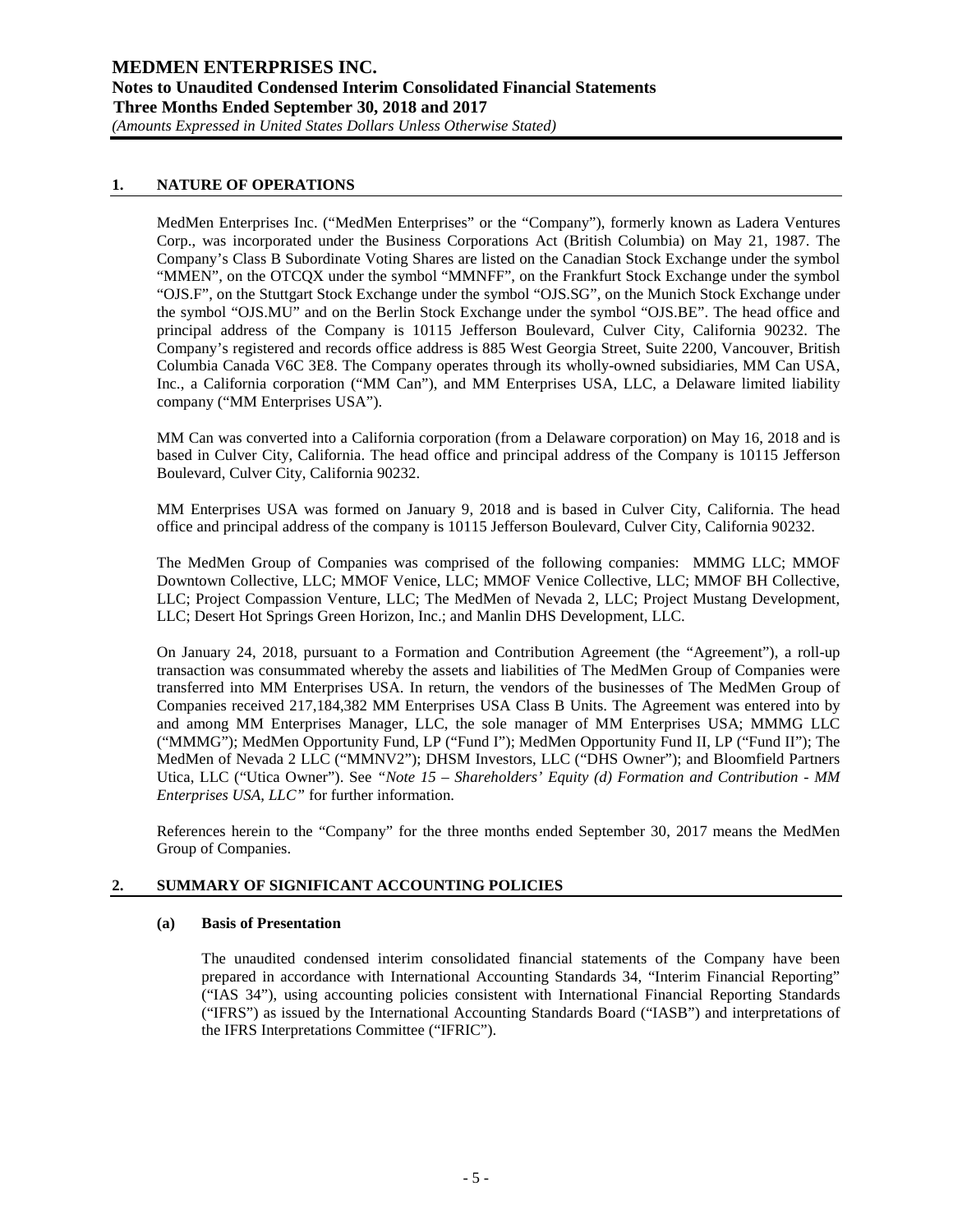## 1. NATURE OF OPERATIONS

MedMen Enterprises Inc. ("MedMen Enterprises" or the "Company"), formerly known as Ladera Ventures Corp., was incorporated under the Business Corporations Act (British Columbia) on May 21, 1987. The Company's Class B Subordinate Voting Shares are listed on the Canadian Stock Exchange under the symbol "MMEN", on the OTCQX under the symbol "MMNFF", on the Frankfurt Stock Exchange under the symbol "OJS.F", on the Stuttgart Stock Exchange under the symbol "OJS.SG", on the Munich Stock Exchange under the symbol "OJS.MU" and on the Berlin Stock Exchange under the symbol "OJS.BE". The head office and principal address of the Company is 10115 Jefferson Boulevard, Culver City, California 90232. The Company's registered and records office address is 885 West Georgia Street, Suite 2200, Vancouver, British Columbia Canada V6C 3E8. The Company operates through its wholly-owned subsidiaries, MM Can USA, Inc., a California corporation ("MM Can"), and MM Enterprises USA, LLC, a Delaware limited liability company ("MM Enterprises USA").

MM Can was converted into a California corporation (from a Delaware corporation) on May 16, 2018 and is based in Culver City, California. The head office and principal address of the Company is 10115 Jefferson Boulevard, Culver City, California 90232.

MM Enterprises USA was formed on January 9, 2018 and is based in Culver City, California. The head office and principal address of the company is 10115 Jefferson Boulevard, Culver City, California 90232.

The MedMen Group of Companies was comprised of the following companies: MMMG LLC; MMOF Downtown Collective, LLC; MMOF Venice, LLC; MMOF Venice Collective, LLC; MMOF BH Collective, LLC; Project Compassion Venture, LLC; The MedMen of Nevada 2, LLC; Project Mustang Development, LLC; Desert Hot Springs Green Horizon, Inc.; and Manlin DHS Development, LLC.

On January 24, 2018, pursuant to a Formation and Contribution Agreement (the "Agreement"), a roll-up transaction was consummated whereby the assets and liabilities of The MedMen Group of Companies were transferred into MM Enterprises USA. In return, the vendors of the businesses of The MedMen Group of Companies received 217,184,382 MM Enterprises USA Class B Units. The Agreement was entered into by and among MM Enterprises Manager, LLC, the sole manager of MM Enterprises USA; MMMG LLC ("MMMG"); MedMen Opportunity Fund, LP ("Fund I"); MedMen Opportunity Fund II, LP ("Fund II"); The MedMen of Nevada 2 LLC ("MMNV2"); DHSM Investors, LLC ("DHS Owner"); and Bloomfield Partners Utica, LLC ("Utica Owner"). See *"Note 15 – Shareholders' Equity (d) Formation and Contribution - MM Enterprises USA, LLC"* for further information.

References herein to the "Company" for the three months ended September 30, 2017 means the MedMen Group of Companies.

## 2. SUMMARY OF SIGNIFICANT ACCOUNTING POLICIES

### (a) Basis of Presentation

The unaudited condensed interim consolidated financial statements of the Company have been prepared in accordance with International Accounting Standards 34, "Interim Financial Reporting" ("IAS 34"), using accounting policies consistent with International Financial Reporting Standards ("IFRS") as issued by the International Accounting Standards Board ("IASB") and interpretations of the IFRS Interpretations Committee ("IFRIC").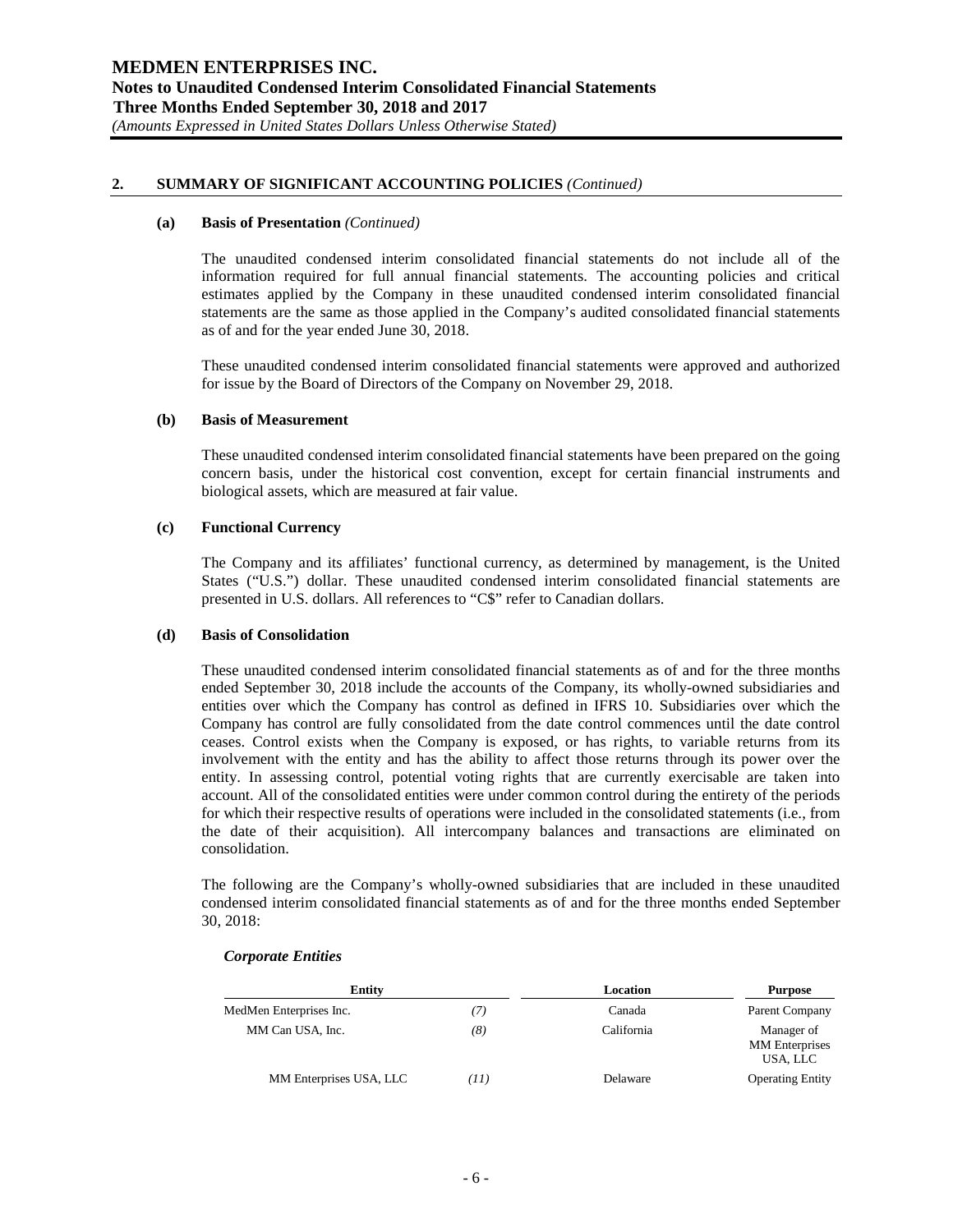## 2. SUMMARY OF SIGNIFICANT ACCOUNTING POLICIES *(Continued)*

### (a) Basis of Presentation *(Continued)*

The unaudited condensed interim consolidated financial statements do not include all of the information required for full annual financial statements. The accounting policies and critical estimates applied by the Company in these unaudited condensed interim consolidated financial statements are the same as those applied in the Company's audited consolidated financial statements as of and for the year ended June 30, 2018.

These unaudited condensed interim consolidated financial statements were approved and authorized for issue by the Board of Directors of the Company on November 29, 2018.

### (b) Basis of Measurement

These unaudited condensed interim consolidated financial statements have been prepared on the going concern basis, under the historical cost convention, except for certain financial instruments and biological assets, which are measured at fair value.

### (c) Functional Currency

The Company and its affiliates' functional currency, as determined by management, is the United States ("U.S.") dollar. These unaudited condensed interim consolidated financial statements are presented in U.S. dollars. All references to "C$" refer to Canadian dollars.

### (d) Basis of Consolidation

These unaudited condensed interim consolidated financial statements as of and for the three months ended September 30, 2018 include the accounts of the Company, its wholly-owned subsidiaries and entities over which the Company has control as defined in IFRS 10. Subsidiaries over which the Company has control are fully consolidated from the date control commences until the date control ceases. Control exists when the Company is exposed, or has rights, to variable returns from its involvement with the entity and has the ability to affect those returns through its power over the entity. In assessing control, potential voting rights that are currently exercisable are taken into account. All of the consolidated entities were under common control during the entirety of the periods for which their respective results of operations were included in the consolidated statements (i.e., from the date of their acquisition). All intercompany balances and transactions are eliminated on consolidation.

The following are the Company's wholly-owned subsidiaries that are included in these unaudited condensed interim consolidated financial statements as of and for the three months ended September 30, 2018:

***Corporate Entities***

| Entity | | Location | Purpose |
|---|---|---|---|
| MedMen Enterprises Inc. | *(7)* | Canada | Parent Company |
| MM Can USA, Inc. | *(8)* | California | Manager of MM Enterprises USA, LLC |
| MM Enterprises USA, LLC | *(11)* | Delaware | Operating Entity |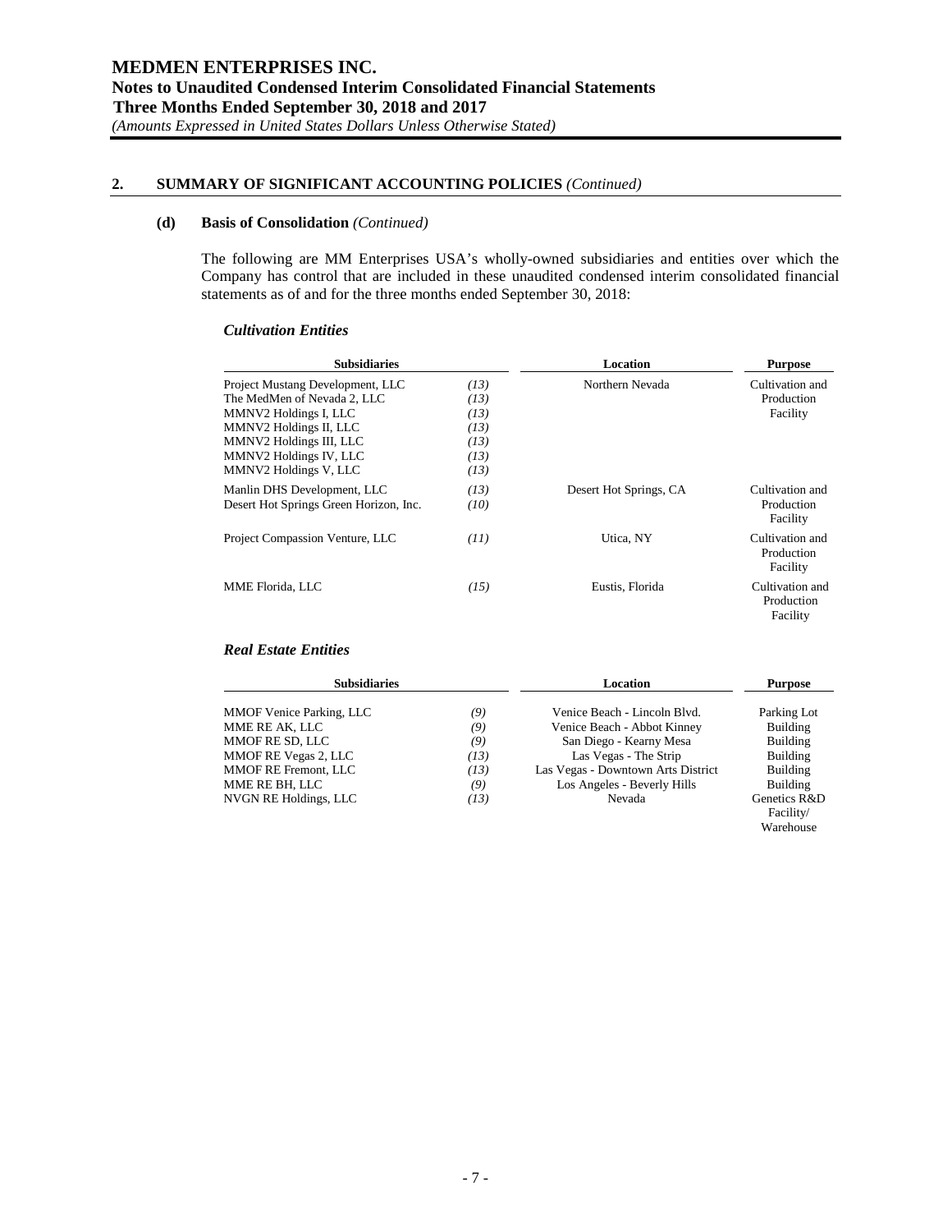## 2. SUMMARY OF SIGNIFICANT ACCOUNTING POLICIES *(Continued)*

### (d) Basis of Consolidation *(Continued)*

The following are MM Enterprises USA's wholly-owned subsidiaries and entities over which the Company has control that are included in these unaudited condensed interim consolidated financial statements as of and for the three months ended September 30, 2018:

*Cultivation Entities*

| Subsidiaries | | Location | Purpose |
|---|---|---|---|
| Project Mustang Development, LLC | *(13)* | Northern Nevada | Cultivation and Production Facility |
| The MedMen of Nevada 2, LLC | *(13)* | | |
| MMNV2 Holdings I, LLC | *(13)* | | |
| MMNV2 Holdings II, LLC | *(13)* | | |
| MMNV2 Holdings III, LLC | *(13)* | | |
| MMNV2 Holdings IV, LLC | *(13)* | | |
| MMNV2 Holdings V, LLC | *(13)* | | |
| Manlin DHS Development, LLC | *(13)* | Desert Hot Springs, CA | Cultivation and Production Facility |
| Desert Hot Springs Green Horizon, Inc. | *(10)* | | |
| Project Compassion Venture, LLC | *(11)* | Utica, NY | Cultivation and Production Facility |
| MME Florida, LLC | *(15)* | Eustis, Florida | Cultivation and Production Facility |

*Real Estate Entities*

| Subsidiaries | | Location | Purpose |
|---|---|---|---|
| MMOF Venice Parking, LLC | *(9)* | Venice Beach - Lincoln Blvd. | Parking Lot |
| MME RE AK, LLC | *(9)* | Venice Beach - Abbot Kinney | Building |
| MMOF RE SD, LLC | *(9)* | San Diego - Kearny Mesa | Building |
| MMOF RE Vegas 2, LLC | *(13)* | Las Vegas - The Strip | Building |
| MMOF RE Fremont, LLC | *(13)* | Las Vegas - Downtown Arts District | Building |
| MME RE BH, LLC | *(9)* | Los Angeles - Beverly Hills | Building |
| NVGN RE Holdings, LLC | *(13)* | Nevada | Genetics R&D Facility/ Warehouse |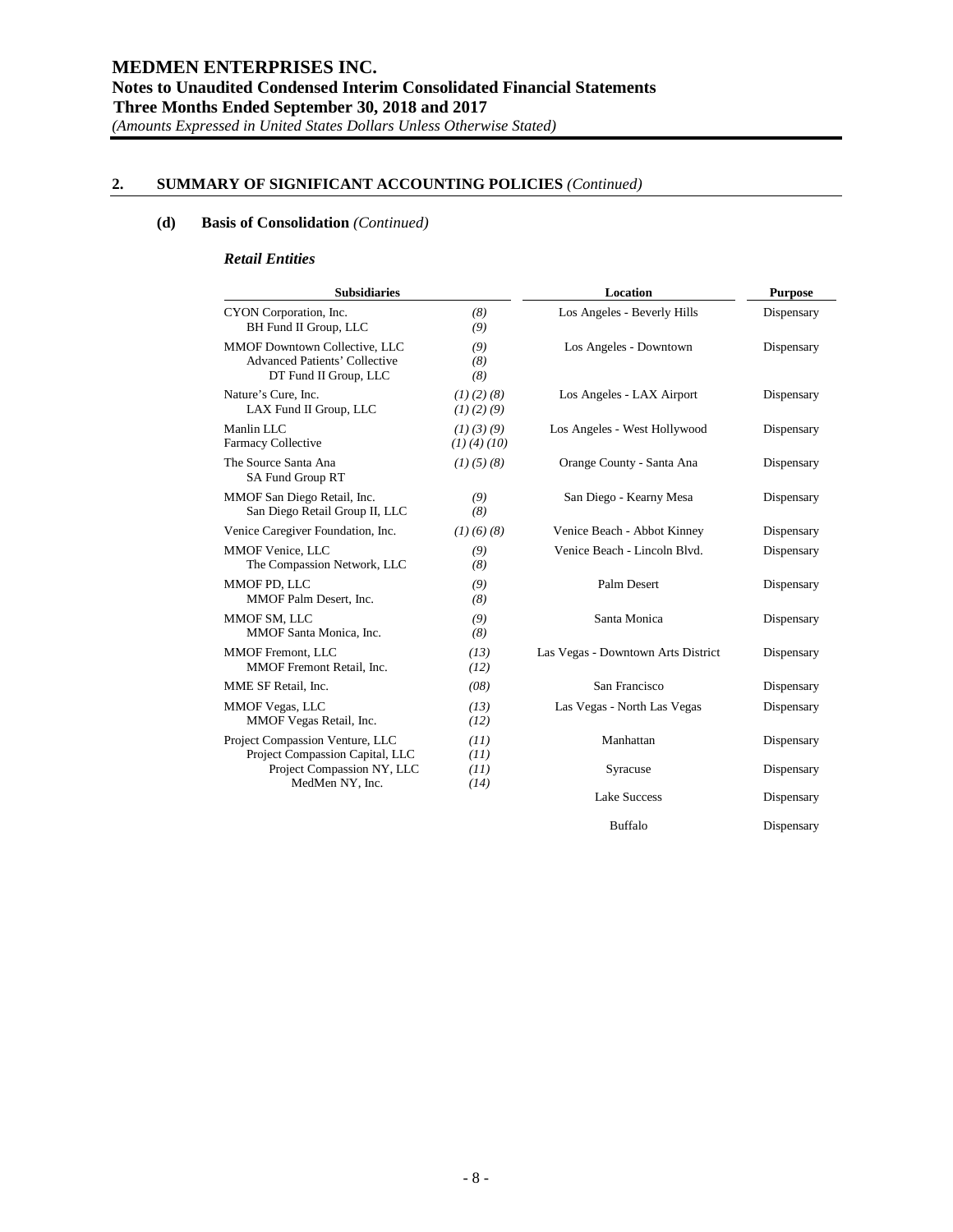## 2. SUMMARY OF SIGNIFICANT ACCOUNTING POLICIES *(Continued)*

### (d) Basis of Consolidation *(Continued)*

***Retail Entities***

| Subsidiaries | | Location | Purpose |
|---|---|---|---|
| CYON Corporation, Inc.<br>BH Fund II Group, LLC | *(8)*<br>*(9)* | Los Angeles - Beverly Hills | Dispensary |
| MMOF Downtown Collective, LLC<br>Advanced Patients' Collective<br>DT Fund II Group, LLC | *(9)*<br>*(8)*<br>*(8)* | Los Angeles - Downtown | Dispensary |
| Nature's Cure, Inc.<br>LAX Fund II Group, LLC | *(1) (2) (8)*<br>*(1) (2) (9)* | Los Angeles - LAX Airport | Dispensary |
| Manlin LLC<br>Farmacy Collective | *(1) (3) (9)*<br>*(1) (4) (10)* | Los Angeles - West Hollywood | Dispensary |
| The Source Santa Ana<br>SA Fund Group RT | *(1) (5) (8)* | Orange County - Santa Ana | Dispensary |
| MMOF San Diego Retail, Inc.<br>San Diego Retail Group II, LLC | *(9)*<br>*(8)* | San Diego - Kearny Mesa | Dispensary |
| Venice Caregiver Foundation, Inc. | *(1) (6) (8)* | Venice Beach - Abbot Kinney | Dispensary |
| MMOF Venice, LLC<br>The Compassion Network, LLC | *(9)*<br>*(8)* | Venice Beach - Lincoln Blvd. | Dispensary |
| MMOF PD, LLC<br>MMOF Palm Desert, Inc. | *(9)*<br>*(8)* | Palm Desert | Dispensary |
| MMOF SM, LLC<br>MMOF Santa Monica, Inc. | *(9)*<br>*(8)* | Santa Monica | Dispensary |
| MMOF Fremont, LLC<br>MMOF Fremont Retail, Inc. | *(13)*<br>*(12)* | Las Vegas - Downtown Arts District | Dispensary |
| MME SF Retail, Inc. | *(08)* | San Francisco | Dispensary |
| MMOF Vegas, LLC<br>MMOF Vegas Retail, Inc. | *(13)*<br>*(12)* | Las Vegas - North Las Vegas | Dispensary |
| Project Compassion Venture, LLC<br>Project Compassion Capital, LLC | *(11)*<br>*(11)* | Manhattan | Dispensary |
| Project Compassion NY, LLC<br>MedMen NY, Inc. | *(11)*<br>*(14)* | Syracuse | Dispensary |
| | | Lake Success | Dispensary |
| | | Buffalo | Dispensary |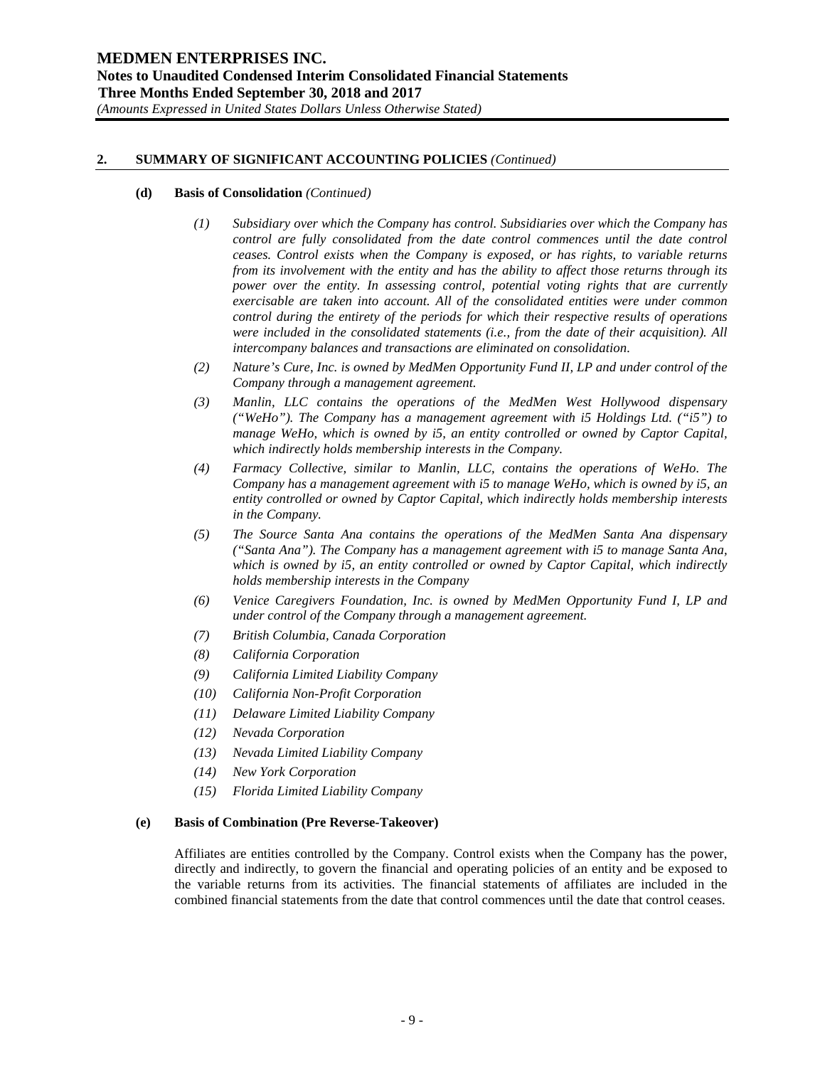## 2. SUMMARY OF SIGNIFICANT ACCOUNTING POLICIES *(Continued)*

### (d) Basis of Consolidation *(Continued)*

*(1) Subsidiary over which the Company has control. Subsidiaries over which the Company has control are fully consolidated from the date control commences until the date control ceases. Control exists when the Company is exposed, or has rights, to variable returns from its involvement with the entity and has the ability to affect those returns through its power over the entity. In assessing control, potential voting rights that are currently exercisable are taken into account. All of the consolidated entities were under common control during the entirety of the periods for which their respective results of operations were included in the consolidated statements (i.e., from the date of their acquisition). All intercompany balances and transactions are eliminated on consolidation.*

*(2) Nature's Cure, Inc. is owned by MedMen Opportunity Fund II, LP and under control of the Company through a management agreement.*

*(3) Manlin, LLC contains the operations of the MedMen West Hollywood dispensary ("WeHo"). The Company has a management agreement with i5 Holdings Ltd. ("i5") to manage WeHo, which is owned by i5, an entity controlled or owned by Captor Capital, which indirectly holds membership interests in the Company.*

*(4) Farmacy Collective, similar to Manlin, LLC, contains the operations of WeHo. The Company has a management agreement with i5 to manage WeHo, which is owned by i5, an entity controlled or owned by Captor Capital, which indirectly holds membership interests in the Company.*

*(5) The Source Santa Ana contains the operations of the MedMen Santa Ana dispensary ("Santa Ana"). The Company has a management agreement with i5 to manage Santa Ana, which is owned by i5, an entity controlled or owned by Captor Capital, which indirectly holds membership interests in the Company*

*(6) Venice Caregivers Foundation, Inc. is owned by MedMen Opportunity Fund I, LP and under control of the Company through a management agreement.*

*(7) British Columbia, Canada Corporation*

*(8) California Corporation*

*(9) California Limited Liability Company*

*(10) California Non-Profit Corporation*

*(11) Delaware Limited Liability Company*

*(12) Nevada Corporation*

*(13) Nevada Limited Liability Company*

*(14) New York Corporation*

*(15) Florida Limited Liability Company*

### (e) Basis of Combination (Pre Reverse-Takeover)

Affiliates are entities controlled by the Company. Control exists when the Company has the power, directly and indirectly, to govern the financial and operating policies of an entity and be exposed to the variable returns from its activities. The financial statements of affiliates are included in the combined financial statements from the date that control commences until the date that control ceases.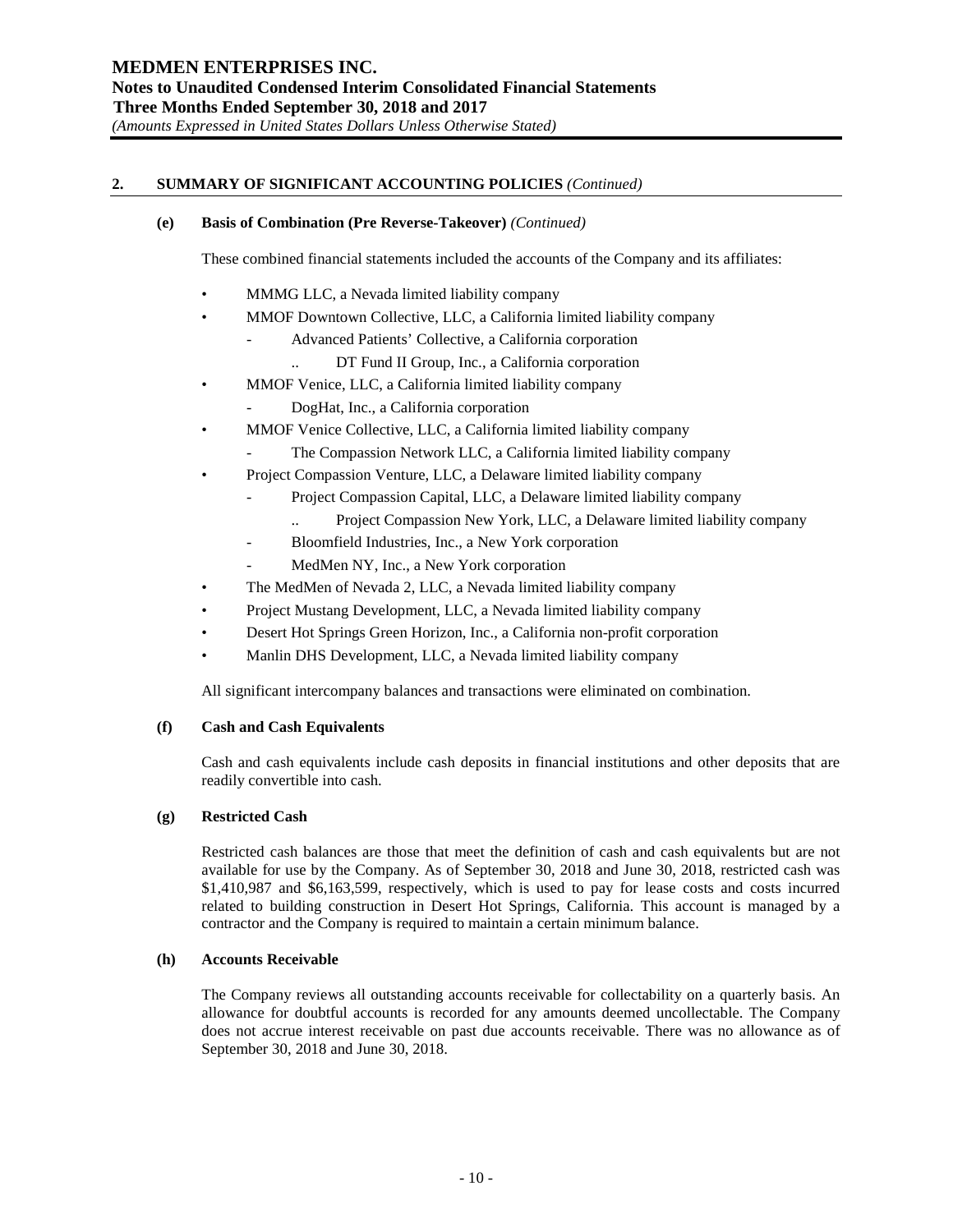## 2. SUMMARY OF SIGNIFICANT ACCOUNTING POLICIES *(Continued)*

### (e) Basis of Combination (Pre Reverse-Takeover) *(Continued)*

These combined financial statements included the accounts of the Company and its affiliates:

- MMMG LLC, a Nevada limited liability company
- MMOF Downtown Collective, LLC, a California limited liability company
  - Advanced Patients' Collective, a California corporation
    - DT Fund II Group, Inc., a California corporation
- MMOF Venice, LLC, a California limited liability company
  - DogHat, Inc., a California corporation
- MMOF Venice Collective, LLC, a California limited liability company
  - The Compassion Network LLC, a California limited liability company
- Project Compassion Venture, LLC, a Delaware limited liability company
  - Project Compassion Capital, LLC, a Delaware limited liability company
    - Project Compassion New York, LLC, a Delaware limited liability company
  - Bloomfield Industries, Inc., a New York corporation
  - MedMen NY, Inc., a New York corporation
- The MedMen of Nevada 2, LLC, a Nevada limited liability company
- Project Mustang Development, LLC, a Nevada limited liability company
- Desert Hot Springs Green Horizon, Inc., a California non-profit corporation
- Manlin DHS Development, LLC, a Nevada limited liability company

All significant intercompany balances and transactions were eliminated on combination.

### (f) Cash and Cash Equivalents

Cash and cash equivalents include cash deposits in financial institutions and other deposits that are readily convertible into cash.

### (g) Restricted Cash

Restricted cash balances are those that meet the definition of cash and cash equivalents but are not available for use by the Company. As of September 30, 2018 and June 30, 2018, restricted cash was $1,410,987 and $6,163,599, respectively, which is used to pay for lease costs and costs incurred related to building construction in Desert Hot Springs, California. This account is managed by a contractor and the Company is required to maintain a certain minimum balance.

### (h) Accounts Receivable

The Company reviews all outstanding accounts receivable for collectability on a quarterly basis. An allowance for doubtful accounts is recorded for any amounts deemed uncollectable. The Company does not accrue interest receivable on past due accounts receivable. There was no allowance as of September 30, 2018 and June 30, 2018.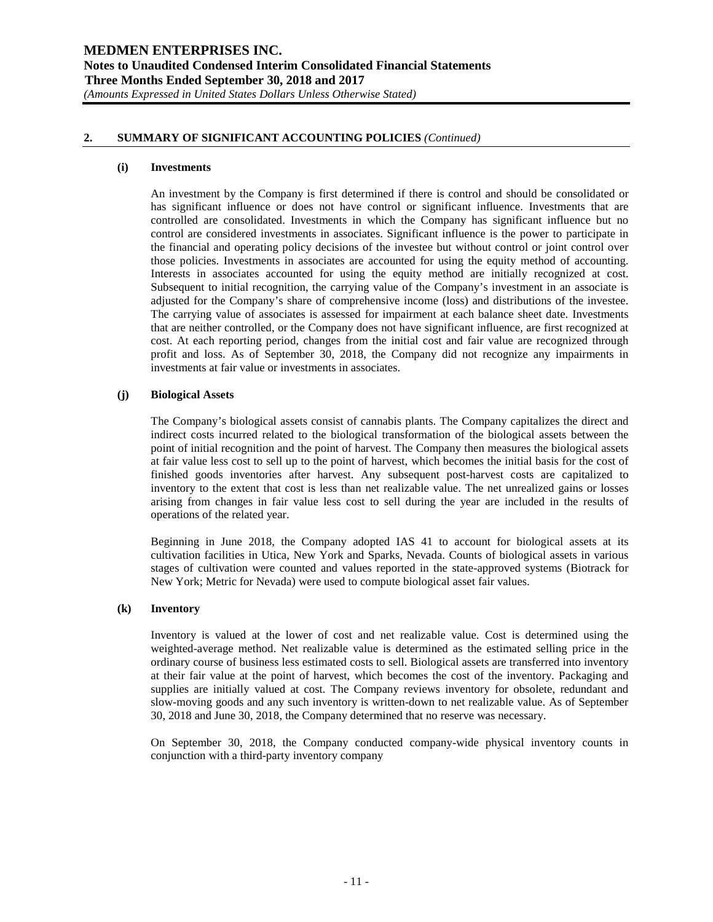## 2. SUMMARY OF SIGNIFICANT ACCOUNTING POLICIES *(Continued)*

### (i) Investments

An investment by the Company is first determined if there is control and should be consolidated or has significant influence or does not have control or significant influence. Investments that are controlled are consolidated. Investments in which the Company has significant influence but no control are considered investments in associates. Significant influence is the power to participate in the financial and operating policy decisions of the investee but without control or joint control over those policies. Investments in associates are accounted for using the equity method of accounting. Interests in associates accounted for using the equity method are initially recognized at cost. Subsequent to initial recognition, the carrying value of the Company's investment in an associate is adjusted for the Company's share of comprehensive income (loss) and distributions of the investee. The carrying value of associates is assessed for impairment at each balance sheet date. Investments that are neither controlled, or the Company does not have significant influence, are first recognized at cost. At each reporting period, changes from the initial cost and fair value are recognized through profit and loss. As of September 30, 2018, the Company did not recognize any impairments in investments at fair value or investments in associates.

### (j) Biological Assets

The Company's biological assets consist of cannabis plants. The Company capitalizes the direct and indirect costs incurred related to the biological transformation of the biological assets between the point of initial recognition and the point of harvest. The Company then measures the biological assets at fair value less cost to sell up to the point of harvest, which becomes the initial basis for the cost of finished goods inventories after harvest. Any subsequent post-harvest costs are capitalized to inventory to the extent that cost is less than net realizable value. The net unrealized gains or losses arising from changes in fair value less cost to sell during the year are included in the results of operations of the related year.

Beginning in June 2018, the Company adopted IAS 41 to account for biological assets at its cultivation facilities in Utica, New York and Sparks, Nevada. Counts of biological assets in various stages of cultivation were counted and values reported in the state-approved systems (Biotrack for New York; Metric for Nevada) were used to compute biological asset fair values.

### (k) Inventory

Inventory is valued at the lower of cost and net realizable value. Cost is determined using the weighted-average method. Net realizable value is determined as the estimated selling price in the ordinary course of business less estimated costs to sell. Biological assets are transferred into inventory at their fair value at the point of harvest, which becomes the cost of the inventory. Packaging and supplies are initially valued at cost. The Company reviews inventory for obsolete, redundant and slow-moving goods and any such inventory is written-down to net realizable value. As of September 30, 2018 and June 30, 2018, the Company determined that no reserve was necessary.

On September 30, 2018, the Company conducted company-wide physical inventory counts in conjunction with a third-party inventory company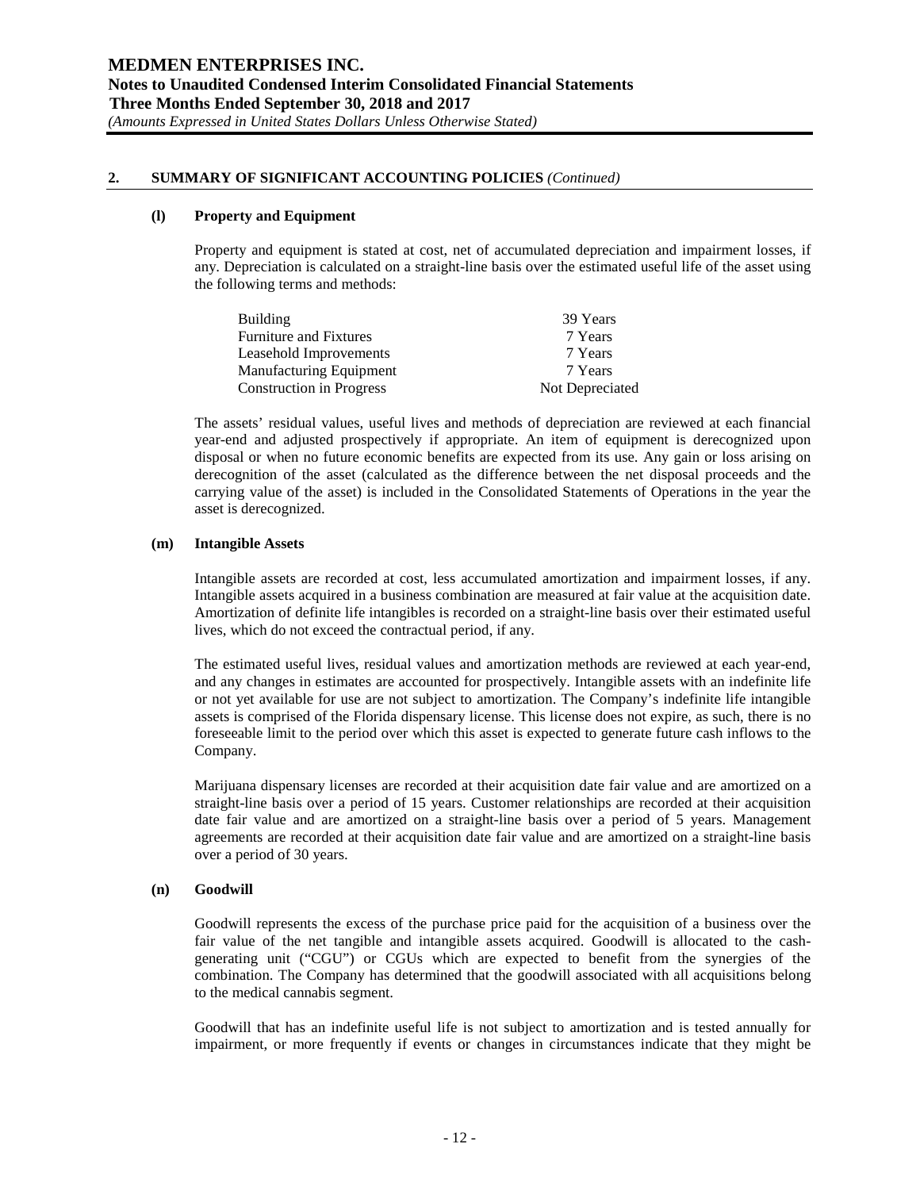## 2. SUMMARY OF SIGNIFICANT ACCOUNTING POLICIES *(Continued)*

### (l) Property and Equipment

Property and equipment is stated at cost, net of accumulated depreciation and impairment losses, if any. Depreciation is calculated on a straight-line basis over the estimated useful life of the asset using the following terms and methods:

| | |
|---|---|
| Building | 39 Years |
| Furniture and Fixtures | 7 Years |
| Leasehold Improvements | 7 Years |
| Manufacturing Equipment | 7 Years |
| Construction in Progress | Not Depreciated |

The assets' residual values, useful lives and methods of depreciation are reviewed at each financial year-end and adjusted prospectively if appropriate. An item of equipment is derecognized upon disposal or when no future economic benefits are expected from its use. Any gain or loss arising on derecognition of the asset (calculated as the difference between the net disposal proceeds and the carrying value of the asset) is included in the Consolidated Statements of Operations in the year the asset is derecognized.

### (m) Intangible Assets

Intangible assets are recorded at cost, less accumulated amortization and impairment losses, if any. Intangible assets acquired in a business combination are measured at fair value at the acquisition date. Amortization of definite life intangibles is recorded on a straight-line basis over their estimated useful lives, which do not exceed the contractual period, if any.

The estimated useful lives, residual values and amortization methods are reviewed at each year-end, and any changes in estimates are accounted for prospectively. Intangible assets with an indefinite life or not yet available for use are not subject to amortization. The Company's indefinite life intangible assets is comprised of the Florida dispensary license. This license does not expire, as such, there is no foreseeable limit to the period over which this asset is expected to generate future cash inflows to the Company.

Marijuana dispensary licenses are recorded at their acquisition date fair value and are amortized on a straight-line basis over a period of 15 years. Customer relationships are recorded at their acquisition date fair value and are amortized on a straight-line basis over a period of 5 years. Management agreements are recorded at their acquisition date fair value and are amortized on a straight-line basis over a period of 30 years.

### (n) Goodwill

Goodwill represents the excess of the purchase price paid for the acquisition of a business over the fair value of the net tangible and intangible assets acquired. Goodwill is allocated to the cash-generating unit ("CGU") or CGUs which are expected to benefit from the synergies of the combination. The Company has determined that the goodwill associated with all acquisitions belong to the medical cannabis segment.

Goodwill that has an indefinite useful life is not subject to amortization and is tested annually for impairment, or more frequently if events or changes in circumstances indicate that they might be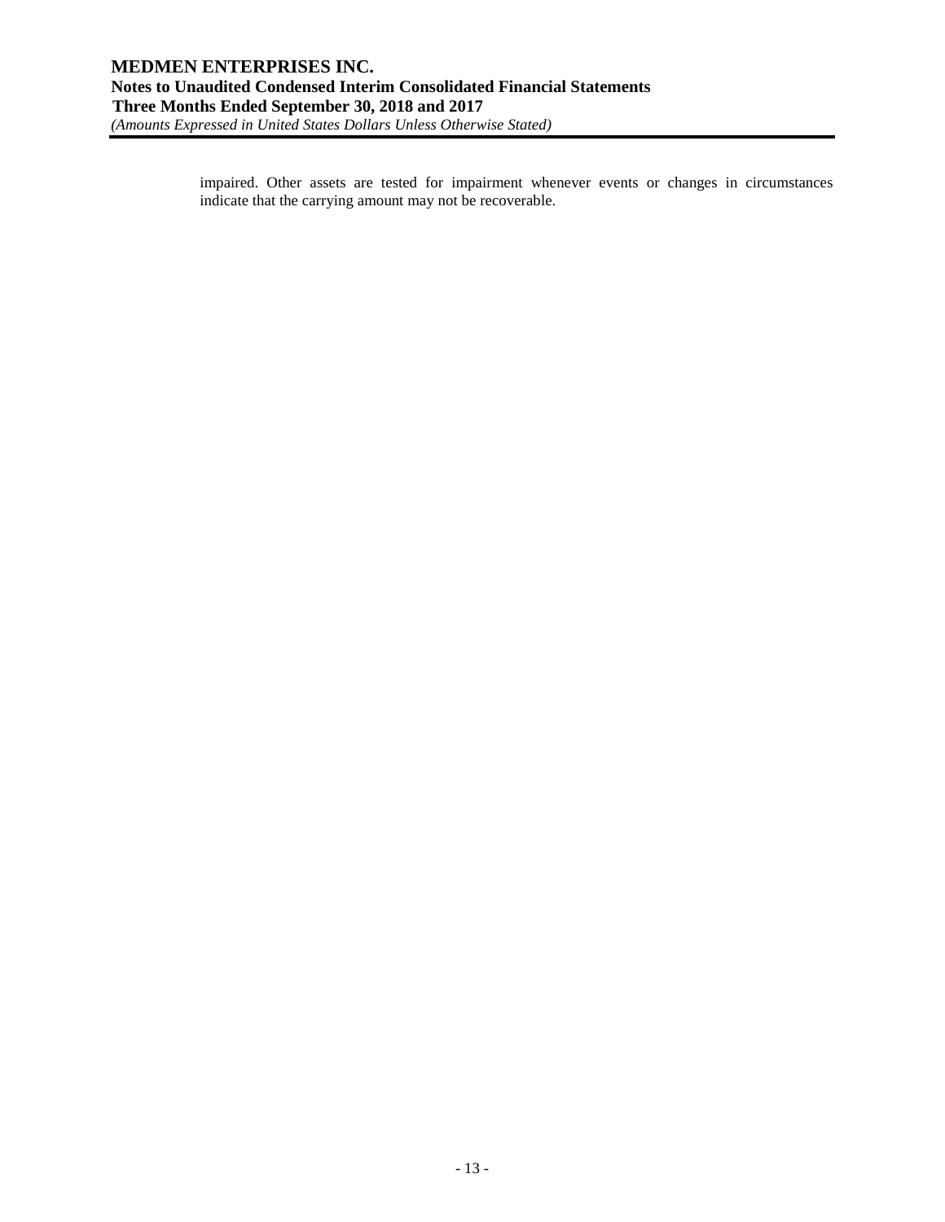impaired. Other assets are tested for impairment whenever events or changes in circumstances indicate that the carrying amount may not be recoverable.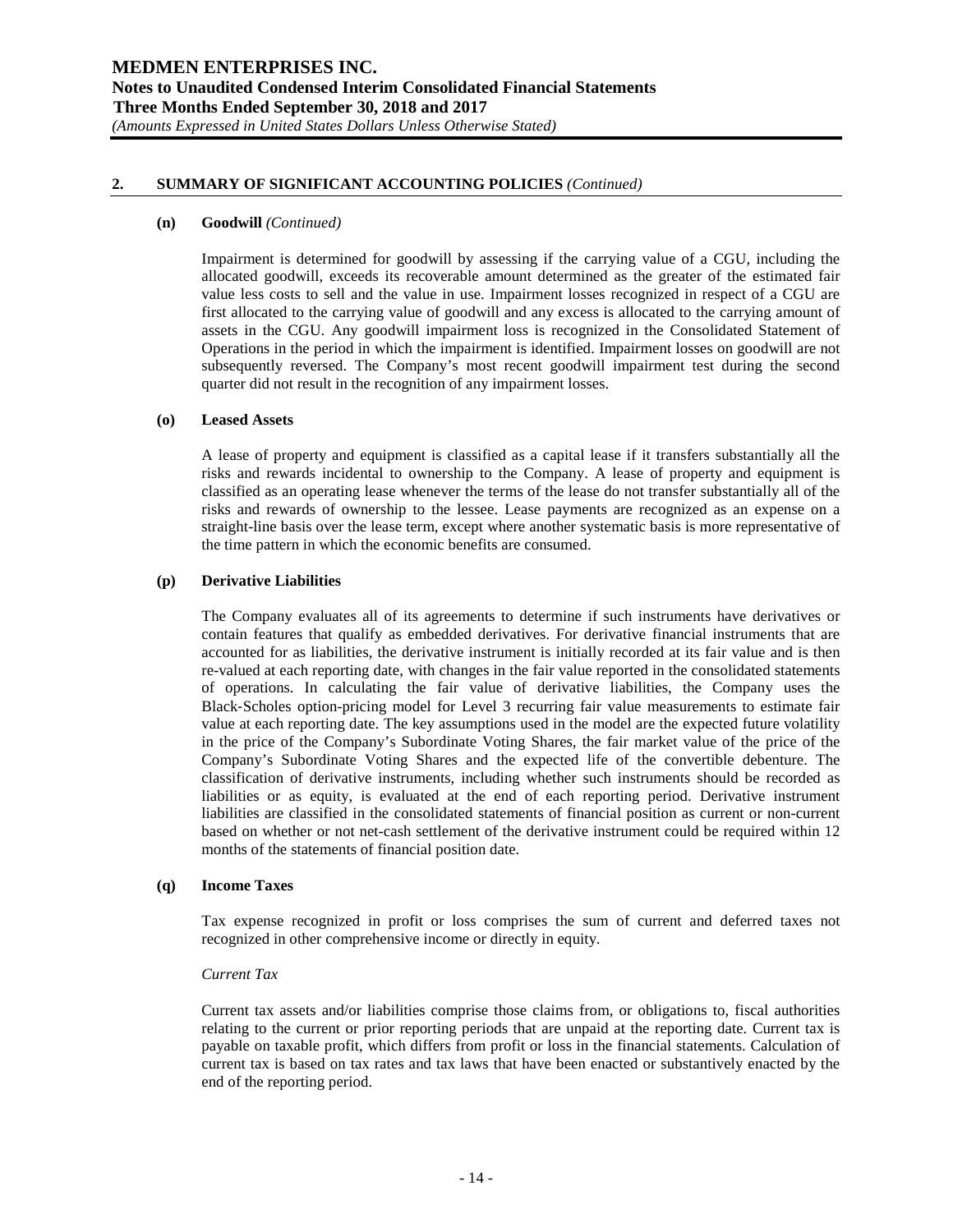## 2. SUMMARY OF SIGNIFICANT ACCOUNTING POLICIES *(Continued)*

### (n) Goodwill *(Continued)*

Impairment is determined for goodwill by assessing if the carrying value of a CGU, including the allocated goodwill, exceeds its recoverable amount determined as the greater of the estimated fair value less costs to sell and the value in use. Impairment losses recognized in respect of a CGU are first allocated to the carrying value of goodwill and any excess is allocated to the carrying amount of assets in the CGU. Any goodwill impairment loss is recognized in the Consolidated Statement of Operations in the period in which the impairment is identified. Impairment losses on goodwill are not subsequently reversed. The Company's most recent goodwill impairment test during the second quarter did not result in the recognition of any impairment losses.

### (o) Leased Assets

A lease of property and equipment is classified as a capital lease if it transfers substantially all the risks and rewards incidental to ownership to the Company. A lease of property and equipment is classified as an operating lease whenever the terms of the lease do not transfer substantially all of the risks and rewards of ownership to the lessee. Lease payments are recognized as an expense on a straight-line basis over the lease term, except where another systematic basis is more representative of the time pattern in which the economic benefits are consumed.

### (p) Derivative Liabilities

The Company evaluates all of its agreements to determine if such instruments have derivatives or contain features that qualify as embedded derivatives. For derivative financial instruments that are accounted for as liabilities, the derivative instrument is initially recorded at its fair value and is then re-valued at each reporting date, with changes in the fair value reported in the consolidated statements of operations. In calculating the fair value of derivative liabilities, the Company uses the Black-Scholes option-pricing model for Level 3 recurring fair value measurements to estimate fair value at each reporting date. The key assumptions used in the model are the expected future volatility in the price of the Company's Subordinate Voting Shares, the fair market value of the price of the Company's Subordinate Voting Shares and the expected life of the convertible debenture. The classification of derivative instruments, including whether such instruments should be recorded as liabilities or as equity, is evaluated at the end of each reporting period. Derivative instrument liabilities are classified in the consolidated statements of financial position as current or non-current based on whether or not net-cash settlement of the derivative instrument could be required within 12 months of the statements of financial position date.

### (q) Income Taxes

Tax expense recognized in profit or loss comprises the sum of current and deferred taxes not recognized in other comprehensive income or directly in equity.

*Current Tax*

Current tax assets and/or liabilities comprise those claims from, or obligations to, fiscal authorities relating to the current or prior reporting periods that are unpaid at the reporting date. Current tax is payable on taxable profit, which differs from profit or loss in the financial statements. Calculation of current tax is based on tax rates and tax laws that have been enacted or substantively enacted by the end of the reporting period.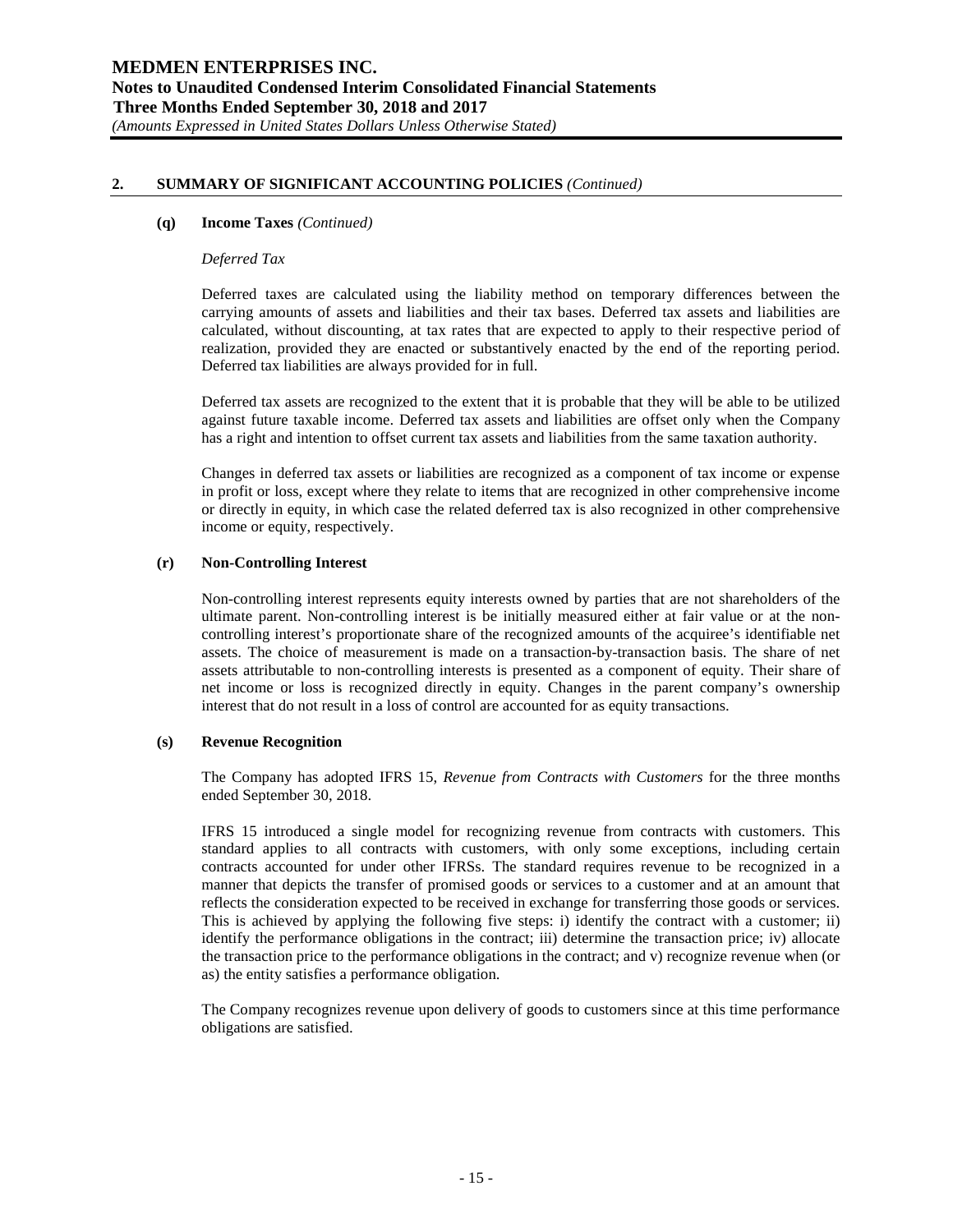## 2. SUMMARY OF SIGNIFICANT ACCOUNTING POLICIES *(Continued)*

### (q) Income Taxes *(Continued)*

*Deferred Tax*

Deferred taxes are calculated using the liability method on temporary differences between the carrying amounts of assets and liabilities and their tax bases. Deferred tax assets and liabilities are calculated, without discounting, at tax rates that are expected to apply to their respective period of realization, provided they are enacted or substantively enacted by the end of the reporting period. Deferred tax liabilities are always provided for in full.

Deferred tax assets are recognized to the extent that it is probable that they will be able to be utilized against future taxable income. Deferred tax assets and liabilities are offset only when the Company has a right and intention to offset current tax assets and liabilities from the same taxation authority.

Changes in deferred tax assets or liabilities are recognized as a component of tax income or expense in profit or loss, except where they relate to items that are recognized in other comprehensive income or directly in equity, in which case the related deferred tax is also recognized in other comprehensive income or equity, respectively.

### (r) Non-Controlling Interest

Non-controlling interest represents equity interests owned by parties that are not shareholders of the ultimate parent. Non-controlling interest is be initially measured either at fair value or at the non-controlling interest's proportionate share of the recognized amounts of the acquiree's identifiable net assets. The choice of measurement is made on a transaction-by-transaction basis. The share of net assets attributable to non-controlling interests is presented as a component of equity. Their share of net income or loss is recognized directly in equity. Changes in the parent company's ownership interest that do not result in a loss of control are accounted for as equity transactions.

### (s) Revenue Recognition

The Company has adopted IFRS 15, *Revenue from Contracts with Customers* for the three months ended September 30, 2018.

IFRS 15 introduced a single model for recognizing revenue from contracts with customers. This standard applies to all contracts with customers, with only some exceptions, including certain contracts accounted for under other IFRSs. The standard requires revenue to be recognized in a manner that depicts the transfer of promised goods or services to a customer and at an amount that reflects the consideration expected to be received in exchange for transferring those goods or services. This is achieved by applying the following five steps: i) identify the contract with a customer; ii) identify the performance obligations in the contract; iii) determine the transaction price; iv) allocate the transaction price to the performance obligations in the contract; and v) recognize revenue when (or as) the entity satisfies a performance obligation.

The Company recognizes revenue upon delivery of goods to customers since at this time performance obligations are satisfied.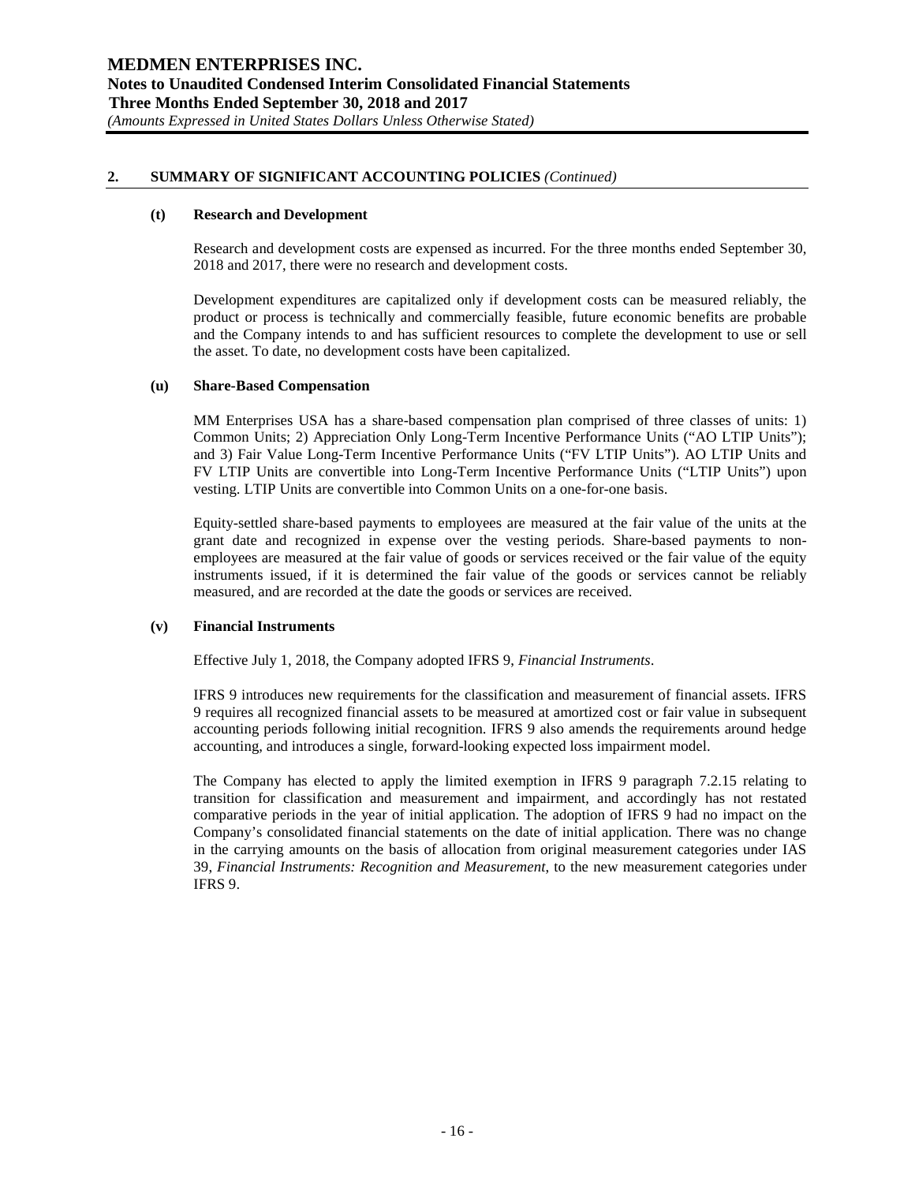## 2. SUMMARY OF SIGNIFICANT ACCOUNTING POLICIES *(Continued)*

### (t) Research and Development

Research and development costs are expensed as incurred. For the three months ended September 30, 2018 and 2017, there were no research and development costs.

Development expenditures are capitalized only if development costs can be measured reliably, the product or process is technically and commercially feasible, future economic benefits are probable and the Company intends to and has sufficient resources to complete the development to use or sell the asset. To date, no development costs have been capitalized.

### (u) Share-Based Compensation

MM Enterprises USA has a share-based compensation plan comprised of three classes of units: 1) Common Units; 2) Appreciation Only Long-Term Incentive Performance Units ("AO LTIP Units"); and 3) Fair Value Long-Term Incentive Performance Units ("FV LTIP Units"). AO LTIP Units and FV LTIP Units are convertible into Long-Term Incentive Performance Units ("LTIP Units") upon vesting. LTIP Units are convertible into Common Units on a one-for-one basis.

Equity-settled share-based payments to employees are measured at the fair value of the units at the grant date and recognized in expense over the vesting periods. Share-based payments to non-employees are measured at the fair value of goods or services received or the fair value of the equity instruments issued, if it is determined the fair value of the goods or services cannot be reliably measured, and are recorded at the date the goods or services are received.

### (v) Financial Instruments

Effective July 1, 2018, the Company adopted IFRS 9, *Financial Instruments*.

IFRS 9 introduces new requirements for the classification and measurement of financial assets. IFRS 9 requires all recognized financial assets to be measured at amortized cost or fair value in subsequent accounting periods following initial recognition. IFRS 9 also amends the requirements around hedge accounting, and introduces a single, forward-looking expected loss impairment model.

The Company has elected to apply the limited exemption in IFRS 9 paragraph 7.2.15 relating to transition for classification and measurement and impairment, and accordingly has not restated comparative periods in the year of initial application. The adoption of IFRS 9 had no impact on the Company's consolidated financial statements on the date of initial application. There was no change in the carrying amounts on the basis of allocation from original measurement categories under IAS 39, *Financial Instruments: Recognition and Measurement*, to the new measurement categories under IFRS 9.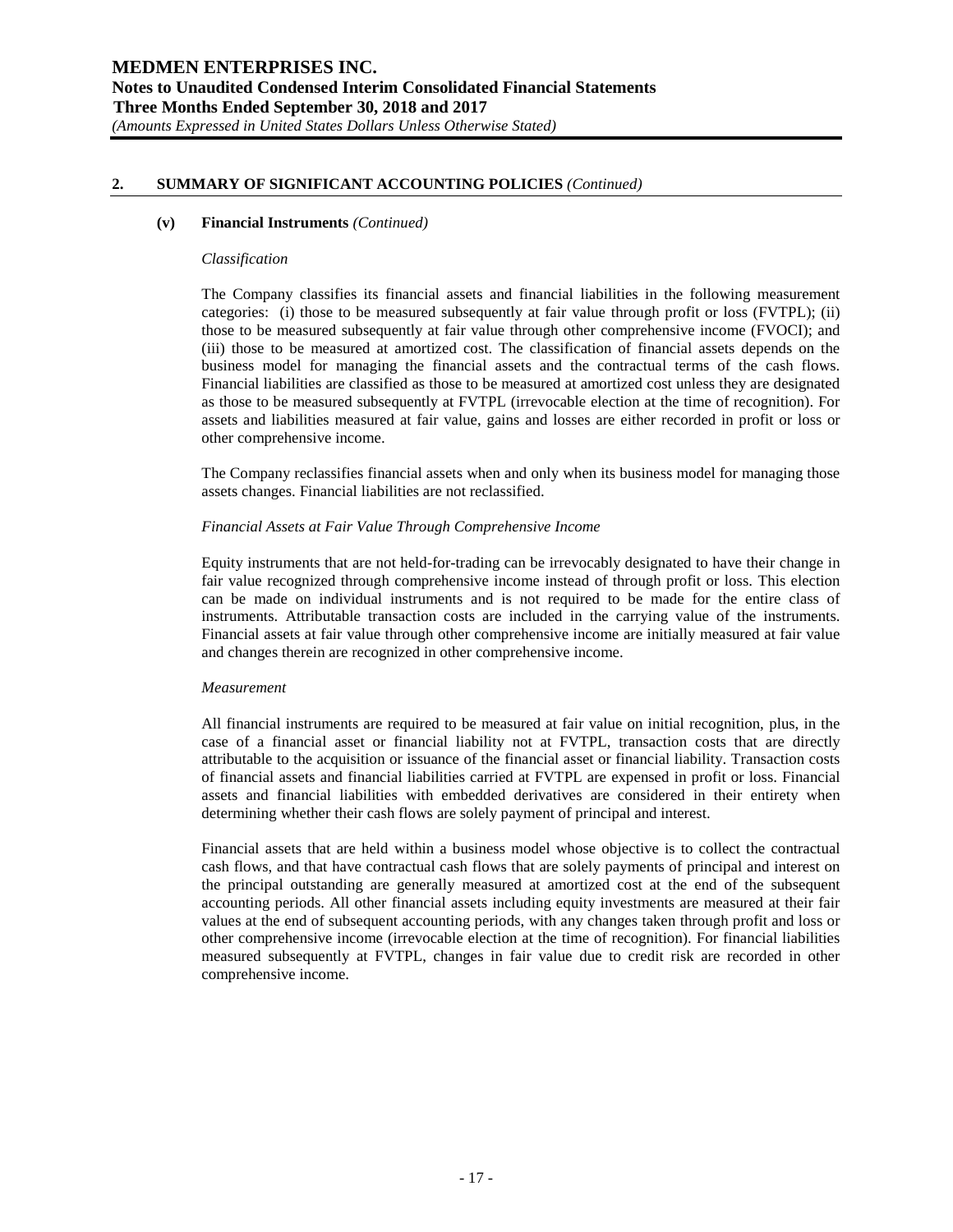## 2. SUMMARY OF SIGNIFICANT ACCOUNTING POLICIES *(Continued)*

### (v) Financial Instruments *(Continued)*

*Classification*

The Company classifies its financial assets and financial liabilities in the following measurement categories: (i) those to be measured subsequently at fair value through profit or loss (FVTPL); (ii) those to be measured subsequently at fair value through other comprehensive income (FVOCI); and (iii) those to be measured at amortized cost. The classification of financial assets depends on the business model for managing the financial assets and the contractual terms of the cash flows. Financial liabilities are classified as those to be measured at amortized cost unless they are designated as those to be measured subsequently at FVTPL (irrevocable election at the time of recognition). For assets and liabilities measured at fair value, gains and losses are either recorded in profit or loss or other comprehensive income.

The Company reclassifies financial assets when and only when its business model for managing those assets changes. Financial liabilities are not reclassified.

*Financial Assets at Fair Value Through Comprehensive Income*

Equity instruments that are not held-for-trading can be irrevocably designated to have their change in fair value recognized through comprehensive income instead of through profit or loss. This election can be made on individual instruments and is not required to be made for the entire class of instruments. Attributable transaction costs are included in the carrying value of the instruments. Financial assets at fair value through other comprehensive income are initially measured at fair value and changes therein are recognized in other comprehensive income.

*Measurement*

All financial instruments are required to be measured at fair value on initial recognition, plus, in the case of a financial asset or financial liability not at FVTPL, transaction costs that are directly attributable to the acquisition or issuance of the financial asset or financial liability. Transaction costs of financial assets and financial liabilities carried at FVTPL are expensed in profit or loss. Financial assets and financial liabilities with embedded derivatives are considered in their entirety when determining whether their cash flows are solely payment of principal and interest.

Financial assets that are held within a business model whose objective is to collect the contractual cash flows, and that have contractual cash flows that are solely payments of principal and interest on the principal outstanding are generally measured at amortized cost at the end of the subsequent accounting periods. All other financial assets including equity investments are measured at their fair values at the end of subsequent accounting periods, with any changes taken through profit and loss or other comprehensive income (irrevocable election at the time of recognition). For financial liabilities measured subsequently at FVTPL, changes in fair value due to credit risk are recorded in other comprehensive income.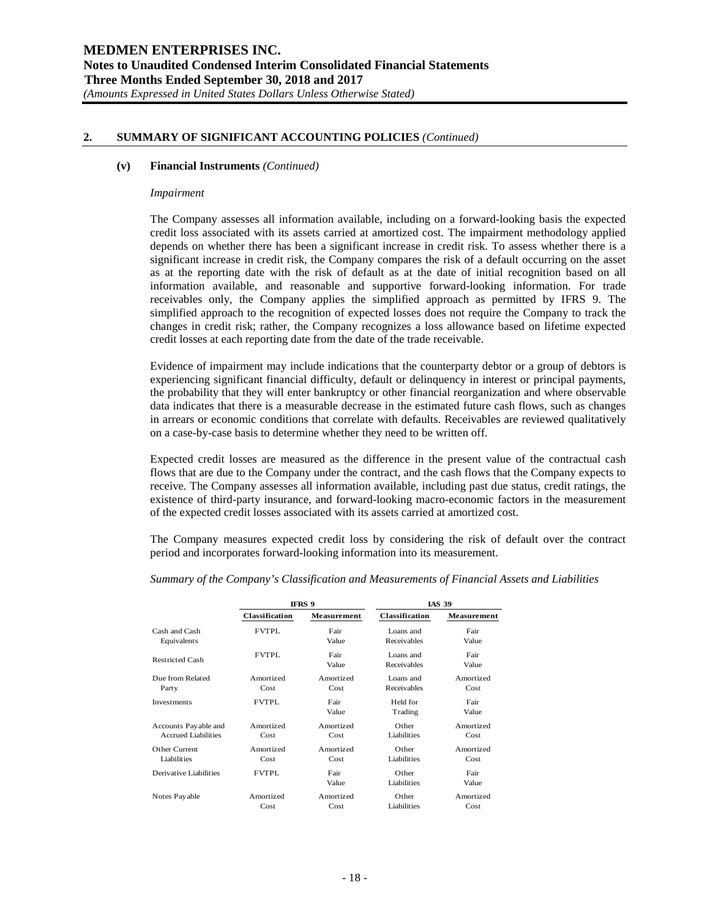## 2. SUMMARY OF SIGNIFICANT ACCOUNTING POLICIES *(Continued)*

### (v) Financial Instruments *(Continued)*

*Impairment*

The Company assesses all information available, including on a forward-looking basis the expected credit loss associated with its assets carried at amortized cost. The impairment methodology applied depends on whether there has been a significant increase in credit risk. To assess whether there is a significant increase in credit risk, the Company compares the risk of a default occurring on the asset as at the reporting date with the risk of default as at the date of initial recognition based on all information available, and reasonable and supportive forward-looking information. For trade receivables only, the Company applies the simplified approach as permitted by IFRS 9. The simplified approach to the recognition of expected losses does not require the Company to track the changes in credit risk; rather, the Company recognizes a loss allowance based on lifetime expected credit losses at each reporting date from the date of the trade receivable.

Evidence of impairment may include indications that the counterparty debtor or a group of debtors is experiencing significant financial difficulty, default or delinquency in interest or principal payments, the probability that they will enter bankruptcy or other financial reorganization and where observable data indicates that there is a measurable decrease in the estimated future cash flows, such as changes in arrears or economic conditions that correlate with defaults. Receivables are reviewed qualitatively on a case-by-case basis to determine whether they need to be written off.

Expected credit losses are measured as the difference in the present value of the contractual cash flows that are due to the Company under the contract, and the cash flows that the Company expects to receive. The Company assesses all information available, including past due status, credit ratings, the existence of third-party insurance, and forward-looking macro-economic factors in the measurement of the expected credit losses associated with its assets carried at amortized cost.

The Company measures expected credit loss by considering the risk of default over the contract period and incorporates forward-looking information into its measurement.

*Summary of the Company's Classification and Measurements of Financial Assets and Liabilities*

| | IFRS 9 | | IAS 39 | |
|---|---|---|---|---|
| | **Classification** | **Measurement** | **Classification** | **Measurement** |
| Cash and Cash Equivalents | FVTPL | Fair Value | Loans and Receivables | Fair Value |
| Restricted Cash | FVTPL | Fair Value | Loans and Receivables | Fair Value |
| Due from Related Party | Amortized Cost | Amortized Cost | Loans and Receivables | Amortized Cost |
| Investments | FVTPL | Fair Value | Held for Trading | Fair Value |
| Accounts Payable and Accrued Liabilities | Amortized Cost | Amortized Cost | Other Liabilities | Amortized Cost |
| Other Current Liabilities | Amortized Cost | Amortized Cost | Other Liabilities | Amortized Cost |
| Derivative Liabilities | FVTPL | Fair Value | Other Liabilities | Fair Value |
| Notes Payable | Amortized Cost | Amortized Cost | Other Liabilities | Amortized Cost |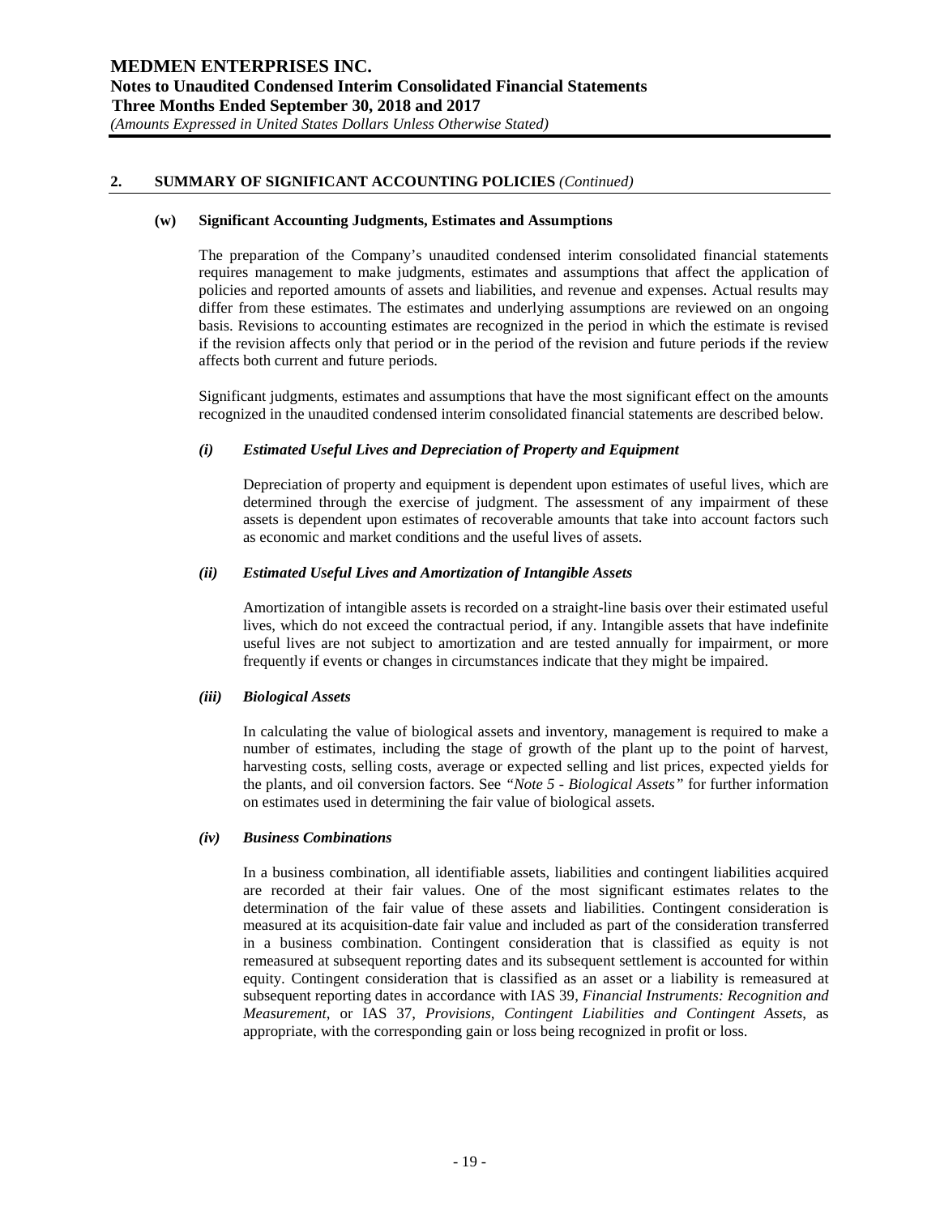## 2. SUMMARY OF SIGNIFICANT ACCOUNTING POLICIES *(Continued)*

### (w) Significant Accounting Judgments, Estimates and Assumptions

The preparation of the Company's unaudited condensed interim consolidated financial statements requires management to make judgments, estimates and assumptions that affect the application of policies and reported amounts of assets and liabilities, and revenue and expenses. Actual results may differ from these estimates. The estimates and underlying assumptions are reviewed on an ongoing basis. Revisions to accounting estimates are recognized in the period in which the estimate is revised if the revision affects only that period or in the period of the revision and future periods if the review affects both current and future periods.

Significant judgments, estimates and assumptions that have the most significant effect on the amounts recognized in the unaudited condensed interim consolidated financial statements are described below.

#### *(i) Estimated Useful Lives and Depreciation of Property and Equipment*

Depreciation of property and equipment is dependent upon estimates of useful lives, which are determined through the exercise of judgment. The assessment of any impairment of these assets is dependent upon estimates of recoverable amounts that take into account factors such as economic and market conditions and the useful lives of assets.

#### *(ii) Estimated Useful Lives and Amortization of Intangible Assets*

Amortization of intangible assets is recorded on a straight-line basis over their estimated useful lives, which do not exceed the contractual period, if any. Intangible assets that have indefinite useful lives are not subject to amortization and are tested annually for impairment, or more frequently if events or changes in circumstances indicate that they might be impaired.

#### *(iii) Biological Assets*

In calculating the value of biological assets and inventory, management is required to make a number of estimates, including the stage of growth of the plant up to the point of harvest, harvesting costs, selling costs, average or expected selling and list prices, expected yields for the plants, and oil conversion factors. See *"Note 5 - Biological Assets"* for further information on estimates used in determining the fair value of biological assets.

#### *(iv) Business Combinations*

In a business combination, all identifiable assets, liabilities and contingent liabilities acquired are recorded at their fair values. One of the most significant estimates relates to the determination of the fair value of these assets and liabilities. Contingent consideration is measured at its acquisition-date fair value and included as part of the consideration transferred in a business combination. Contingent consideration that is classified as equity is not remeasured at subsequent reporting dates and its subsequent settlement is accounted for within equity. Contingent consideration that is classified as an asset or a liability is remeasured at subsequent reporting dates in accordance with IAS 39, *Financial Instruments: Recognition and Measurement*, or IAS 37, *Provisions, Contingent Liabilities and Contingent Assets*, as appropriate, with the corresponding gain or loss being recognized in profit or loss.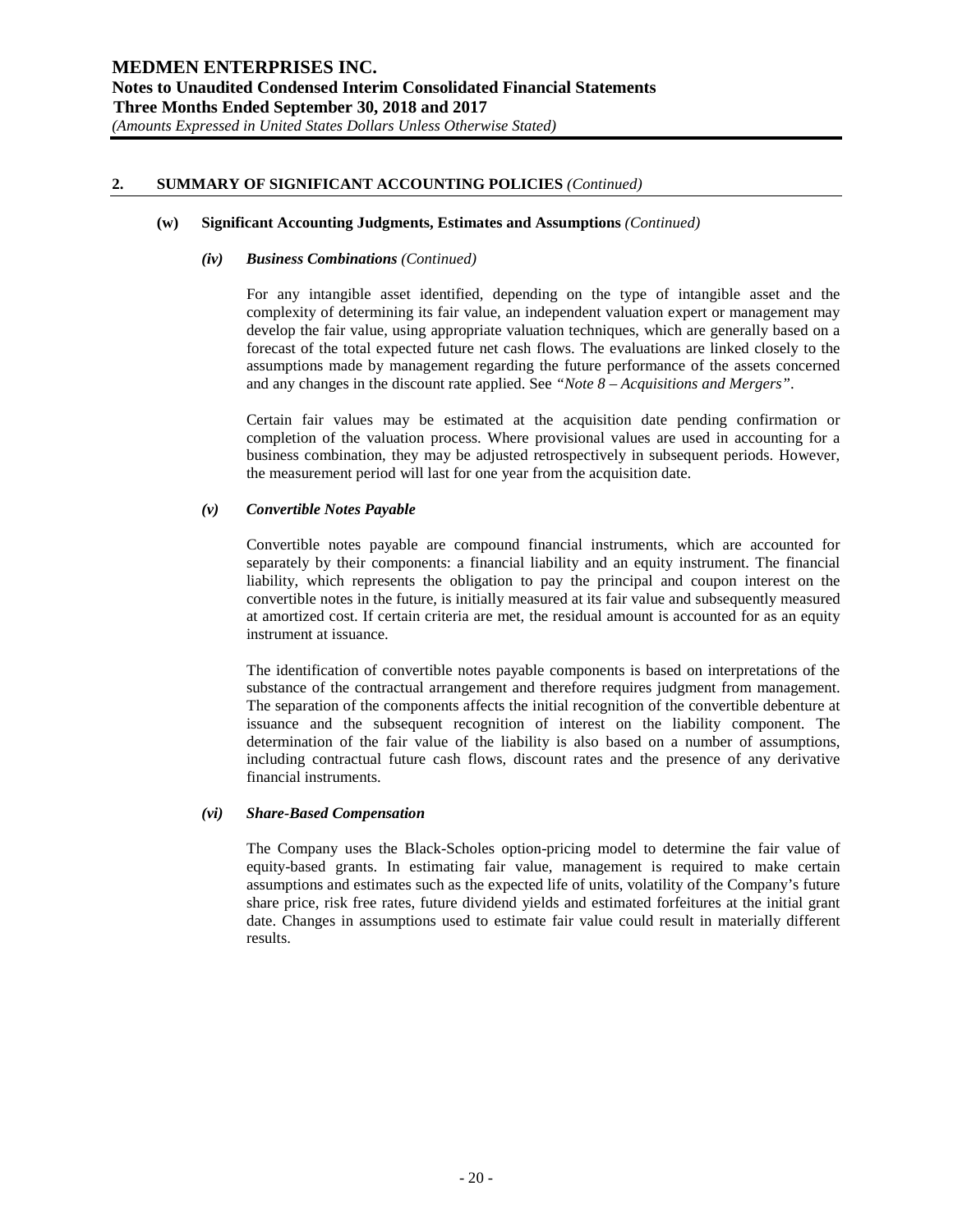## 2. SUMMARY OF SIGNIFICANT ACCOUNTING POLICIES *(Continued)*

### (w) Significant Accounting Judgments, Estimates and Assumptions *(Continued)*

#### *(iv) Business Combinations (Continued)*

For any intangible asset identified, depending on the type of intangible asset and the complexity of determining its fair value, an independent valuation expert or management may develop the fair value, using appropriate valuation techniques, which are generally based on a forecast of the total expected future net cash flows. The evaluations are linked closely to the assumptions made by management regarding the future performance of the assets concerned and any changes in the discount rate applied. See *"Note 8 – Acquisitions and Mergers"*.

Certain fair values may be estimated at the acquisition date pending confirmation or completion of the valuation process. Where provisional values are used in accounting for a business combination, they may be adjusted retrospectively in subsequent periods. However, the measurement period will last for one year from the acquisition date.

#### *(v) Convertible Notes Payable*

Convertible notes payable are compound financial instruments, which are accounted for separately by their components: a financial liability and an equity instrument. The financial liability, which represents the obligation to pay the principal and coupon interest on the convertible notes in the future, is initially measured at its fair value and subsequently measured at amortized cost. If certain criteria are met, the residual amount is accounted for as an equity instrument at issuance.

The identification of convertible notes payable components is based on interpretations of the substance of the contractual arrangement and therefore requires judgment from management. The separation of the components affects the initial recognition of the convertible debenture at issuance and the subsequent recognition of interest on the liability component. The determination of the fair value of the liability is also based on a number of assumptions, including contractual future cash flows, discount rates and the presence of any derivative financial instruments.

#### *(vi) Share-Based Compensation*

The Company uses the Black-Scholes option-pricing model to determine the fair value of equity-based grants. In estimating fair value, management is required to make certain assumptions and estimates such as the expected life of units, volatility of the Company's future share price, risk free rates, future dividend yields and estimated forfeitures at the initial grant date. Changes in assumptions used to estimate fair value could result in materially different results.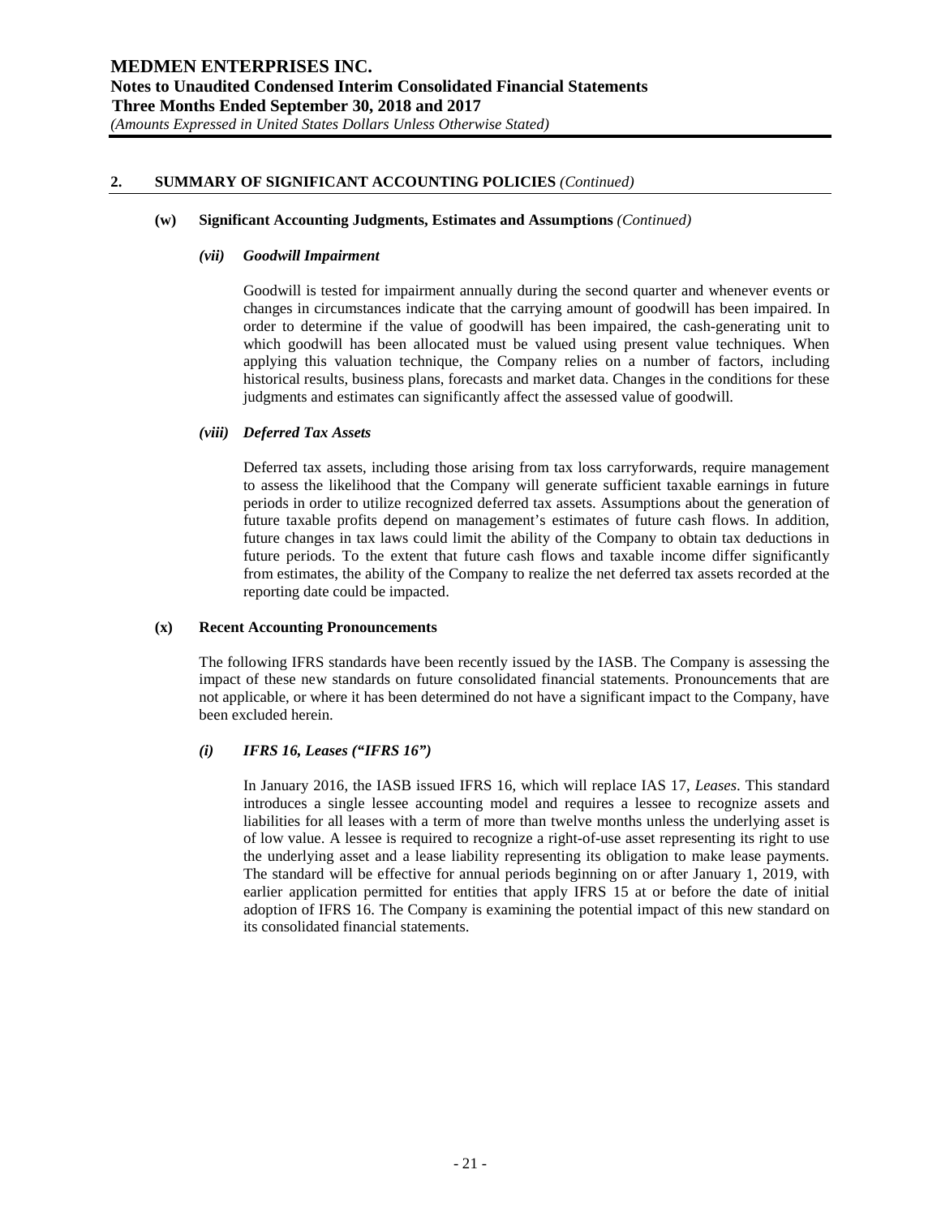## 2. SUMMARY OF SIGNIFICANT ACCOUNTING POLICIES *(Continued)*

### (w) Significant Accounting Judgments, Estimates and Assumptions *(Continued)*

#### *(vii) Goodwill Impairment*

Goodwill is tested for impairment annually during the second quarter and whenever events or changes in circumstances indicate that the carrying amount of goodwill has been impaired. In order to determine if the value of goodwill has been impaired, the cash-generating unit to which goodwill has been allocated must be valued using present value techniques. When applying this valuation technique, the Company relies on a number of factors, including historical results, business plans, forecasts and market data. Changes in the conditions for these judgments and estimates can significantly affect the assessed value of goodwill.

#### *(viii) Deferred Tax Assets*

Deferred tax assets, including those arising from tax loss carryforwards, require management to assess the likelihood that the Company will generate sufficient taxable earnings in future periods in order to utilize recognized deferred tax assets. Assumptions about the generation of future taxable profits depend on management's estimates of future cash flows. In addition, future changes in tax laws could limit the ability of the Company to obtain tax deductions in future periods. To the extent that future cash flows and taxable income differ significantly from estimates, the ability of the Company to realize the net deferred tax assets recorded at the reporting date could be impacted.

### (x) Recent Accounting Pronouncements

The following IFRS standards have been recently issued by the IASB. The Company is assessing the impact of these new standards on future consolidated financial statements. Pronouncements that are not applicable, or where it has been determined do not have a significant impact to the Company, have been excluded herein.

#### *(i) IFRS 16, Leases ("IFRS 16")*

In January 2016, the IASB issued IFRS 16, which will replace IAS 17, *Leases*. This standard introduces a single lessee accounting model and requires a lessee to recognize assets and liabilities for all leases with a term of more than twelve months unless the underlying asset is of low value. A lessee is required to recognize a right-of-use asset representing its right to use the underlying asset and a lease liability representing its obligation to make lease payments. The standard will be effective for annual periods beginning on or after January 1, 2019, with earlier application permitted for entities that apply IFRS 15 at or before the date of initial adoption of IFRS 16. The Company is examining the potential impact of this new standard on its consolidated financial statements.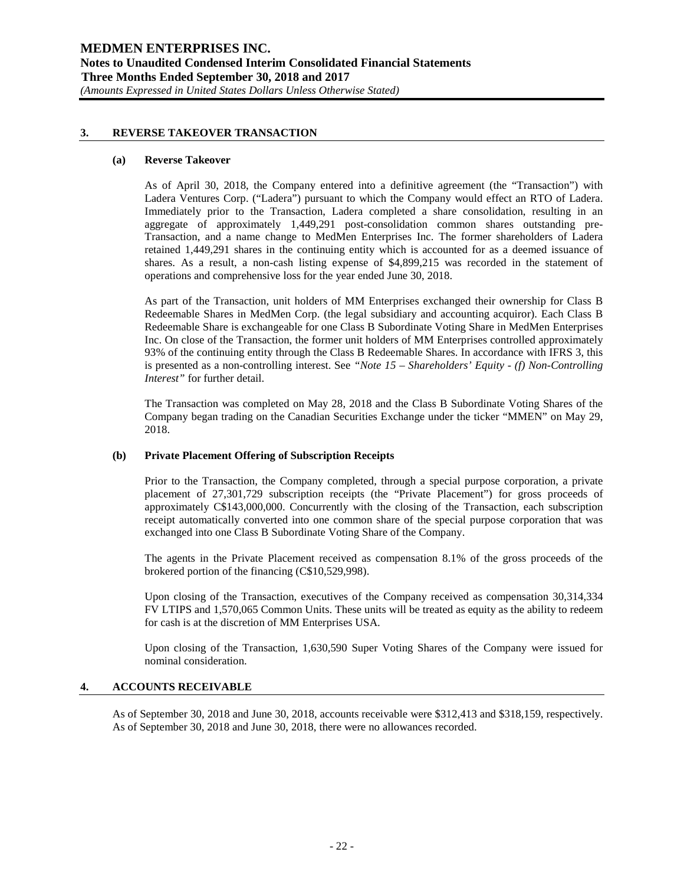## 3. REVERSE TAKEOVER TRANSACTION

### (a) Reverse Takeover

As of April 30, 2018, the Company entered into a definitive agreement (the "Transaction") with Ladera Ventures Corp. ("Ladera") pursuant to which the Company would effect an RTO of Ladera. Immediately prior to the Transaction, Ladera completed a share consolidation, resulting in an aggregate of approximately 1,449,291 post-consolidation common shares outstanding pre-Transaction, and a name change to MedMen Enterprises Inc. The former shareholders of Ladera retained 1,449,291 shares in the continuing entity which is accounted for as a deemed issuance of shares. As a result, a non-cash listing expense of $4,899,215 was recorded in the statement of operations and comprehensive loss for the year ended June 30, 2018.

As part of the Transaction, unit holders of MM Enterprises exchanged their ownership for Class B Redeemable Shares in MedMen Corp. (the legal subsidiary and accounting acquiror). Each Class B Redeemable Share is exchangeable for one Class B Subordinate Voting Share in MedMen Enterprises Inc. On close of the Transaction, the former unit holders of MM Enterprises controlled approximately 93% of the continuing entity through the Class B Redeemable Shares. In accordance with IFRS 3, this is presented as a non-controlling interest. See *"Note 15 – Shareholders' Equity - (f) Non-Controlling Interest"* for further detail.

The Transaction was completed on May 28, 2018 and the Class B Subordinate Voting Shares of the Company began trading on the Canadian Securities Exchange under the ticker "MMEN" on May 29, 2018.

### (b) Private Placement Offering of Subscription Receipts

Prior to the Transaction, the Company completed, through a special purpose corporation, a private placement of 27,301,729 subscription receipts (the "Private Placement") for gross proceeds of approximately C$143,000,000. Concurrently with the closing of the Transaction, each subscription receipt automatically converted into one common share of the special purpose corporation that was exchanged into one Class B Subordinate Voting Share of the Company.

The agents in the Private Placement received as compensation 8.1% of the gross proceeds of the brokered portion of the financing (C$10,529,998).

Upon closing of the Transaction, executives of the Company received as compensation 30,314,334 FV LTIPS and 1,570,065 Common Units. These units will be treated as equity as the ability to redeem for cash is at the discretion of MM Enterprises USA.

Upon closing of the Transaction, 1,630,590 Super Voting Shares of the Company were issued for nominal consideration.

## 4. ACCOUNTS RECEIVABLE

As of September 30, 2018 and June 30, 2018, accounts receivable were $312,413 and $318,159, respectively. As of September 30, 2018 and June 30, 2018, there were no allowances recorded.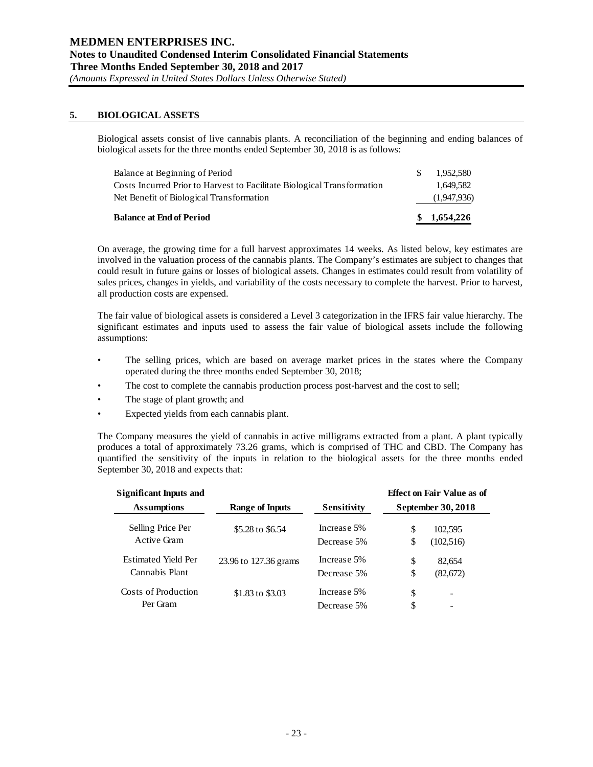## 5. BIOLOGICAL ASSETS

Biological assets consist of live cannabis plants. A reconciliation of the beginning and ending balances of biological assets for the three months ended September 30, 2018 is as follows:

| | |
|---|---|
| Balance at Beginning of Period | $ 1,952,580 |
| Costs Incurred Prior to Harvest to Facilitate Biological Transformation | 1,649,582 |
| Net Benefit of Biological Transformation | (1,947,936) |
| **Balance at End of Period** | **$ 1,654,226** |

On average, the growing time for a full harvest approximates 14 weeks. As listed below, key estimates are involved in the valuation process of the cannabis plants. The Company's estimates are subject to changes that could result in future gains or losses of biological assets. Changes in estimates could result from volatility of sales prices, changes in yields, and variability of the costs necessary to complete the harvest. Prior to harvest, all production costs are expensed.

The fair value of biological assets is considered a Level 3 categorization in the IFRS fair value hierarchy. The significant estimates and inputs used to assess the fair value of biological assets include the following assumptions:

- The selling prices, which are based on average market prices in the states where the Company operated during the three months ended September 30, 2018;
- The cost to complete the cannabis production process post-harvest and the cost to sell;
- The stage of plant growth; and
- Expected yields from each cannabis plant.

The Company measures the yield of cannabis in active milligrams extracted from a plant. A plant typically produces a total of approximately 73.26 grams, which is comprised of THC and CBD. The Company has quantified the sensitivity of the inputs in relation to the biological assets for the three months ended September 30, 2018 and expects that:

| Significant Inputs and Assumptions | Range of Inputs | Sensitivity | Effect on Fair Value as of September 30, 2018 |
|---|---|---|---|
| Selling Price Per Active Gram | $5.28 to $6.54 | Increase 5% | $ 102,595 |
| | | Decrease 5% | $ (102,516) |
| Estimated Yield Per Cannabis Plant | 23.96 to 127.36 grams | Increase 5% | $ 82,654 |
| | | Decrease 5% | $ (82,672) |
| Costs of Production Per Gram | $1.83 to $3.03 | Increase 5% | $ - |
| | | Decrease 5% | $ - |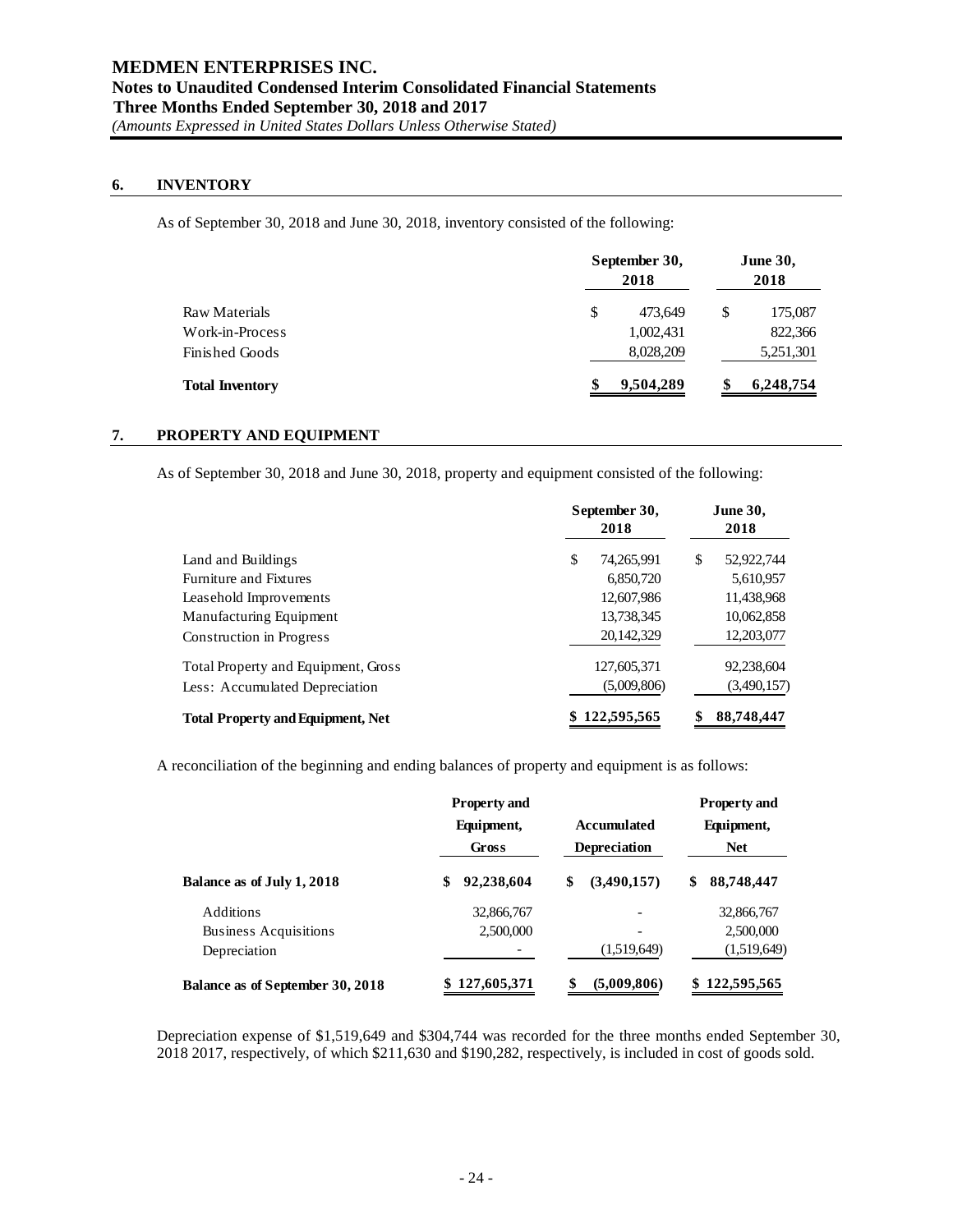# MEDMEN ENTERPRISES INC.
## Notes to Unaudited Condensed Interim Consolidated Financial Statements
## Three Months Ended September 30, 2018 and 2017
*(Amounts Expressed in United States Dollars Unless Otherwise Stated)*

## 6. INVENTORY

As of September 30, 2018 and June 30, 2018, inventory consisted of the following:

| | September 30, 2018 | June 30, 2018 |
|---|---|---|
| Raw Materials | $ 473,649 | $ 175,087 |
| Work-in-Process | 1,002,431 | 822,366 |
| Finished Goods | 8,028,209 | 5,251,301 |
| **Total Inventory** | **$ 9,504,289** | **$ 6,248,754** |

## 7. PROPERTY AND EQUIPMENT

As of September 30, 2018 and June 30, 2018, property and equipment consisted of the following:

| | September 30, 2018 | June 30, 2018 |
|---|---|---|
| Land and Buildings | $ 74,265,991 | $ 52,922,744 |
| Furniture and Fixtures | 6,850,720 | 5,610,957 |
| Leasehold Improvements | 12,607,986 | 11,438,968 |
| Manufacturing Equipment | 13,738,345 | 10,062,858 |
| Construction in Progress | 20,142,329 | 12,203,077 |
| Total Property and Equipment, Gross | 127,605,371 | 92,238,604 |
| Less: Accumulated Depreciation | (5,009,806) | (3,490,157) |
| **Total Property and Equipment, Net** | **$ 122,595,565** | **$ 88,748,447** |

A reconciliation of the beginning and ending balances of property and equipment is as follows:

| | Property and Equipment, Gross | Accumulated Depreciation | Property and Equipment, Net |
|---|---|---|---|
| **Balance as of July 1, 2018** | **$ 92,238,604** | **$ (3,490,157)** | **$ 88,748,447** |
| Additions | 32,866,767 | - | 32,866,767 |
| Business Acquisitions | 2,500,000 | - | 2,500,000 |
| Depreciation | - | (1,519,649) | (1,519,649) |
| **Balance as of September 30, 2018** | **$ 127,605,371** | **$ (5,009,806)** | **$ 122,595,565** |

Depreciation expense of $1,519,649 and $304,744 was recorded for the three months ended September 30, 2018 2017, respectively, of which $211,630 and $190,282, respectively, is included in cost of goods sold.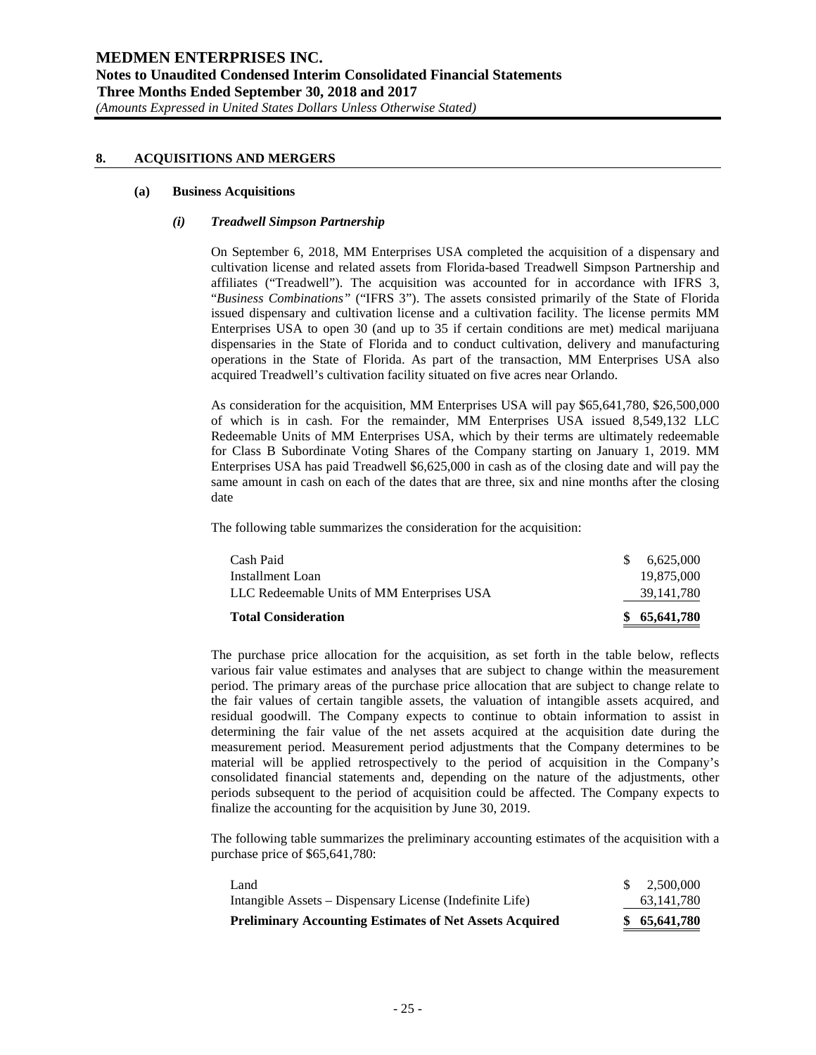## 8. ACQUISITIONS AND MERGERS

### (a) Business Acquisitions

#### *(i) Treadwell Simpson Partnership*

On September 6, 2018, MM Enterprises USA completed the acquisition of a dispensary and cultivation license and related assets from Florida-based Treadwell Simpson Partnership and affiliates ("Treadwell"). The acquisition was accounted for in accordance with IFRS 3, "*Business Combinations"* ("IFRS 3"). The assets consisted primarily of the State of Florida issued dispensary and cultivation license and a cultivation facility. The license permits MM Enterprises USA to open 30 (and up to 35 if certain conditions are met) medical marijuana dispensaries in the State of Florida and to conduct cultivation, delivery and manufacturing operations in the State of Florida. As part of the transaction, MM Enterprises USA also acquired Treadwell's cultivation facility situated on five acres near Orlando.

As consideration for the acquisition, MM Enterprises USA will pay $65,641,780, $26,500,000 of which is in cash. For the remainder, MM Enterprises USA issued 8,549,132 LLC Redeemable Units of MM Enterprises USA, which by their terms are ultimately redeemable for Class B Subordinate Voting Shares of the Company starting on January 1, 2019. MM Enterprises USA has paid Treadwell $6,625,000 in cash as of the closing date and will pay the same amount in cash on each of the dates that are three, six and nine months after the closing date

The following table summarizes the consideration for the acquisition:

| | |
|---|---|
| Cash Paid | $ 6,625,000 |
| Installment Loan | 19,875,000 |
| LLC Redeemable Units of MM Enterprises USA | 39,141,780 |
| **Total Consideration** | **$ 65,641,780** |

The purchase price allocation for the acquisition, as set forth in the table below, reflects various fair value estimates and analyses that are subject to change within the measurement period. The primary areas of the purchase price allocation that are subject to change relate to the fair values of certain tangible assets, the valuation of intangible assets acquired, and residual goodwill. The Company expects to continue to obtain information to assist in determining the fair value of the net assets acquired at the acquisition date during the measurement period. Measurement period adjustments that the Company determines to be material will be applied retrospectively to the period of acquisition in the Company's consolidated financial statements and, depending on the nature of the adjustments, other periods subsequent to the period of acquisition could be affected. The Company expects to finalize the accounting for the acquisition by June 30, 2019.

The following table summarizes the preliminary accounting estimates of the acquisition with a purchase price of $65,641,780:

| | |
|---|---|
| Land | $ 2,500,000 |
| Intangible Assets – Dispensary License (Indefinite Life) | 63,141,780 |
| **Preliminary Accounting Estimates of Net Assets Acquired** | **$ 65,641,780** |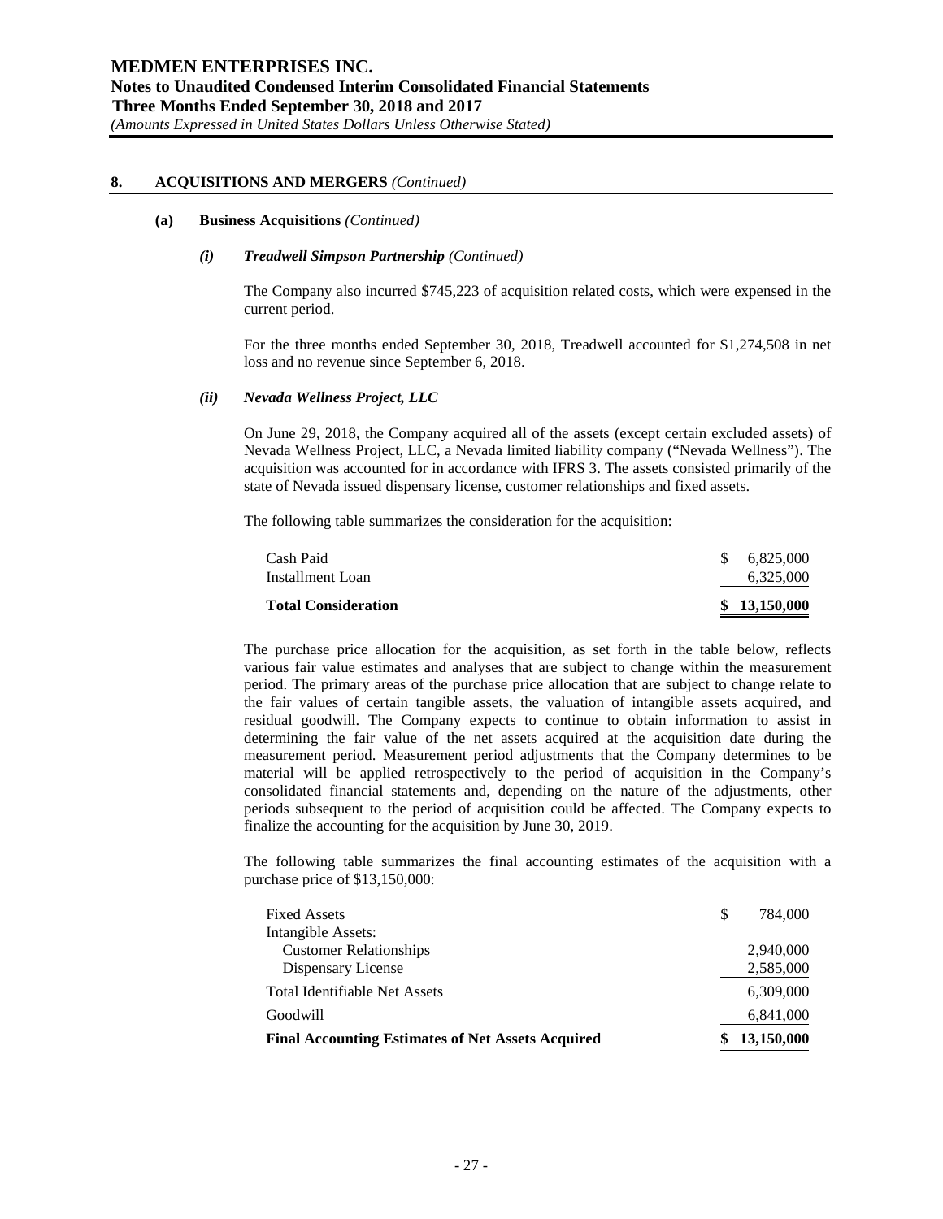## 8. ACQUISITIONS AND MERGERS *(Continued)*

### (a) Business Acquisitions *(Continued)*

#### *(i) Treadwell Simpson Partnership (Continued)*

The Company also incurred $745,223 of acquisition related costs, which were expensed in the current period.

For the three months ended September 30, 2018, Treadwell accounted for $1,274,508 in net loss and no revenue since September 6, 2018.

#### *(ii) Nevada Wellness Project, LLC*

On June 29, 2018, the Company acquired all of the assets (except certain excluded assets) of Nevada Wellness Project, LLC, a Nevada limited liability company ("Nevada Wellness"). The acquisition was accounted for in accordance with IFRS 3. The assets consisted primarily of the state of Nevada issued dispensary license, customer relationships and fixed assets.

The following table summarizes the consideration for the acquisition:

| | |
|---|---|
| Cash Paid | $ 6,825,000 |
| Installment Loan | 6,325,000 |
| **Total Consideration** | **$ 13,150,000** |

The purchase price allocation for the acquisition, as set forth in the table below, reflects various fair value estimates and analyses that are subject to change within the measurement period. The primary areas of the purchase price allocation that are subject to change relate to the fair values of certain tangible assets, the valuation of intangible assets acquired, and residual goodwill. The Company expects to continue to obtain information to assist in determining the fair value of the net assets acquired at the acquisition date during the measurement period. Measurement period adjustments that the Company determines to be material will be applied retrospectively to the period of acquisition in the Company's consolidated financial statements and, depending on the nature of the adjustments, other periods subsequent to the period of acquisition could be affected. The Company expects to finalize the accounting for the acquisition by June 30, 2019.

The following table summarizes the final accounting estimates of the acquisition with a purchase price of $13,150,000:

| | |
|---|---|
| Fixed Assets | $ 784,000 |
| Intangible Assets: | |
| Customer Relationships | 2,940,000 |
| Dispensary License | 2,585,000 |
| Total Identifiable Net Assets | 6,309,000 |
| Goodwill | 6,841,000 |
| **Final Accounting Estimates of Net Assets Acquired** | **$ 13,150,000** |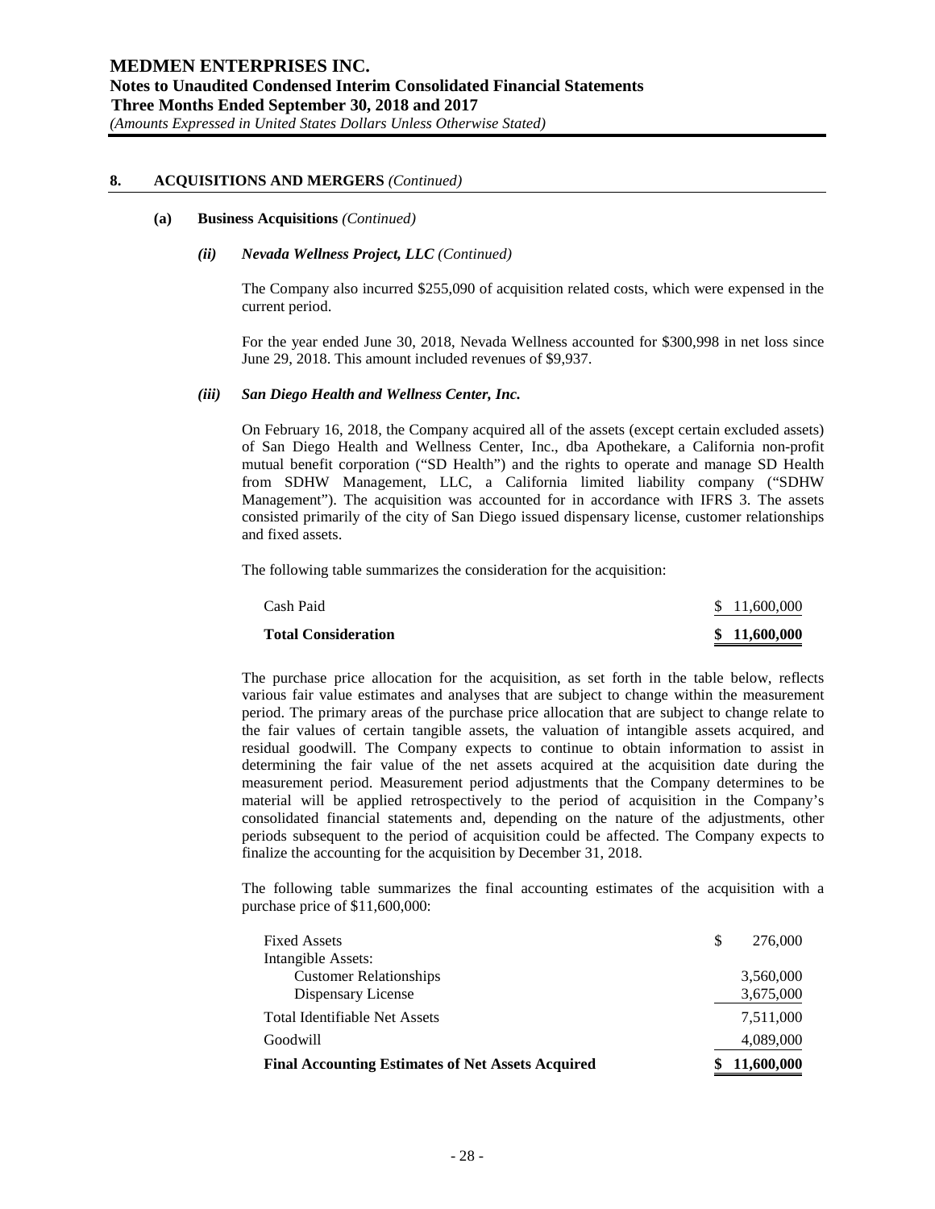## 8. ACQUISITIONS AND MERGERS *(Continued)*

### (a) Business Acquisitions *(Continued)*

#### *(ii) Nevada Wellness Project, LLC (Continued)*

The Company also incurred $255,090 of acquisition related costs, which were expensed in the current period.

For the year ended June 30, 2018, Nevada Wellness accounted for $300,998 in net loss since June 29, 2018. This amount included revenues of $9,937.

#### *(iii) San Diego Health and Wellness Center, Inc.*

On February 16, 2018, the Company acquired all of the assets (except certain excluded assets) of San Diego Health and Wellness Center, Inc., dba Apothekare, a California non-profit mutual benefit corporation ("SD Health") and the rights to operate and manage SD Health from SDHW Management, LLC, a California limited liability company ("SDHW Management"). The acquisition was accounted for in accordance with IFRS 3. The assets consisted primarily of the city of San Diego issued dispensary license, customer relationships and fixed assets.

The following table summarizes the consideration for the acquisition:

| | |
|---|---|
| Cash Paid | $ 11,600,000 |
| **Total Consideration** | **$ 11,600,000** |

The purchase price allocation for the acquisition, as set forth in the table below, reflects various fair value estimates and analyses that are subject to change within the measurement period. The primary areas of the purchase price allocation that are subject to change relate to the fair values of certain tangible assets, the valuation of intangible assets acquired, and residual goodwill. The Company expects to continue to obtain information to assist in determining the fair value of the net assets acquired at the acquisition date during the measurement period. Measurement period adjustments that the Company determines to be material will be applied retrospectively to the period of acquisition in the Company's consolidated financial statements and, depending on the nature of the adjustments, other periods subsequent to the period of acquisition could be affected. The Company expects to finalize the accounting for the acquisition by December 31, 2018.

The following table summarizes the final accounting estimates of the acquisition with a purchase price of $11,600,000:

| | |
|---|---|
| Fixed Assets | $ 276,000 |
| Intangible Assets: | |
| Customer Relationships | 3,560,000 |
| Dispensary License | 3,675,000 |
| Total Identifiable Net Assets | 7,511,000 |
| Goodwill | 4,089,000 |
| **Final Accounting Estimates of Net Assets Acquired** | **$ 11,600,000** |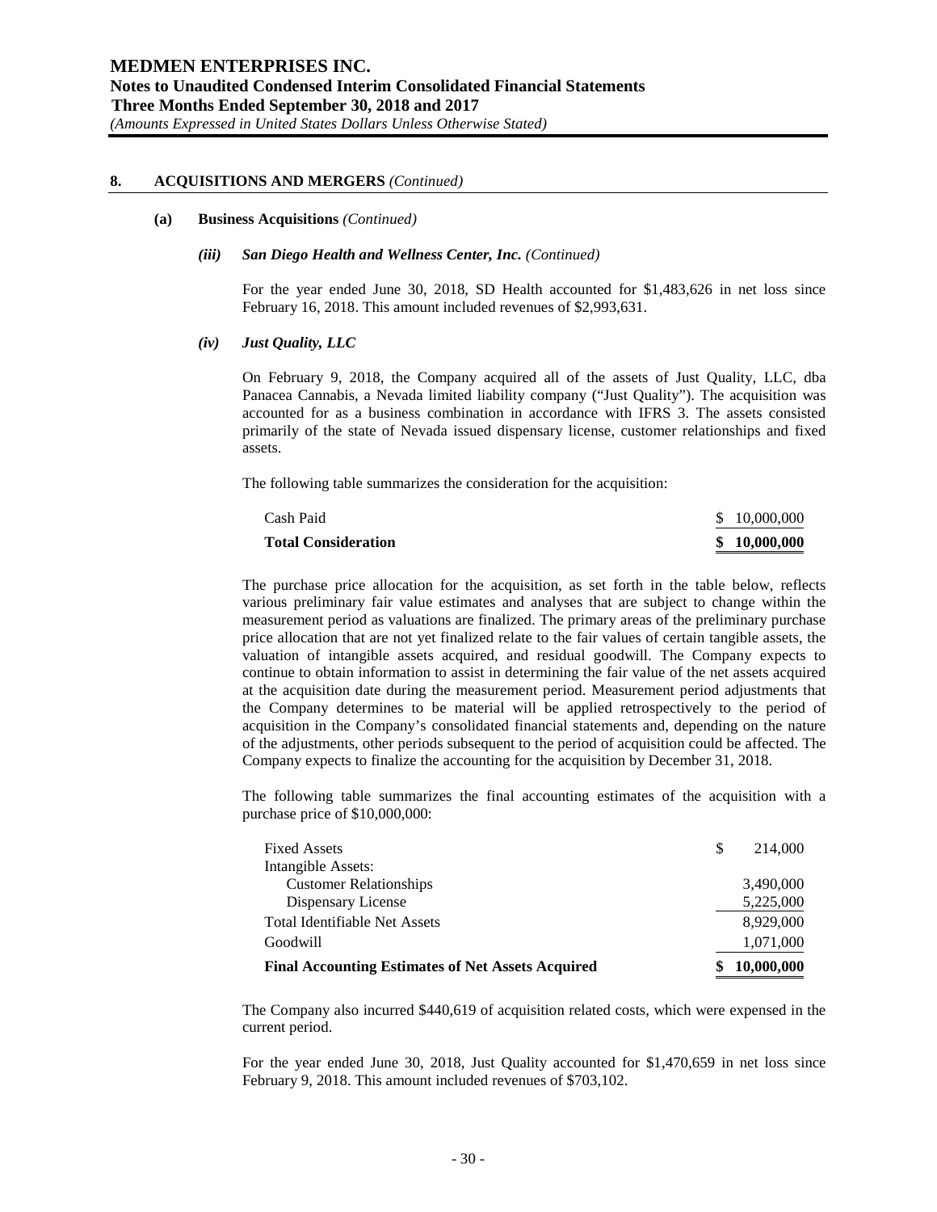## 8. ACQUISITIONS AND MERGERS *(Continued)*

**(a) Business Acquisitions** *(Continued)*

***(iii) San Diego Health and Wellness Center, Inc.*** *(Continued)*

For the year ended June 30, 2018, SD Health accounted for $1,483,626 in net loss since February 16, 2018. This amount included revenues of $2,993,631.

***(iv) Just Quality, LLC***

On February 9, 2018, the Company acquired all of the assets of Just Quality, LLC, dba Panacea Cannabis, a Nevada limited liability company ("Just Quality"). The acquisition was accounted for as a business combination in accordance with IFRS 3. The assets consisted primarily of the state of Nevada issued dispensary license, customer relationships and fixed assets.

The following table summarizes the consideration for the acquisition:

| | |
|---|---|
| Cash Paid | $ 10,000,000 |
| **Total Consideration** | **$ 10,000,000** |

The purchase price allocation for the acquisition, as set forth in the table below, reflects various preliminary fair value estimates and analyses that are subject to change within the measurement period as valuations are finalized. The primary areas of the preliminary purchase price allocation that are not yet finalized relate to the fair values of certain tangible assets, the valuation of intangible assets acquired, and residual goodwill. The Company expects to continue to obtain information to assist in determining the fair value of the net assets acquired at the acquisition date during the measurement period. Measurement period adjustments that the Company determines to be material will be applied retrospectively to the period of acquisition in the Company's consolidated financial statements and, depending on the nature of the adjustments, other periods subsequent to the period of acquisition could be affected. The Company expects to finalize the accounting for the acquisition by December 31, 2018.

The following table summarizes the final accounting estimates of the acquisition with a purchase price of $10,000,000:

| | |
|---|---|
| Fixed Assets | $ 214,000 |
| Intangible Assets: | |
| Customer Relationships | 3,490,000 |
| Dispensary License | 5,225,000 |
| Total Identifiable Net Assets | 8,929,000 |
| Goodwill | 1,071,000 |
| **Final Accounting Estimates of Net Assets Acquired** | **$ 10,000,000** |

The Company also incurred $440,619 of acquisition related costs, which were expensed in the current period.

For the year ended June 30, 2018, Just Quality accounted for $1,470,659 in net loss since February 9, 2018. This amount included revenues of $703,102.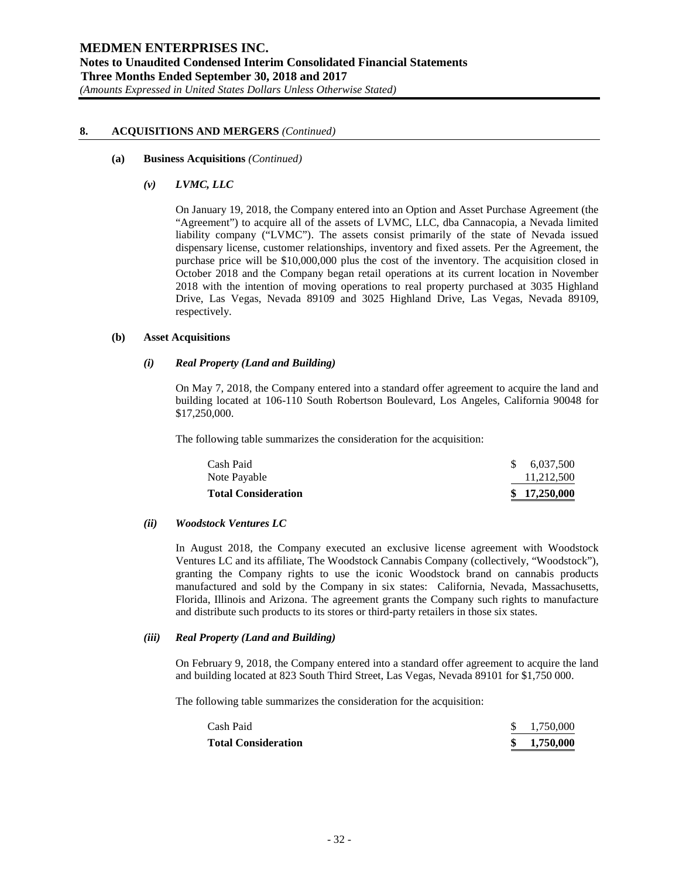## 8. ACQUISITIONS AND MERGERS *(Continued)*

### (a) Business Acquisitions *(Continued)*

#### *(v) LVMC, LLC*

On January 19, 2018, the Company entered into an Option and Asset Purchase Agreement (the "Agreement") to acquire all of the assets of LVMC, LLC, dba Cannacopia, a Nevada limited liability company ("LVMC"). The assets consist primarily of the state of Nevada issued dispensary license, customer relationships, inventory and fixed assets. Per the Agreement, the purchase price will be $10,000,000 plus the cost of the inventory. The acquisition closed in October 2018 and the Company began retail operations at its current location in November 2018 with the intention of moving operations to real property purchased at 3035 Highland Drive, Las Vegas, Nevada 89109 and 3025 Highland Drive, Las Vegas, Nevada 89109, respectively.

### (b) Asset Acquisitions

#### *(i) Real Property (Land and Building)*

On May 7, 2018, the Company entered into a standard offer agreement to acquire the land and building located at 106-110 South Robertson Boulevard, Los Angeles, California 90048 for $17,250,000.

The following table summarizes the consideration for the acquisition:

| | |
|---|---|
| Cash Paid | $ 6,037,500 |
| Note Payable | 11,212,500 |
| **Total Consideration** | **$ 17,250,000** |

#### *(ii) Woodstock Ventures LC*

In August 2018, the Company executed an exclusive license agreement with Woodstock Ventures LC and its affiliate, The Woodstock Cannabis Company (collectively, "Woodstock"), granting the Company rights to use the iconic Woodstock brand on cannabis products manufactured and sold by the Company in six states: California, Nevada, Massachusetts, Florida, Illinois and Arizona. The agreement grants the Company such rights to manufacture and distribute such products to its stores or third-party retailers in those six states.

#### *(iii) Real Property (Land and Building)*

On February 9, 2018, the Company entered into a standard offer agreement to acquire the land and building located at 823 South Third Street, Las Vegas, Nevada 89101 for $1,750 000.

The following table summarizes the consideration for the acquisition:

| | |
|---|---|
| Cash Paid | $ 1,750,000 |
| **Total Consideration** | **$ 1,750,000** |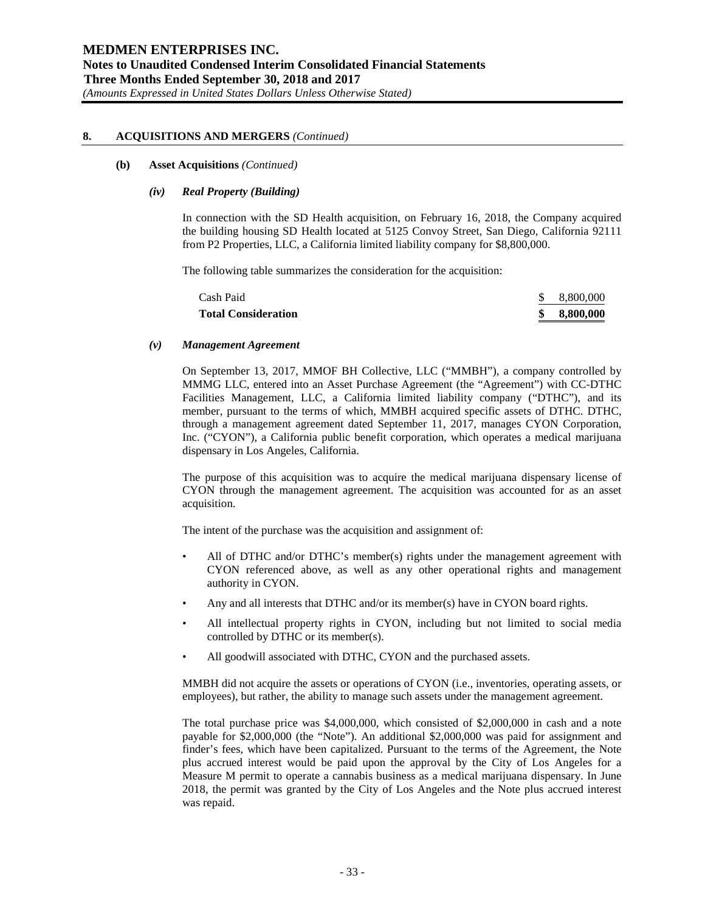## 8. ACQUISITIONS AND MERGERS *(Continued)*

### (b) Asset Acquisitions *(Continued)*

#### *(iv) Real Property (Building)*

In connection with the SD Health acquisition, on February 16, 2018, the Company acquired the building housing SD Health located at 5125 Convoy Street, San Diego, California 92111 from P2 Properties, LLC, a California limited liability company for $8,800,000.

The following table summarizes the consideration for the acquisition:

| | |
|---|---|
| Cash Paid | $ 8,800,000 |
| **Total Consideration** | **$ 8,800,000** |

#### *(v) Management Agreement*

On September 13, 2017, MMOF BH Collective, LLC ("MMBH"), a company controlled by MMMG LLC, entered into an Asset Purchase Agreement (the "Agreement") with CC-DTHC Facilities Management, LLC, a California limited liability company ("DTHC"), and its member, pursuant to the terms of which, MMBH acquired specific assets of DTHC. DTHC, through a management agreement dated September 11, 2017, manages CYON Corporation, Inc. ("CYON"), a California public benefit corporation, which operates a medical marijuana dispensary in Los Angeles, California.

The purpose of this acquisition was to acquire the medical marijuana dispensary license of CYON through the management agreement. The acquisition was accounted for as an asset acquisition.

The intent of the purchase was the acquisition and assignment of:

- All of DTHC and/or DTHC's member(s) rights under the management agreement with CYON referenced above, as well as any other operational rights and management authority in CYON.
- Any and all interests that DTHC and/or its member(s) have in CYON board rights.
- All intellectual property rights in CYON, including but not limited to social media controlled by DTHC or its member(s).
- All goodwill associated with DTHC, CYON and the purchased assets.

MMBH did not acquire the assets or operations of CYON (i.e., inventories, operating assets, or employees), but rather, the ability to manage such assets under the management agreement.

The total purchase price was $4,000,000, which consisted of $2,000,000 in cash and a note payable for $2,000,000 (the "Note"). An additional $2,000,000 was paid for assignment and finder's fees, which have been capitalized. Pursuant to the terms of the Agreement, the Note plus accrued interest would be paid upon the approval by the City of Los Angeles for a Measure M permit to operate a cannabis business as a medical marijuana dispensary. In June 2018, the permit was granted by the City of Los Angeles and the Note plus accrued interest was repaid.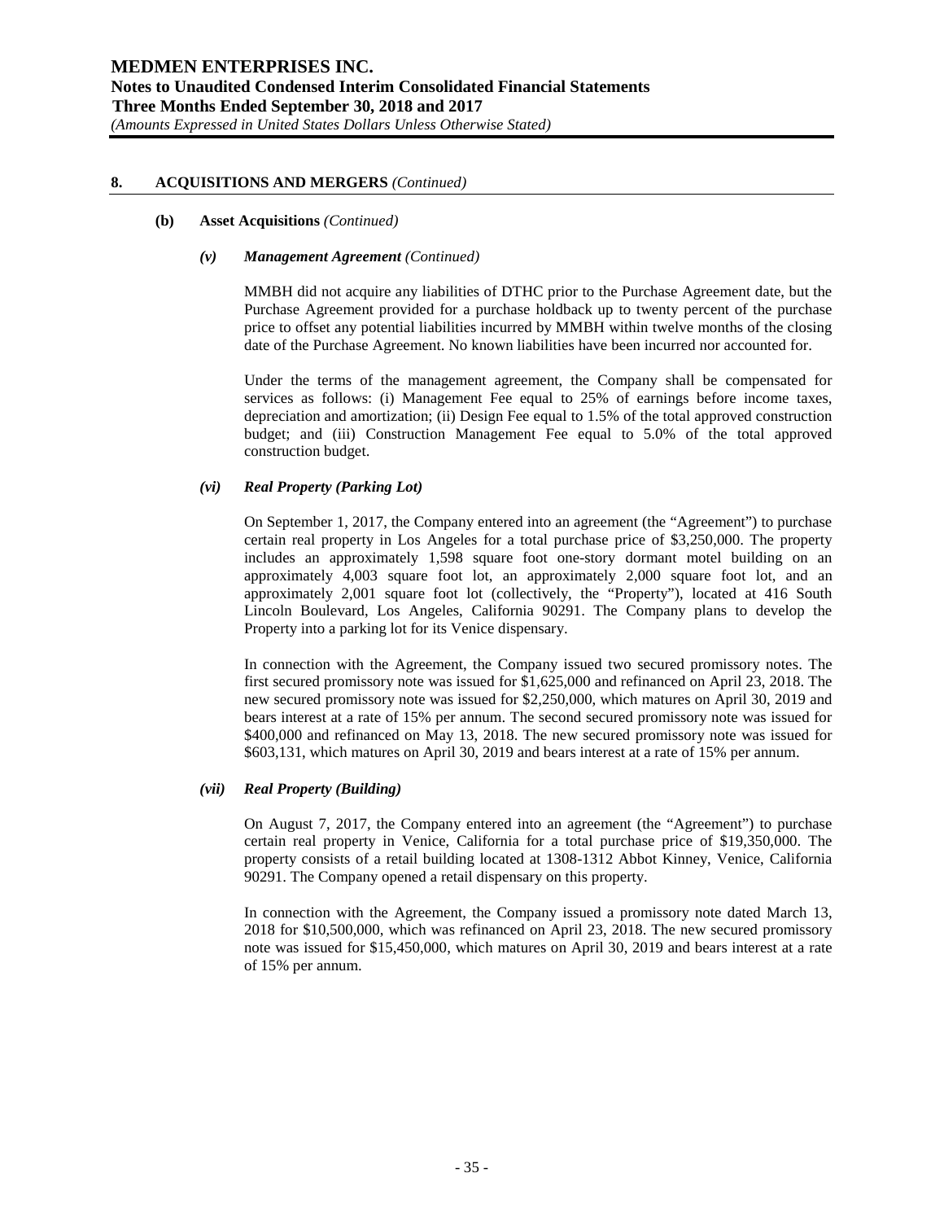## 8. ACQUISITIONS AND MERGERS *(Continued)*

### (b) Asset Acquisitions *(Continued)*

#### *(v) Management Agreement (Continued)*

MMBH did not acquire any liabilities of DTHC prior to the Purchase Agreement date, but the Purchase Agreement provided for a purchase holdback up to twenty percent of the purchase price to offset any potential liabilities incurred by MMBH within twelve months of the closing date of the Purchase Agreement. No known liabilities have been incurred nor accounted for.

Under the terms of the management agreement, the Company shall be compensated for services as follows: (i) Management Fee equal to 25% of earnings before income taxes, depreciation and amortization; (ii) Design Fee equal to 1.5% of the total approved construction budget; and (iii) Construction Management Fee equal to 5.0% of the total approved construction budget.

#### *(vi) Real Property (Parking Lot)*

On September 1, 2017, the Company entered into an agreement (the "Agreement") to purchase certain real property in Los Angeles for a total purchase price of $3,250,000. The property includes an approximately 1,598 square foot one-story dormant motel building on an approximately 4,003 square foot lot, an approximately 2,000 square foot lot, and an approximately 2,001 square foot lot (collectively, the "Property"), located at 416 South Lincoln Boulevard, Los Angeles, California 90291. The Company plans to develop the Property into a parking lot for its Venice dispensary.

In connection with the Agreement, the Company issued two secured promissory notes. The first secured promissory note was issued for $1,625,000 and refinanced on April 23, 2018. The new secured promissory note was issued for $2,250,000, which matures on April 30, 2019 and bears interest at a rate of 15% per annum. The second secured promissory note was issued for $400,000 and refinanced on May 13, 2018. The new secured promissory note was issued for $603,131, which matures on April 30, 2019 and bears interest at a rate of 15% per annum.

#### *(vii) Real Property (Building)*

On August 7, 2017, the Company entered into an agreement (the "Agreement") to purchase certain real property in Venice, California for a total purchase price of $19,350,000. The property consists of a retail building located at 1308-1312 Abbot Kinney, Venice, California 90291. The Company opened a retail dispensary on this property.

In connection with the Agreement, the Company issued a promissory note dated March 13, 2018 for $10,500,000, which was refinanced on April 23, 2018. The new secured promissory note was issued for $15,450,000, which matures on April 30, 2019 and bears interest at a rate of 15% per annum.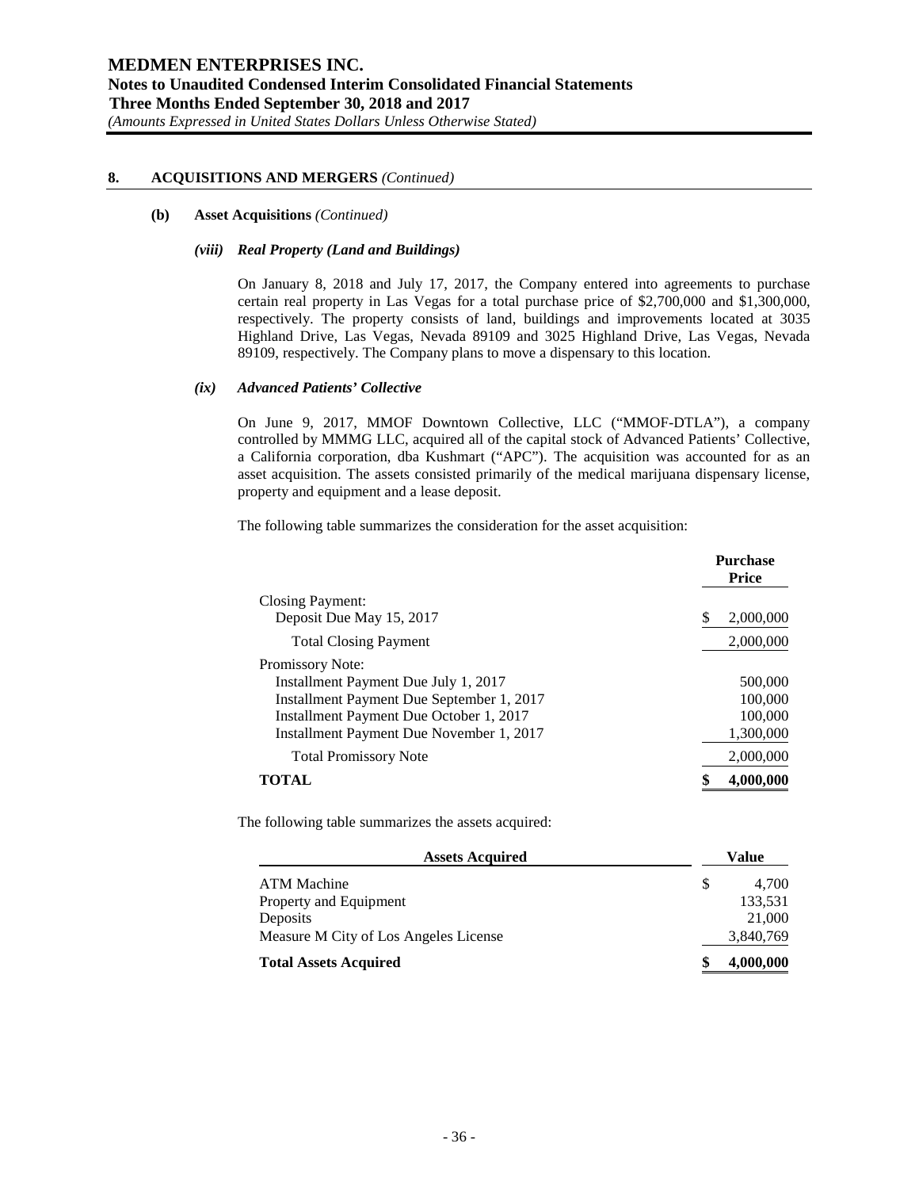## 8. ACQUISITIONS AND MERGERS *(Continued)*

### (b) Asset Acquisitions *(Continued)*

#### *(viii) Real Property (Land and Buildings)*

On January 8, 2018 and July 17, 2017, the Company entered into agreements to purchase certain real property in Las Vegas for a total purchase price of $2,700,000 and $1,300,000, respectively. The property consists of land, buildings and improvements located at 3035 Highland Drive, Las Vegas, Nevada 89109 and 3025 Highland Drive, Las Vegas, Nevada 89109, respectively. The Company plans to move a dispensary to this location.

#### *(ix) Advanced Patients' Collective*

On June 9, 2017, MMOF Downtown Collective, LLC ("MMOF-DTLA"), a company controlled by MMMG LLC, acquired all of the capital stock of Advanced Patients' Collective, a California corporation, dba Kushmart ("APC"). The acquisition was accounted for as an asset acquisition. The assets consisted primarily of the medical marijuana dispensary license, property and equipment and a lease deposit.

The following table summarizes the consideration for the asset acquisition:

| | Purchase Price |
|---|---|
| Closing Payment: | |
| Deposit Due May 15, 2017 | $ 2,000,000 |
| Total Closing Payment | 2,000,000 |
| Promissory Note: | |
| Installment Payment Due July 1, 2017 | 500,000 |
| Installment Payment Due September 1, 2017 | 100,000 |
| Installment Payment Due October 1, 2017 | 100,000 |
| Installment Payment Due November 1, 2017 | 1,300,000 |
| Total Promissory Note | 2,000,000 |
| **TOTAL** | **$ 4,000,000** |

The following table summarizes the assets acquired:

| Assets Acquired | Value |
|---|---|
| ATM Machine | $ 4,700 |
| Property and Equipment | 133,531 |
| Deposits | 21,000 |
| Measure M City of Los Angeles License | 3,840,769 |
| **Total Assets Acquired** | **$ 4,000,000** |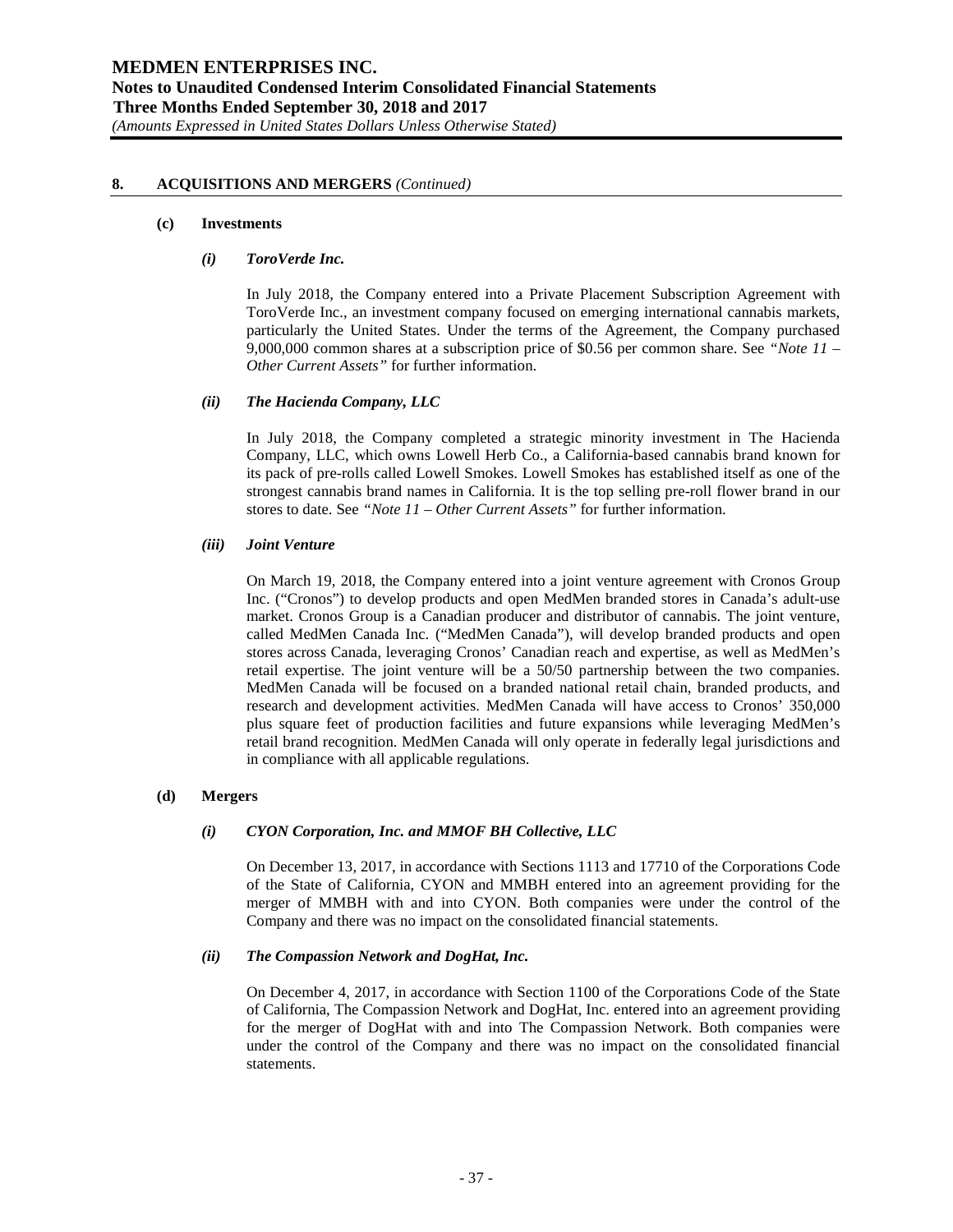## 8. ACQUISITIONS AND MERGERS *(Continued)*

### (c) Investments

#### *(i) ToroVerde Inc.*

In July 2018, the Company entered into a Private Placement Subscription Agreement with ToroVerde Inc., an investment company focused on emerging international cannabis markets, particularly the United States. Under the terms of the Agreement, the Company purchased 9,000,000 common shares at a subscription price of $0.56 per common share. See *"Note 11 – Other Current Assets"* for further information.

#### *(ii) The Hacienda Company, LLC*

In July 2018, the Company completed a strategic minority investment in The Hacienda Company, LLC, which owns Lowell Herb Co., a California-based cannabis brand known for its pack of pre-rolls called Lowell Smokes. Lowell Smokes has established itself as one of the strongest cannabis brand names in California. It is the top selling pre-roll flower brand in our stores to date. See *"Note 11 – Other Current Assets"* for further information.

#### *(iii) Joint Venture*

On March 19, 2018, the Company entered into a joint venture agreement with Cronos Group Inc. ("Cronos") to develop products and open MedMen branded stores in Canada's adult-use market. Cronos Group is a Canadian producer and distributor of cannabis. The joint venture, called MedMen Canada Inc. ("MedMen Canada"), will develop branded products and open stores across Canada, leveraging Cronos' Canadian reach and expertise, as well as MedMen's retail expertise. The joint venture will be a 50/50 partnership between the two companies. MedMen Canada will be focused on a branded national retail chain, branded products, and research and development activities. MedMen Canada will have access to Cronos' 350,000 plus square feet of production facilities and future expansions while leveraging MedMen's retail brand recognition. MedMen Canada will only operate in federally legal jurisdictions and in compliance with all applicable regulations.

### (d) Mergers

#### *(i) CYON Corporation, Inc. and MMOF BH Collective, LLC*

On December 13, 2017, in accordance with Sections 1113 and 17710 of the Corporations Code of the State of California, CYON and MMBH entered into an agreement providing for the merger of MMBH with and into CYON. Both companies were under the control of the Company and there was no impact on the consolidated financial statements.

#### *(ii) The Compassion Network and DogHat, Inc.*

On December 4, 2017, in accordance with Section 1100 of the Corporations Code of the State of California, The Compassion Network and DogHat, Inc. entered into an agreement providing for the merger of DogHat with and into The Compassion Network. Both companies were under the control of the Company and there was no impact on the consolidated financial statements.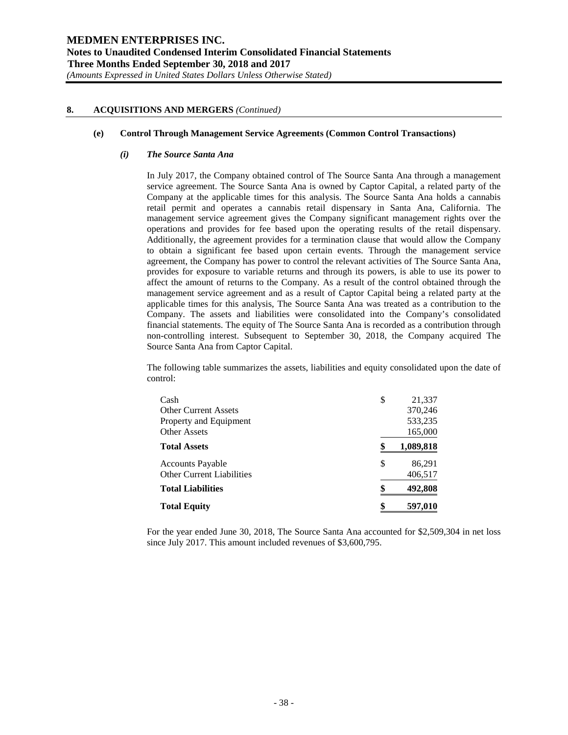## 8. ACQUISITIONS AND MERGERS *(Continued)*

### (e) Control Through Management Service Agreements (Common Control Transactions)

#### *(i) The Source Santa Ana*

In July 2017, the Company obtained control of The Source Santa Ana through a management service agreement. The Source Santa Ana is owned by Captor Capital, a related party of the Company at the applicable times for this analysis. The Source Santa Ana holds a cannabis retail permit and operates a cannabis retail dispensary in Santa Ana, California. The management service agreement gives the Company significant management rights over the operations and provides for fee based upon the operating results of the retail dispensary. Additionally, the agreement provides for a termination clause that would allow the Company to obtain a significant fee based upon certain events. Through the management service agreement, the Company has power to control the relevant activities of The Source Santa Ana, provides for exposure to variable returns and through its powers, is able to use its power to affect the amount of returns to the Company. As a result of the control obtained through the management service agreement and as a result of Captor Capital being a related party at the applicable times for this analysis, The Source Santa Ana was treated as a contribution to the Company. The assets and liabilities were consolidated into the Company's consolidated financial statements. The equity of The Source Santa Ana is recorded as a contribution through non-controlling interest. Subsequent to September 30, 2018, the Company acquired The Source Santa Ana from Captor Capital.

The following table summarizes the assets, liabilities and equity consolidated upon the date of control:

| | |
|---|---|
| Cash | $ 21,337 |
| Other Current Assets | 370,246 |
| Property and Equipment | 533,235 |
| Other Assets | 165,000 |
| **Total Assets** | **$ 1,089,818** |
| Accounts Payable | $ 86,291 |
| Other Current Liabilities | 406,517 |
| **Total Liabilities** | **$ 492,808** |
| **Total Equity** | **$ 597,010** |

For the year ended June 30, 2018, The Source Santa Ana accounted for $2,509,304 in net loss since July 2017. This amount included revenues of $3,600,795.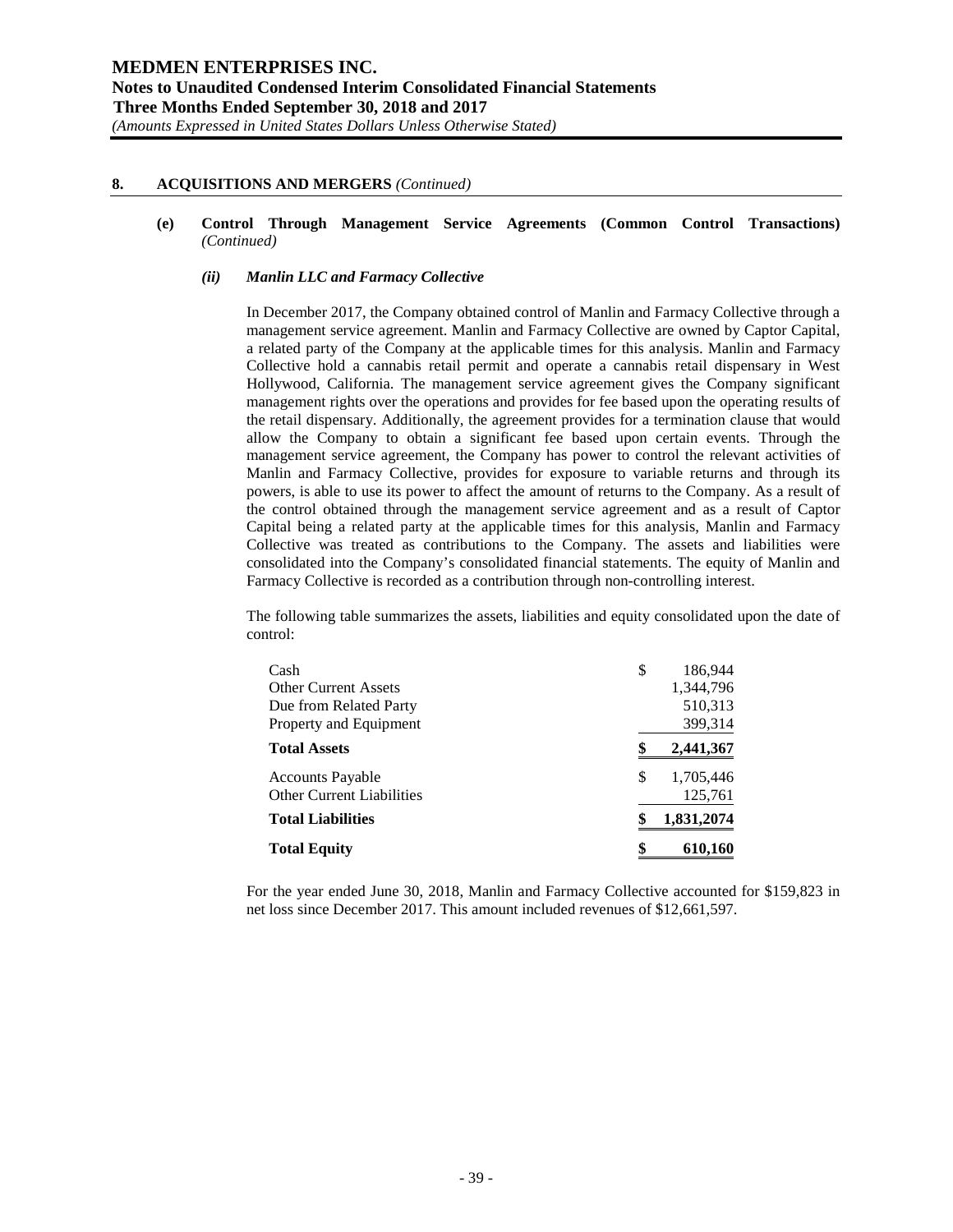## 8. ACQUISITIONS AND MERGERS *(Continued)*

**(e) Control Through Management Service Agreements (Common Control Transactions)** *(Continued)*

***(ii) Manlin LLC and Farmacy Collective***

In December 2017, the Company obtained control of Manlin and Farmacy Collective through a management service agreement. Manlin and Farmacy Collective are owned by Captor Capital, a related party of the Company at the applicable times for this analysis. Manlin and Farmacy Collective hold a cannabis retail permit and operate a cannabis retail dispensary in West Hollywood, California. The management service agreement gives the Company significant management rights over the operations and provides for fee based upon the operating results of the retail dispensary. Additionally, the agreement provides for a termination clause that would allow the Company to obtain a significant fee based upon certain events. Through the management service agreement, the Company has power to control the relevant activities of Manlin and Farmacy Collective, provides for exposure to variable returns and through its powers, is able to use its power to affect the amount of returns to the Company. As a result of the control obtained through the management service agreement and as a result of Captor Capital being a related party at the applicable times for this analysis, Manlin and Farmacy Collective was treated as contributions to the Company. The assets and liabilities were consolidated into the Company's consolidated financial statements. The equity of Manlin and Farmacy Collective is recorded as a contribution through non-controlling interest.

The following table summarizes the assets, liabilities and equity consolidated upon the date of control:

| | |
|---|---|
| Cash | $ 186,944 |
| Other Current Assets | 1,344,796 |
| Due from Related Party | 510,313 |
| Property and Equipment | 399,314 |
| **Total Assets** | **$ 2,441,367** |
| Accounts Payable | $ 1,705,446 |
| Other Current Liabilities | 125,761 |
| **Total Liabilities** | **$ 1,831,2074** |
| **Total Equity** | **$ 610,160** |

For the year ended June 30, 2018, Manlin and Farmacy Collective accounted for $159,823 in net loss since December 2017. This amount included revenues of $12,661,597.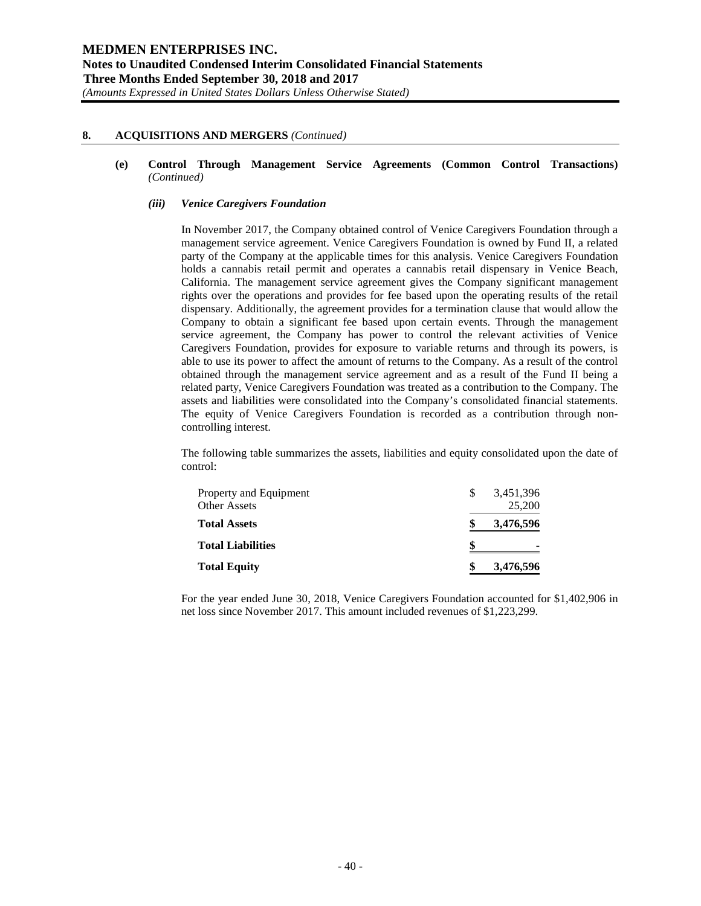## 8. ACQUISITIONS AND MERGERS *(Continued)*

### (e) Control Through Management Service Agreements (Common Control Transactions) *(Continued)*

#### *(iii) Venice Caregivers Foundation*

In November 2017, the Company obtained control of Venice Caregivers Foundation through a management service agreement. Venice Caregivers Foundation is owned by Fund II, a related party of the Company at the applicable times for this analysis. Venice Caregivers Foundation holds a cannabis retail permit and operates a cannabis retail dispensary in Venice Beach, California. The management service agreement gives the Company significant management rights over the operations and provides for fee based upon the operating results of the retail dispensary. Additionally, the agreement provides for a termination clause that would allow the Company to obtain a significant fee based upon certain events. Through the management service agreement, the Company has power to control the relevant activities of Venice Caregivers Foundation, provides for exposure to variable returns and through its powers, is able to use its power to affect the amount of returns to the Company. As a result of the control obtained through the management service agreement and as a result of the Fund II being a related party, Venice Caregivers Foundation was treated as a contribution to the Company. The assets and liabilities were consolidated into the Company's consolidated financial statements. The equity of Venice Caregivers Foundation is recorded as a contribution through non-controlling interest.

The following table summarizes the assets, liabilities and equity consolidated upon the date of control:

| | |
|---|---|
| Property and Equipment | $ 3,451,396 |
| Other Assets | 25,200 |
| **Total Assets** | **$ 3,476,596** |
| **Total Liabilities** | **$ -** |
| **Total Equity** | **$ 3,476,596** |

For the year ended June 30, 2018, Venice Caregivers Foundation accounted for $1,402,906 in net loss since November 2017. This amount included revenues of $1,223,299.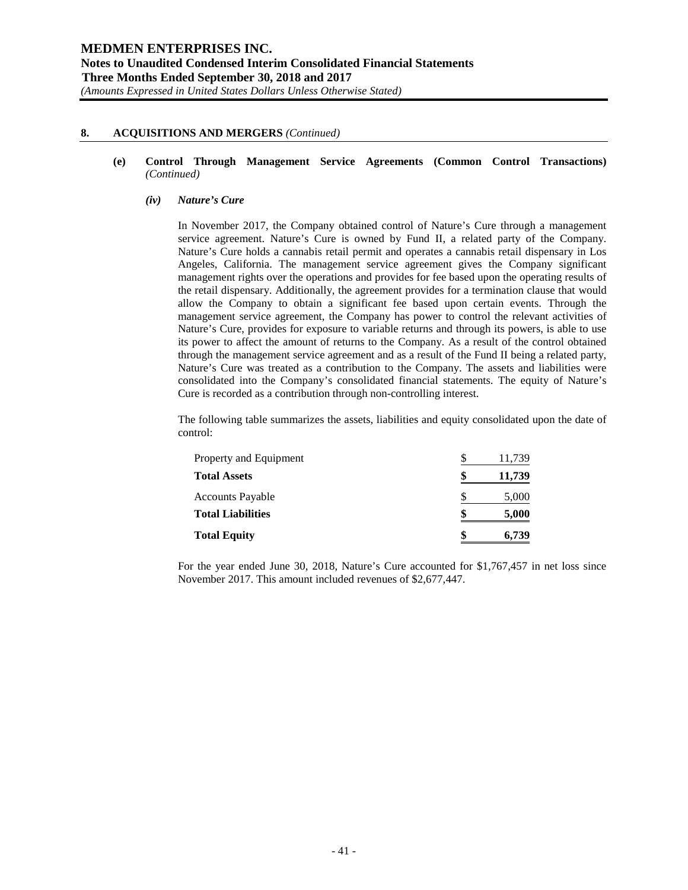## 8. ACQUISITIONS AND MERGERS *(Continued)*

### (e) Control Through Management Service Agreements (Common Control Transactions) *(Continued)*

#### *(iv) Nature's Cure*

In November 2017, the Company obtained control of Nature's Cure through a management service agreement. Nature's Cure is owned by Fund II, a related party of the Company. Nature's Cure holds a cannabis retail permit and operates a cannabis retail dispensary in Los Angeles, California. The management service agreement gives the Company significant management rights over the operations and provides for fee based upon the operating results of the retail dispensary. Additionally, the agreement provides for a termination clause that would allow the Company to obtain a significant fee based upon certain events. Through the management service agreement, the Company has power to control the relevant activities of Nature's Cure, provides for exposure to variable returns and through its powers, is able to use its power to affect the amount of returns to the Company. As a result of the control obtained through the management service agreement and as a result of the Fund II being a related party, Nature's Cure was treated as a contribution to the Company. The assets and liabilities were consolidated into the Company's consolidated financial statements. The equity of Nature's Cure is recorded as a contribution through non-controlling interest.

The following table summarizes the assets, liabilities and equity consolidated upon the date of control:

| | |
|---|---|
| Property and Equipment | $ 11,739 |
| **Total Assets** | **$ 11,739** |
| Accounts Payable | $ 5,000 |
| **Total Liabilities** | **$ 5,000** |
| **Total Equity** | **$ 6,739** |

For the year ended June 30, 2018, Nature's Cure accounted for $1,767,457 in net loss since November 2017. This amount included revenues of $2,677,447.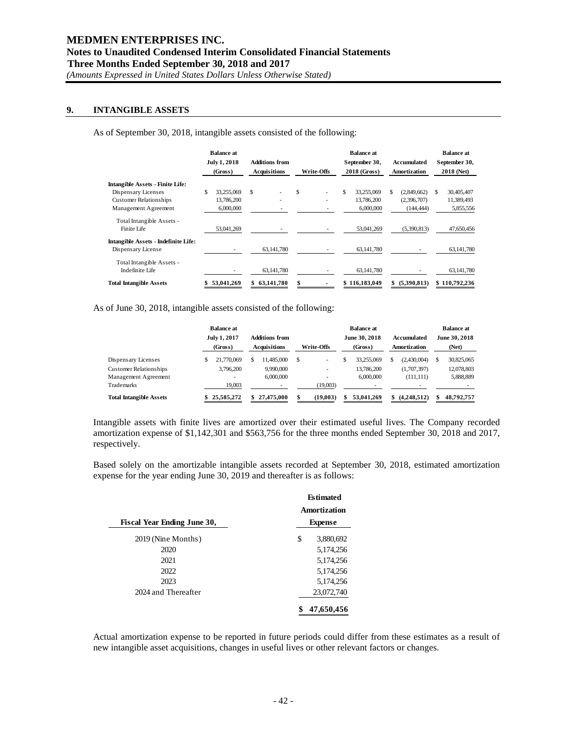## 9. INTANGIBLE ASSETS

As of September 30, 2018, intangible assets consisted of the following:

| | Balance at July 1, 2018 (Gross) | Additions from Acquisitions | Write-Offs | Balance at September 30, 2018 (Gross) | Accumulated Amortization | Balance at September 30, 2018 (Net) |
|---|---|---|---|---|---|---|
| **Intangible Assets - Finite Life:** | | | | | | |
| Dispensary Licenses | $ 33,255,069 | $ - | $ - | $ 33,255,069 | $ (2,849,662) | $ 30,405,407 |
| Customer Relationships | 13,786,200 | - | - | 13,786,200 | (2,396,707) | 11,389,493 |
| Management Agreement | 6,000,000 | - | - | 6,000,000 | (144,444) | 5,855,556 |
| Total Intangible Assets - Finite Life | 53,041,269 | - | - | 53,041,269 | (5,390,813) | 47,650,456 |
| **Intangible Assets - Indefinite Life:** | | | | | | |
| Dispensary License | - | 63,141,780 | - | 63,141,780 | - | 63,141,780 |
| Total Intangible Assets - Indefinite Life | - | 63,141,780 | - | 63,141,780 | - | 63,141,780 |
| **Total Intangible Assets** | **$ 53,041,269** | **$ 63,141,780** | **$ -** | **$ 116,183,049** | **$ (5,390,813)** | **$ 110,792,236** |

As of June 30, 2018, intangible assets consisted of the following:

| | Balance at July 1, 2017 (Gross) | Additions from Acquisitions | Write-Offs | Balance at June 30, 2018 (Gross) | Accumulated Amortization | Balance at June 30, 2018 (Net) |
|---|---|---|---|---|---|---|
| Dispensary Licenses | $ 21,770,069 | $ 11,485,000 | $ - | $ 33,255,069 | $ (2,430,004) | $ 30,825,065 |
| Customer Relationships | 3,796,200 | 9,990,000 | - | 13,786,200 | (1,707,397) | 12,078,803 |
| Management Agreement | - | 6,000,000 | - | 6,000,000 | (111,111) | 5,888,889 |
| Trademarks | 19,003 | - | (19,003) | - | - | - |
| **Total Intangible Assets** | **$ 25,585,272** | **$ 27,475,000** | **$ (19,003)** | **$ 53,041,269** | **$ (4,248,512)** | **$ 48,792,757** |

Intangible assets with finite lives are amortized over their estimated useful lives. The Company recorded amortization expense of $1,142,301 and $563,756 for the three months ended September 30, 2018 and 2017, respectively.

Based solely on the amortizable intangible assets recorded at September 30, 2018, estimated amortization expense for the year ending June 30, 2019 and thereafter is as follows:

| Fiscal Year Ending June 30, | Estimated Amortization Expense |
|---|---|
| 2019 (Nine Months) | $ 3,880,692 |
| 2020 | 5,174,256 |
| 2021 | 5,174,256 |
| 2022 | 5,174,256 |
| 2023 | 5,174,256 |
| 2024 and Thereafter | 23,072,740 |
| | **$ 47,650,456** |

Actual amortization expense to be reported in future periods could differ from these estimates as a result of new intangible asset acquisitions, changes in useful lives or other relevant factors or changes.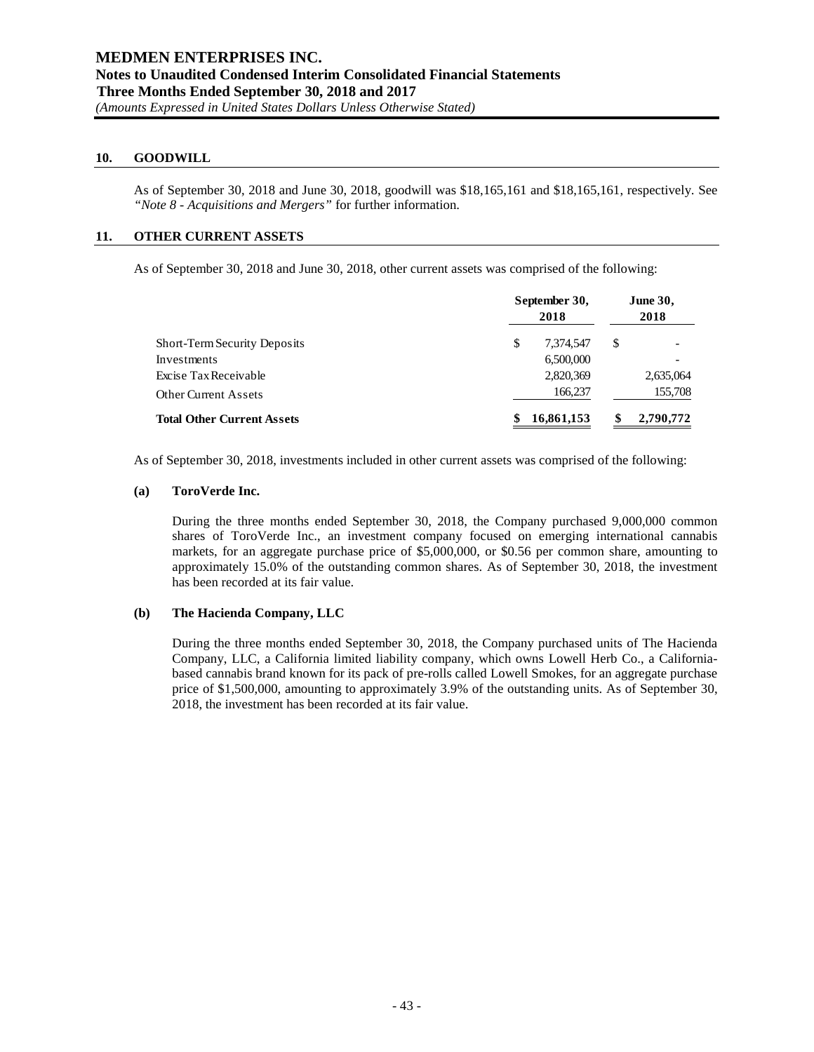## 10. GOODWILL

As of September 30, 2018 and June 30, 2018, goodwill was $18,165,161 and $18,165,161, respectively. See *"Note 8 - Acquisitions and Mergers"* for further information.

## 11. OTHER CURRENT ASSETS

As of September 30, 2018 and June 30, 2018, other current assets was comprised of the following:

| | September 30, 2018 | June 30, 2018 |
|---|---|---|
| Short-Term Security Deposits | $ 7,374,547 | $ - |
| Investments | 6,500,000 | - |
| Excise Tax Receivable | 2,820,369 | 2,635,064 |
| Other Current Assets | 166,237 | 155,708 |
| **Total Other Current Assets** | **$ 16,861,153** | **$ 2,790,772** |

As of September 30, 2018, investments included in other current assets was comprised of the following:

**(a) ToroVerde Inc.**

During the three months ended September 30, 2018, the Company purchased 9,000,000 common shares of ToroVerde Inc., an investment company focused on emerging international cannabis markets, for an aggregate purchase price of $5,000,000, or $0.56 per common share, amounting to approximately 15.0% of the outstanding common shares. As of September 30, 2018, the investment has been recorded at its fair value.

**(b) The Hacienda Company, LLC**

During the three months ended September 30, 2018, the Company purchased units of The Hacienda Company, LLC, a California limited liability company, which owns Lowell Herb Co., a California-based cannabis brand known for its pack of pre-rolls called Lowell Smokes, for an aggregate purchase price of $1,500,000, amounting to approximately 3.9% of the outstanding units. As of September 30, 2018, the investment has been recorded at its fair value.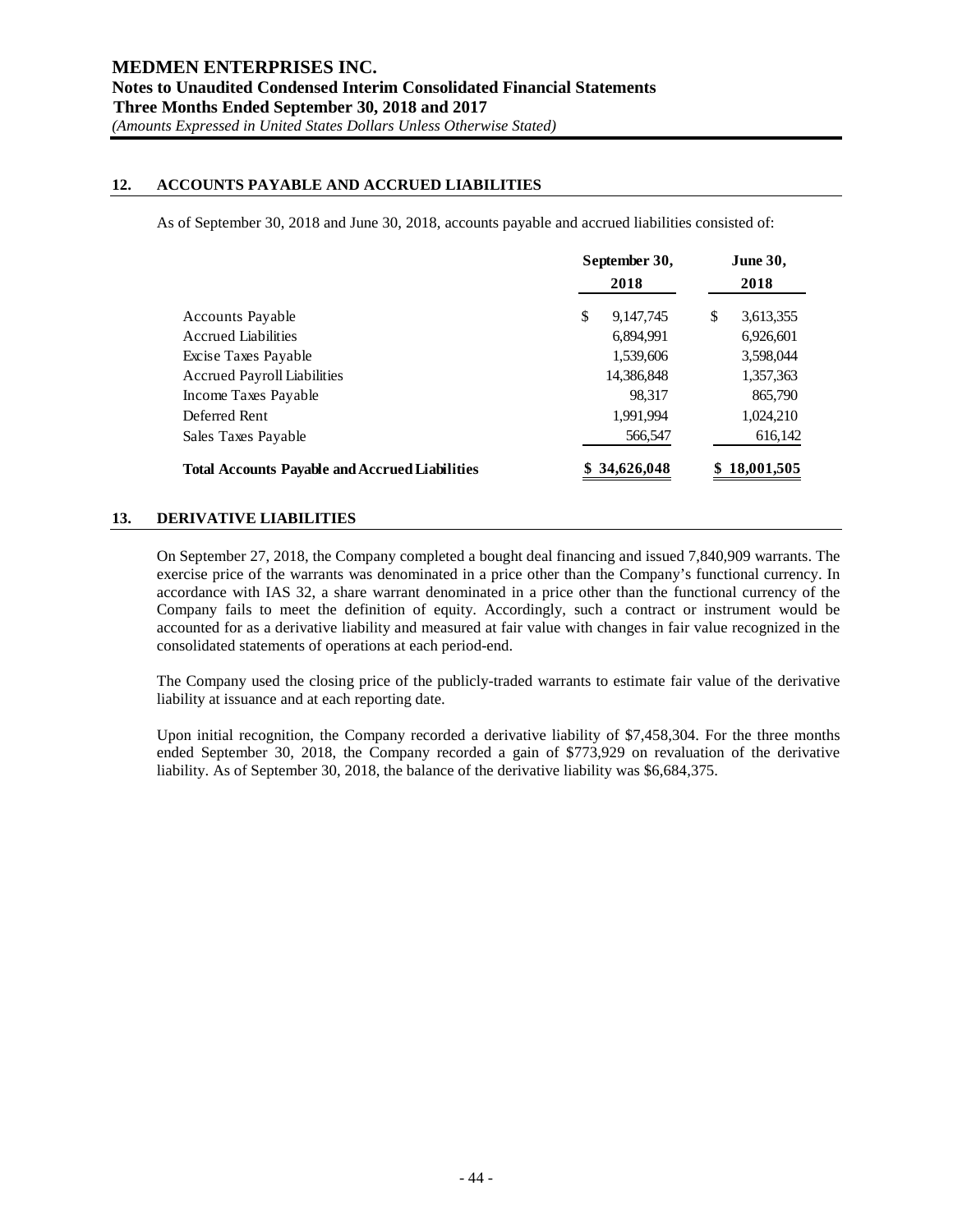## 12. ACCOUNTS PAYABLE AND ACCRUED LIABILITIES

As of September 30, 2018 and June 30, 2018, accounts payable and accrued liabilities consisted of:

| | September 30, 2018 | June 30, 2018 |
|---|---|---|
| Accounts Payable | $ 9,147,745 | $ 3,613,355 |
| Accrued Liabilities | 6,894,991 | 6,926,601 |
| Excise Taxes Payable | 1,539,606 | 3,598,044 |
| Accrued Payroll Liabilities | 14,386,848 | 1,357,363 |
| Income Taxes Payable | 98,317 | 865,790 |
| Deferred Rent | 1,991,994 | 1,024,210 |
| Sales Taxes Payable | 566,547 | 616,142 |
| **Total Accounts Payable and Accrued Liabilities** | **$ 34,626,048** | **$ 18,001,505** |

## 13. DERIVATIVE LIABILITIES

On September 27, 2018, the Company completed a bought deal financing and issued 7,840,909 warrants. The exercise price of the warrants was denominated in a price other than the Company's functional currency. In accordance with IAS 32, a share warrant denominated in a price other than the functional currency of the Company fails to meet the definition of equity. Accordingly, such a contract or instrument would be accounted for as a derivative liability and measured at fair value with changes in fair value recognized in the consolidated statements of operations at each period-end.

The Company used the closing price of the publicly-traded warrants to estimate fair value of the derivative liability at issuance and at each reporting date.

Upon initial recognition, the Company recorded a derivative liability of $7,458,304. For the three months ended September 30, 2018, the Company recorded a gain of $773,929 on revaluation of the derivative liability. As of September 30, 2018, the balance of the derivative liability was $6,684,375.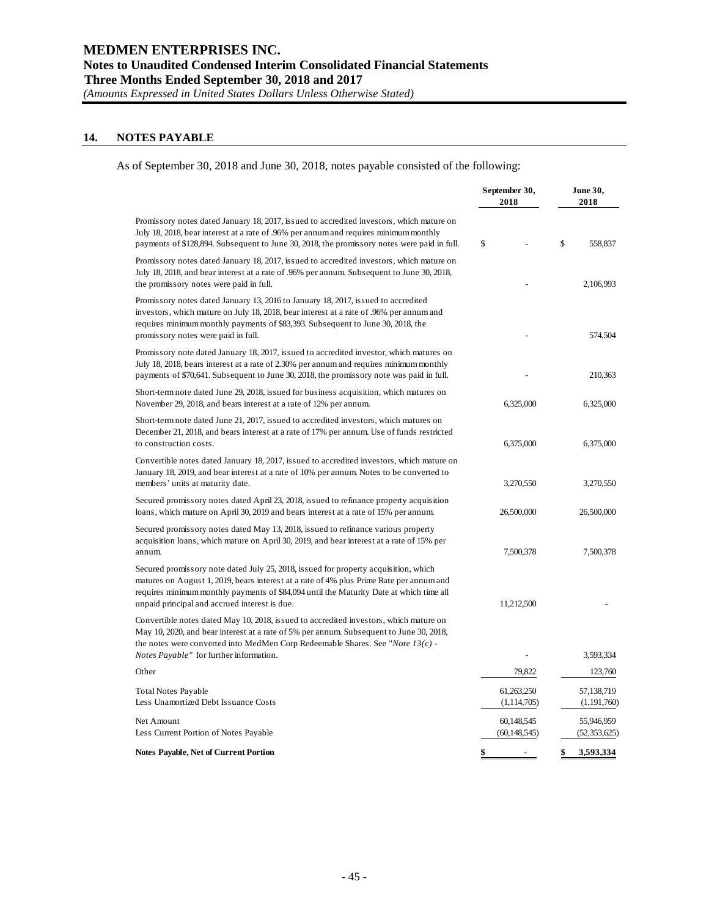## 14. NOTES PAYABLE

As of September 30, 2018 and June 30, 2018, notes payable consisted of the following:

| | September 30, 2018 | June 30, 2018 |
|---|---|---|
| Promissory notes dated January 18, 2017, issued to accredited investors, which mature on July 18, 2018, bear interest at a rate of .96% per annum and requires minimum monthly payments of $128,894. Subsequent to June 30, 2018, the promissory notes were paid in full. | $ - | $ 558,837 |
| Promissory notes dated January 18, 2017, issued to accredited investors, which mature on July 18, 2018, and bear interest at a rate of .96% per annum. Subsequent to June 30, 2018, the promissory notes were paid in full. | - | 2,106,993 |
| Promissory notes dated January 13, 2016 to January 18, 2017, issued to accredited investors, which mature on July 18, 2018, bear interest at a rate of .96% per annum and requires minimum monthly payments of $83,393. Subsequent to June 30, 2018, the promissory notes were paid in full. | - | 574,504 |
| Promissory note dated January 18, 2017, issued to accredited investor, which matures on July 18, 2018, bears interest at a rate of 2.30% per annum and requires minimum monthly payments of $70,641. Subsequent to June 30, 2018, the promissory note was paid in full. | - | 210,363 |
| Short-term note dated June 29, 2018, issued for business acquisition, which matures on November 29, 2018, and bears interest at a rate of 12% per annum. | 6,325,000 | 6,325,000 |
| Short-term note dated June 21, 2017, issued to accredited investors, which matures on December 21, 2018, and bears interest at a rate of 17% per annum. Use of funds restricted to construction costs. | 6,375,000 | 6,375,000 |
| Convertible notes dated January 18, 2017, issued to accredited investors, which mature on January 18, 2019, and bear interest at a rate of 10% per annum. Notes to be converted to members' units at maturity date. | 3,270,550 | 3,270,550 |
| Secured promissory notes dated April 23, 2018, issued to refinance property acquisition loans, which mature on April 30, 2019 and bears interest at a rate of 15% per annum. | 26,500,000 | 26,500,000 |
| Secured promissory notes dated May 13, 2018, issued to refinance various property acquisition loans, which mature on April 30, 2019, and bear interest at a rate of 15% per annum. | 7,500,378 | 7,500,378 |
| Secured promissory note dated July 25, 2018, issued for property acquisition, which matures on August 1, 2019, bears interest at a rate of 4% plus Prime Rate per annum and requires minimum monthly payments of $84,094 until the Maturity Date at which time all unpaid principal and accrued interest is due. | 11,212,500 | - |
| Convertible notes dated May 10, 2018, issued to accredited investors, which mature on May 10, 2020, and bear interest at a rate of 5% per annum. Subsequent to June 30, 2018, the notes were converted into MedMen Corp Redeemable Shares. See *"Note 13(c) - Notes Payable"* for further information. | - | 3,593,334 |
| Other | 79,822 | 123,760 |
| Total Notes Payable | 61,263,250 | 57,138,719 |
| Less Unamortized Debt Issuance Costs | (1,114,705) | (1,191,760) |
| Net Amount | 60,148,545 | 55,946,959 |
| Less Current Portion of Notes Payable | (60,148,545) | (52,353,625) |
| **Notes Payable, Net of Current Portion** | **$ -** | **$ 3,593,334** |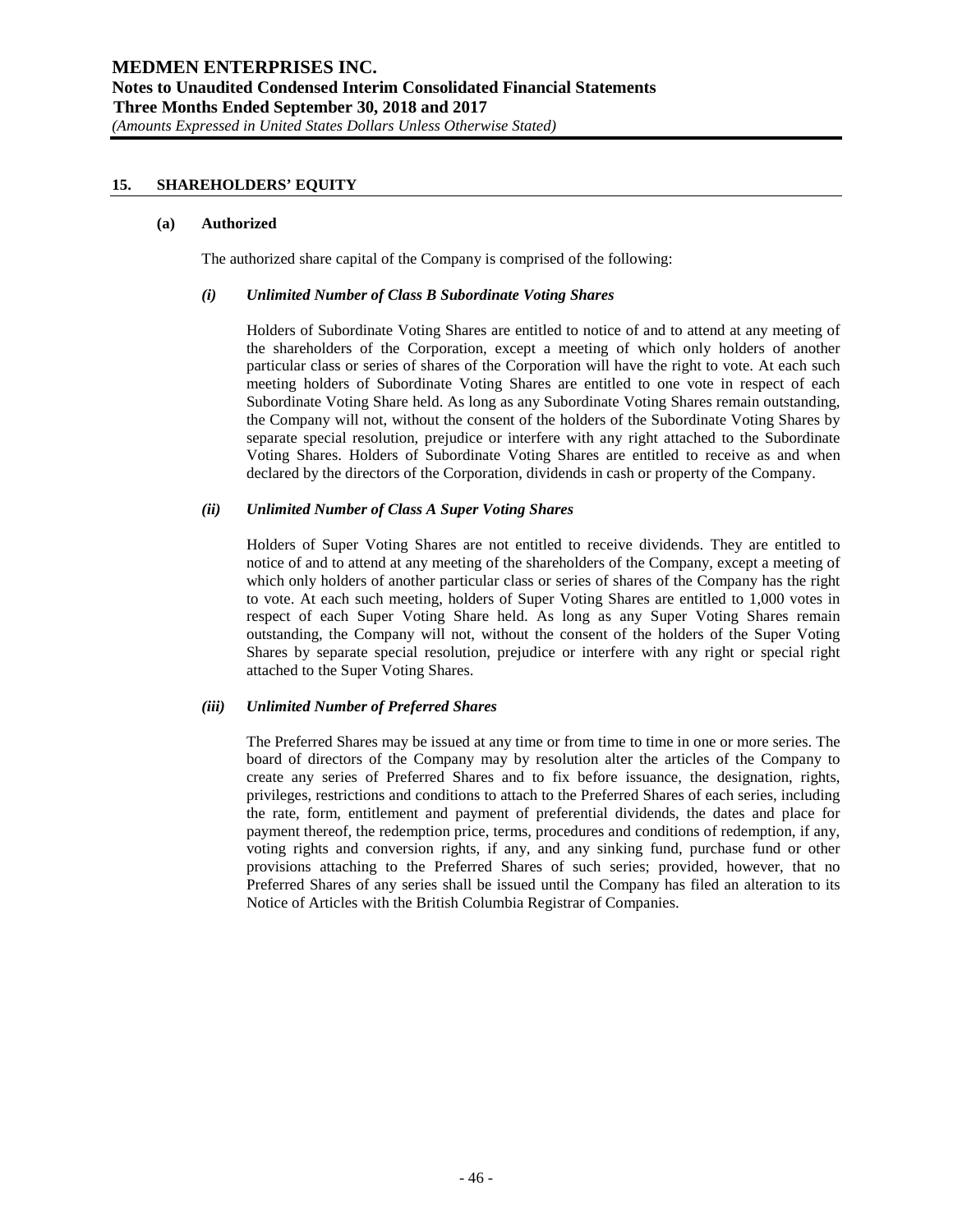## 15. SHAREHOLDERS' EQUITY

### (a) Authorized

The authorized share capital of the Company is comprised of the following:

#### *(i) Unlimited Number of Class B Subordinate Voting Shares*

Holders of Subordinate Voting Shares are entitled to notice of and to attend at any meeting of the shareholders of the Corporation, except a meeting of which only holders of another particular class or series of shares of the Corporation will have the right to vote. At each such meeting holders of Subordinate Voting Shares are entitled to one vote in respect of each Subordinate Voting Share held. As long as any Subordinate Voting Shares remain outstanding, the Company will not, without the consent of the holders of the Subordinate Voting Shares by separate special resolution, prejudice or interfere with any right attached to the Subordinate Voting Shares. Holders of Subordinate Voting Shares are entitled to receive as and when declared by the directors of the Corporation, dividends in cash or property of the Company.

#### *(ii) Unlimited Number of Class A Super Voting Shares*

Holders of Super Voting Shares are not entitled to receive dividends. They are entitled to notice of and to attend at any meeting of the shareholders of the Company, except a meeting of which only holders of another particular class or series of shares of the Company has the right to vote. At each such meeting, holders of Super Voting Shares are entitled to 1,000 votes in respect of each Super Voting Share held. As long as any Super Voting Shares remain outstanding, the Company will not, without the consent of the holders of the Super Voting Shares by separate special resolution, prejudice or interfere with any right or special right attached to the Super Voting Shares.

#### *(iii) Unlimited Number of Preferred Shares*

The Preferred Shares may be issued at any time or from time to time in one or more series. The board of directors of the Company may by resolution alter the articles of the Company to create any series of Preferred Shares and to fix before issuance, the designation, rights, privileges, restrictions and conditions to attach to the Preferred Shares of each series, including the rate, form, entitlement and payment of preferential dividends, the dates and place for payment thereof, the redemption price, terms, procedures and conditions of redemption, if any, voting rights and conversion rights, if any, and any sinking fund, purchase fund or other provisions attaching to the Preferred Shares of such series; provided, however, that no Preferred Shares of any series shall be issued until the Company has filed an alteration to its Notice of Articles with the British Columbia Registrar of Companies.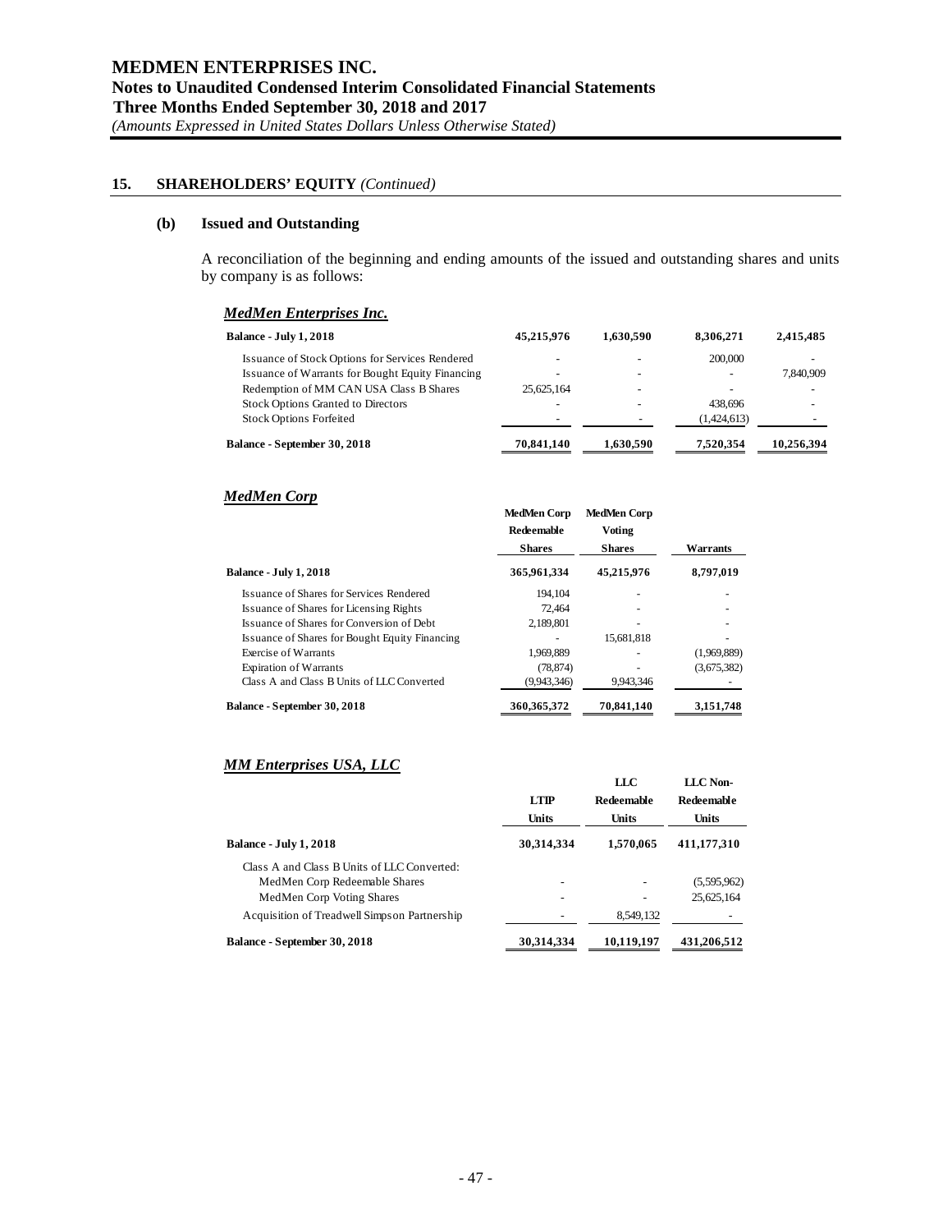## 15. SHAREHOLDERS' EQUITY *(Continued)*

### (b) Issued and Outstanding

A reconciliation of the beginning and ending amounts of the issued and outstanding shares and units by company is as follows:

#### *MedMen Enterprises Inc.*

| | | | | |
|---|---|---|---|---|
| **Balance - July 1, 2018** | **45,215,976** | **1,630,590** | **8,306,271** | **2,415,485** |
| Issuance of Stock Options for Services Rendered | - | - | 200,000 | - |
| Issuance of Warrants for Bought Equity Financing | - | - | - | 7,840,909 |
| Redemption of MM CAN USA Class B Shares | 25,625,164 | - | - | - |
| Stock Options Granted to Directors | - | - | 438,696 | - |
| Stock Options Forfeited | - | - | (1,424,613) | - |
| **Balance - September 30, 2018** | **70,841,140** | **1,630,590** | **7,520,354** | **10,256,394** |

#### *MedMen Corp*

| | MedMen Corp Redeemable Shares | MedMen Corp Voting Shares | Warrants |
|---|---|---|---|
| **Balance - July 1, 2018** | **365,961,334** | **45,215,976** | **8,797,019** |
| Issuance of Shares for Services Rendered | 194,104 | - | - |
| Issuance of Shares for Licensing Rights | 72,464 | - | - |
| Issuance of Shares for Conversion of Debt | 2,189,801 | - | - |
| Issuance of Shares for Bought Equity Financing | - | 15,681,818 | - |
| Exercise of Warrants | 1,969,889 | - | (1,969,889) |
| Expiration of Warrants | (78,874) | - | (3,675,382) |
| Class A and Class B Units of LLC Converted | (9,943,346) | 9,943,346 | - |
| **Balance - September 30, 2018** | **360,365,372** | **70,841,140** | **3,151,748** |

#### *MM Enterprises USA, LLC*

| | LTIP Units | LLC Redeemable Units | LLC Non-Redeemable Units |
|---|---|---|---|
| **Balance - July 1, 2018** | **30,314,334** | **1,570,065** | **411,177,310** |
| Class A and Class B Units of LLC Converted: | | | |
| MedMen Corp Redeemable Shares | - | - | (5,595,962) |
| MedMen Corp Voting Shares | - | - | 25,625,164 |
| Acquisition of Treadwell Simpson Partnership | - | 8,549,132 | - |
| **Balance - September 30, 2018** | **30,314,334** | **10,119,197** | **431,206,512** |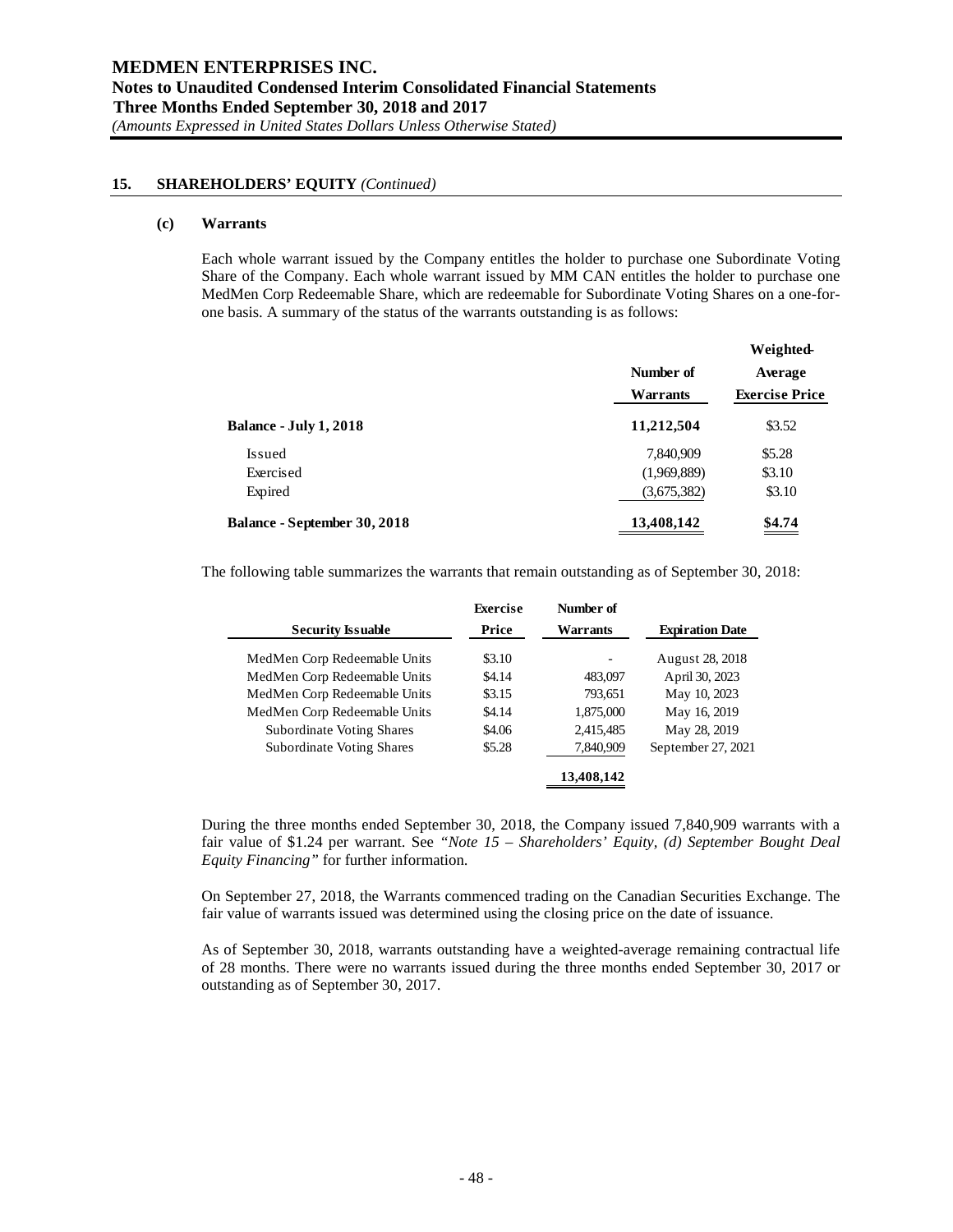## 15. SHAREHOLDERS' EQUITY *(Continued)*

### (c) Warrants

Each whole warrant issued by the Company entitles the holder to purchase one Subordinate Voting Share of the Company. Each whole warrant issued by MM CAN entitles the holder to purchase one MedMen Corp Redeemable Share, which are redeemable for Subordinate Voting Shares on a one-for-one basis. A summary of the status of the warrants outstanding is as follows:

| | Number of Warrants | Weighted-Average Exercise Price |
|---|---|---|
| **Balance - July 1, 2018** | **11,212,504** | $3.52 |
| Issued | 7,840,909 | $5.28 |
| Exercised | (1,969,889) | $3.10 |
| Expired | (3,675,382) | $3.10 |
| **Balance - September 30, 2018** | **13,408,142** | **$4.74** |

The following table summarizes the warrants that remain outstanding as of September 30, 2018:

| Security Issuable | Exercise Price | Number of Warrants | Expiration Date |
|---|---|---|---|
| MedMen Corp Redeemable Units | $3.10 | - | August 28, 2018 |
| MedMen Corp Redeemable Units | $4.14 | 483,097 | April 30, 2023 |
| MedMen Corp Redeemable Units | $3.15 | 793,651 | May 10, 2023 |
| MedMen Corp Redeemable Units | $4.14 | 1,875,000 | May 16, 2019 |
| Subordinate Voting Shares | $4.06 | 2,415,485 | May 28, 2019 |
| Subordinate Voting Shares | $5.28 | 7,840,909 | September 27, 2021 |
| | | **13,408,142** | |

During the three months ended September 30, 2018, the Company issued 7,840,909 warrants with a fair value of $1.24 per warrant. See *"Note 15 – Shareholders' Equity, (d) September Bought Deal Equity Financing"* for further information.

On September 27, 2018, the Warrants commenced trading on the Canadian Securities Exchange. The fair value of warrants issued was determined using the closing price on the date of issuance.

As of September 30, 2018, warrants outstanding have a weighted-average remaining contractual life of 28 months. There were no warrants issued during the three months ended September 30, 2017 or outstanding as of September 30, 2017.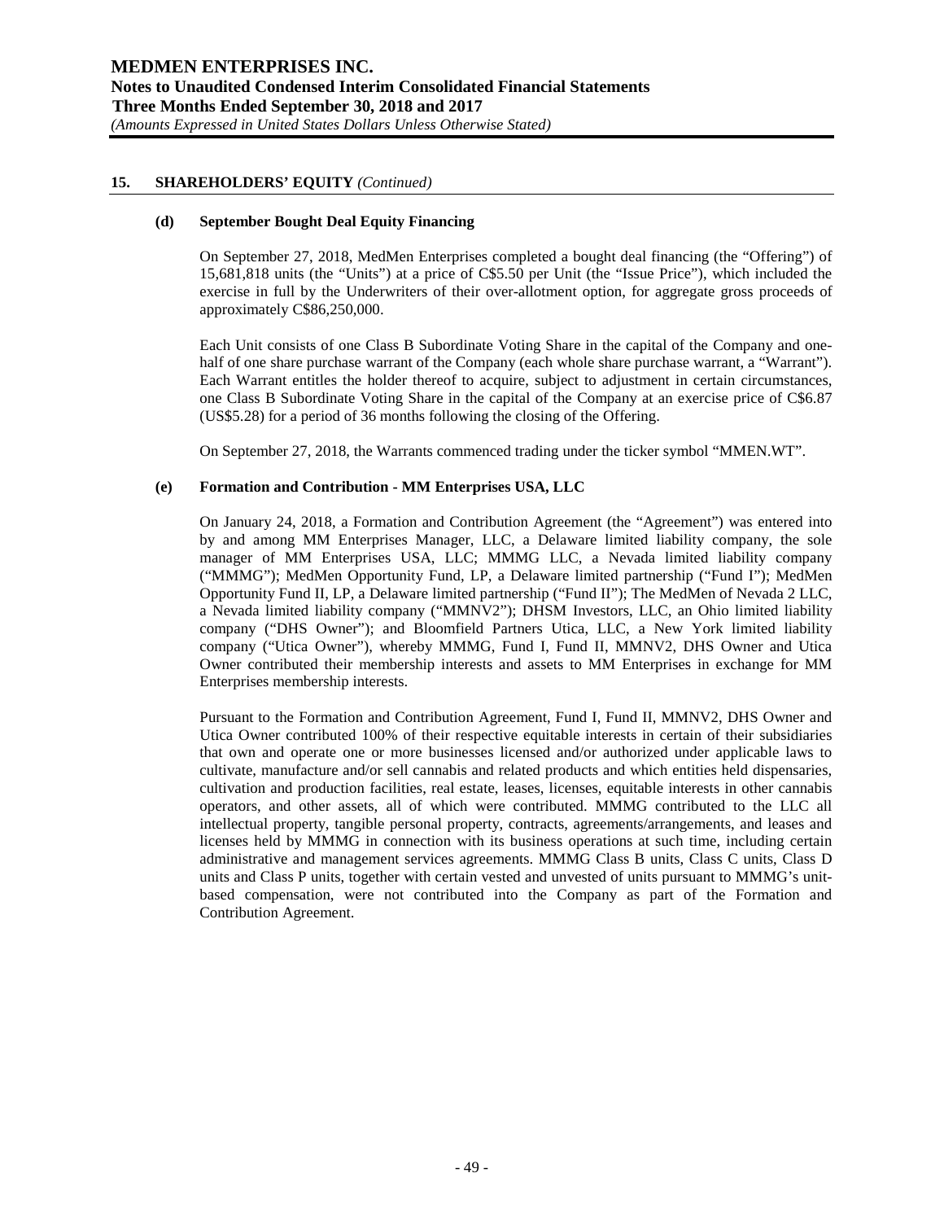## 15. SHAREHOLDERS' EQUITY *(Continued)*

### (d) September Bought Deal Equity Financing

On September 27, 2018, MedMen Enterprises completed a bought deal financing (the "Offering") of 15,681,818 units (the "Units") at a price of C$5.50 per Unit (the "Issue Price"), which included the exercise in full by the Underwriters of their over-allotment option, for aggregate gross proceeds of approximately C$86,250,000.

Each Unit consists of one Class B Subordinate Voting Share in the capital of the Company and one-half of one share purchase warrant of the Company (each whole share purchase warrant, a "Warrant"). Each Warrant entitles the holder thereof to acquire, subject to adjustment in certain circumstances, one Class B Subordinate Voting Share in the capital of the Company at an exercise price of C$6.87 (US$5.28) for a period of 36 months following the closing of the Offering.

On September 27, 2018, the Warrants commenced trading under the ticker symbol "MMEN.WT".

### (e) Formation and Contribution - MM Enterprises USA, LLC

On January 24, 2018, a Formation and Contribution Agreement (the "Agreement") was entered into by and among MM Enterprises Manager, LLC, a Delaware limited liability company, the sole manager of MM Enterprises USA, LLC; MMMG LLC, a Nevada limited liability company ("MMMG"); MedMen Opportunity Fund, LP, a Delaware limited partnership ("Fund I"); MedMen Opportunity Fund II, LP, a Delaware limited partnership ("Fund II"); The MedMen of Nevada 2 LLC, a Nevada limited liability company ("MMNV2"); DHSM Investors, LLC, an Ohio limited liability company ("DHS Owner"); and Bloomfield Partners Utica, LLC, a New York limited liability company ("Utica Owner"), whereby MMMG, Fund I, Fund II, MMNV2, DHS Owner and Utica Owner contributed their membership interests and assets to MM Enterprises in exchange for MM Enterprises membership interests.

Pursuant to the Formation and Contribution Agreement, Fund I, Fund II, MMNV2, DHS Owner and Utica Owner contributed 100% of their respective equitable interests in certain of their subsidiaries that own and operate one or more businesses licensed and/or authorized under applicable laws to cultivate, manufacture and/or sell cannabis and related products and which entities held dispensaries, cultivation and production facilities, real estate, leases, licenses, equitable interests in other cannabis operators, and other assets, all of which were contributed. MMMG contributed to the LLC all intellectual property, tangible personal property, contracts, agreements/arrangements, and leases and licenses held by MMMG in connection with its business operations at such time, including certain administrative and management services agreements. MMMG Class B units, Class C units, Class D units and Class P units, together with certain vested and unvested of units pursuant to MMMG's unit-based compensation, were not contributed into the Company as part of the Formation and Contribution Agreement.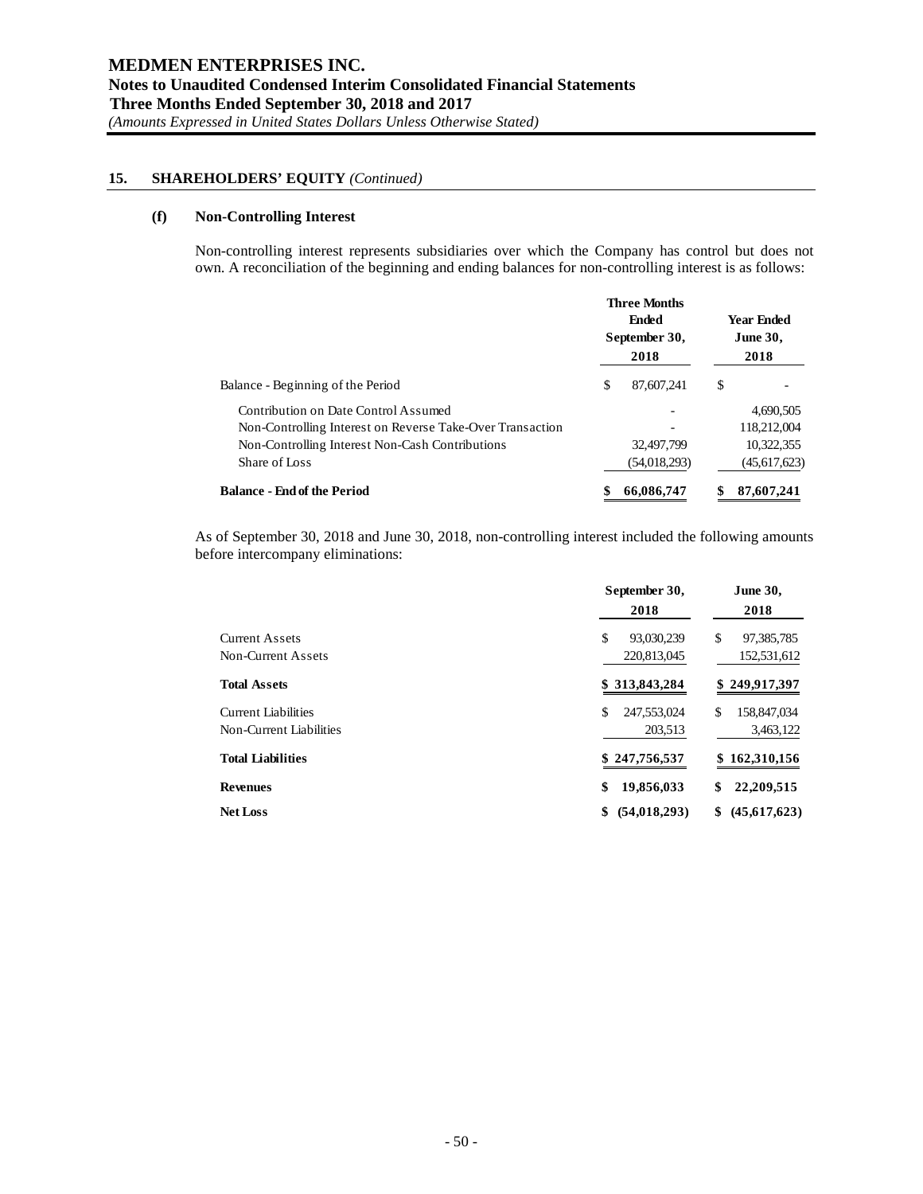## 15. SHAREHOLDERS' EQUITY *(Continued)*

### (f) Non-Controlling Interest

Non-controlling interest represents subsidiaries over which the Company has control but does not own. A reconciliation of the beginning and ending balances for non-controlling interest is as follows:

| | Three Months Ended September 30, 2018 | Year Ended June 30, 2018 |
|---|---|---|
| Balance - Beginning of the Period | $ 87,607,241 | $ - |
| Contribution on Date Control Assumed | - | 4,690,505 |
| Non-Controlling Interest on Reverse Take-Over Transaction | - | 118,212,004 |
| Non-Controlling Interest Non-Cash Contributions | 32,497,799 | 10,322,355 |
| Share of Loss | (54,018,293) | (45,617,623) |
| **Balance - End of the Period** | **$ 66,086,747** | **$ 87,607,241** |

As of September 30, 2018 and June 30, 2018, non-controlling interest included the following amounts before intercompany eliminations:

| | September 30, 2018 | June 30, 2018 |
|---|---|---|
| Current Assets | $ 93,030,239 | $ 97,385,785 |
| Non-Current Assets | 220,813,045 | 152,531,612 |
| **Total Assets** | **$ 313,843,284** | **$ 249,917,397** |
| Current Liabilities | $ 247,553,024 | $ 158,847,034 |
| Non-Current Liabilities | 203,513 | 3,463,122 |
| **Total Liabilities** | **$ 247,756,537** | **$ 162,310,156** |
| **Revenues** | **$ 19,856,033** | **$ 22,209,515** |
| **Net Loss** | **$ (54,018,293)** | **$ (45,617,623)** |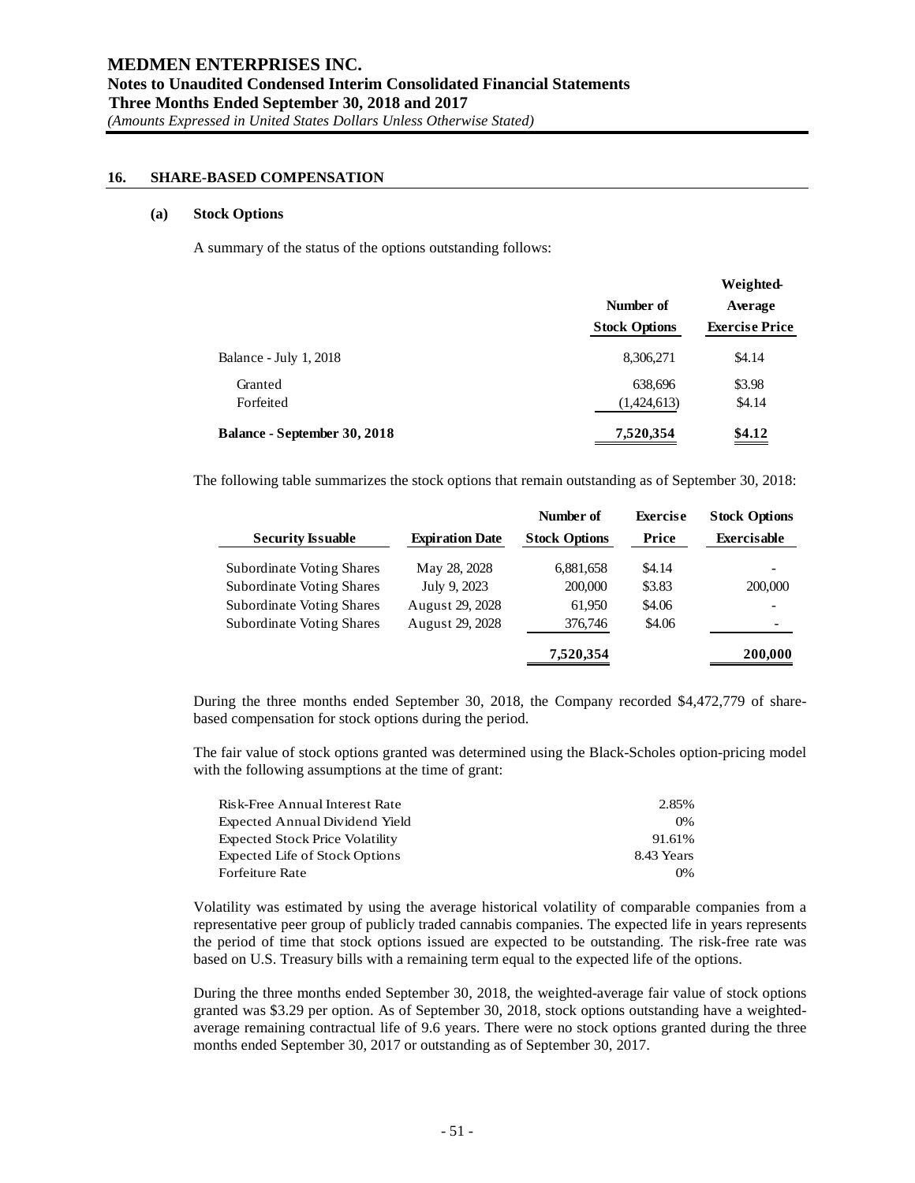## 16. SHARE-BASED COMPENSATION

### (a) Stock Options

A summary of the status of the options outstanding follows:

| | Number of Stock Options | Weighted-Average Exercise Price |
|---|---|---|
| Balance - July 1, 2018 | 8,306,271 | $4.14 |
| Granted | 638,696 | $3.98 |
| Forfeited | (1,424,613) | $4.14 |
| **Balance - September 30, 2018** | **7,520,354** | **$4.12** |

The following table summarizes the stock options that remain outstanding as of September 30, 2018:

| Security Issuable | Expiration Date | Number of Stock Options | Exercise Price | Stock Options Exercisable |
|---|---|---|---|---|
| Subordinate Voting Shares | May 28, 2028 | 6,881,658 | $4.14 | - |
| Subordinate Voting Shares | July 9, 2023 | 200,000 | $3.83 | 200,000 |
| Subordinate Voting Shares | August 29, 2028 | 61,950 | $4.06 | - |
| Subordinate Voting Shares | August 29, 2028 | 376,746 | $4.06 | - |
| | | **7,520,354** | | **200,000** |

During the three months ended September 30, 2018, the Company recorded $4,472,779 of share-based compensation for stock options during the period.

The fair value of stock options granted was determined using the Black-Scholes option-pricing model with the following assumptions at the time of grant:

| | |
|---|---|
| Risk-Free Annual Interest Rate | 2.85% |
| Expected Annual Dividend Yield | 0% |
| Expected Stock Price Volatility | 91.61% |
| Expected Life of Stock Options | 8.43 Years |
| Forfeiture Rate | 0% |

Volatility was estimated by using the average historical volatility of comparable companies from a representative peer group of publicly traded cannabis companies. The expected life in years represents the period of time that stock options issued are expected to be outstanding. The risk-free rate was based on U.S. Treasury bills with a remaining term equal to the expected life of the options.

During the three months ended September 30, 2018, the weighted-average fair value of stock options granted was $3.29 per option. As of September 30, 2018, stock options outstanding have a weighted-average remaining contractual life of 9.6 years. There were no stock options granted during the three months ended September 30, 2017 or outstanding as of September 30, 2017.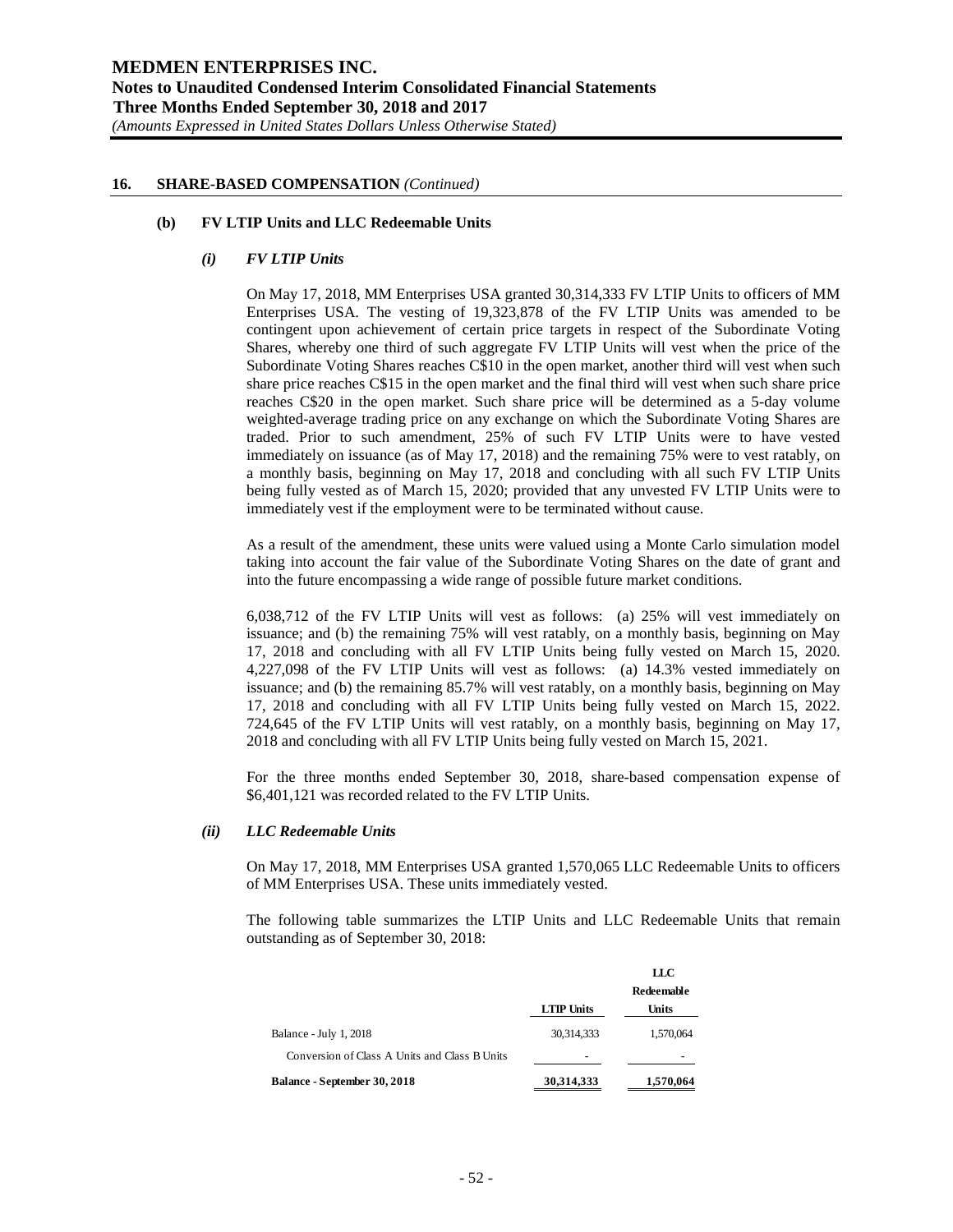## 16. SHARE-BASED COMPENSATION *(Continued)*

### (b) FV LTIP Units and LLC Redeemable Units

#### *(i) FV LTIP Units*

On May 17, 2018, MM Enterprises USA granted 30,314,333 FV LTIP Units to officers of MM Enterprises USA. The vesting of 19,323,878 of the FV LTIP Units was amended to be contingent upon achievement of certain price targets in respect of the Subordinate Voting Shares, whereby one third of such aggregate FV LTIP Units will vest when the price of the Subordinate Voting Shares reaches C$10 in the open market, another third will vest when such share price reaches C$15 in the open market and the final third will vest when such share price reaches C$20 in the open market. Such share price will be determined as a 5-day volume weighted-average trading price on any exchange on which the Subordinate Voting Shares are traded. Prior to such amendment, 25% of such FV LTIP Units were to have vested immediately on issuance (as of May 17, 2018) and the remaining 75% were to vest ratably, on a monthly basis, beginning on May 17, 2018 and concluding with all such FV LTIP Units being fully vested as of March 15, 2020; provided that any unvested FV LTIP Units were to immediately vest if the employment were to be terminated without cause.

As a result of the amendment, these units were valued using a Monte Carlo simulation model taking into account the fair value of the Subordinate Voting Shares on the date of grant and into the future encompassing a wide range of possible future market conditions.

6,038,712 of the FV LTIP Units will vest as follows: (a) 25% will vest immediately on issuance; and (b) the remaining 75% will vest ratably, on a monthly basis, beginning on May 17, 2018 and concluding with all FV LTIP Units being fully vested on March 15, 2020. 4,227,098 of the FV LTIP Units will vest as follows: (a) 14.3% vested immediately on issuance; and (b) the remaining 85.7% will vest ratably, on a monthly basis, beginning on May 17, 2018 and concluding with all FV LTIP Units being fully vested on March 15, 2022. 724,645 of the FV LTIP Units will vest ratably, on a monthly basis, beginning on May 17, 2018 and concluding with all FV LTIP Units being fully vested on March 15, 2021.

For the three months ended September 30, 2018, share-based compensation expense of $6,401,121 was recorded related to the FV LTIP Units.

#### *(ii) LLC Redeemable Units*

On May 17, 2018, MM Enterprises USA granted 1,570,065 LLC Redeemable Units to officers of MM Enterprises USA. These units immediately vested.

The following table summarizes the LTIP Units and LLC Redeemable Units that remain outstanding as of September 30, 2018:

| | LTIP Units | LLC Redeemable Units |
|---|---|---|
| Balance - July 1, 2018 | 30,314,333 | 1,570,064 |
| Conversion of Class A Units and Class B Units | - | - |
| **Balance - September 30, 2018** | **30,314,333** | **1,570,064** |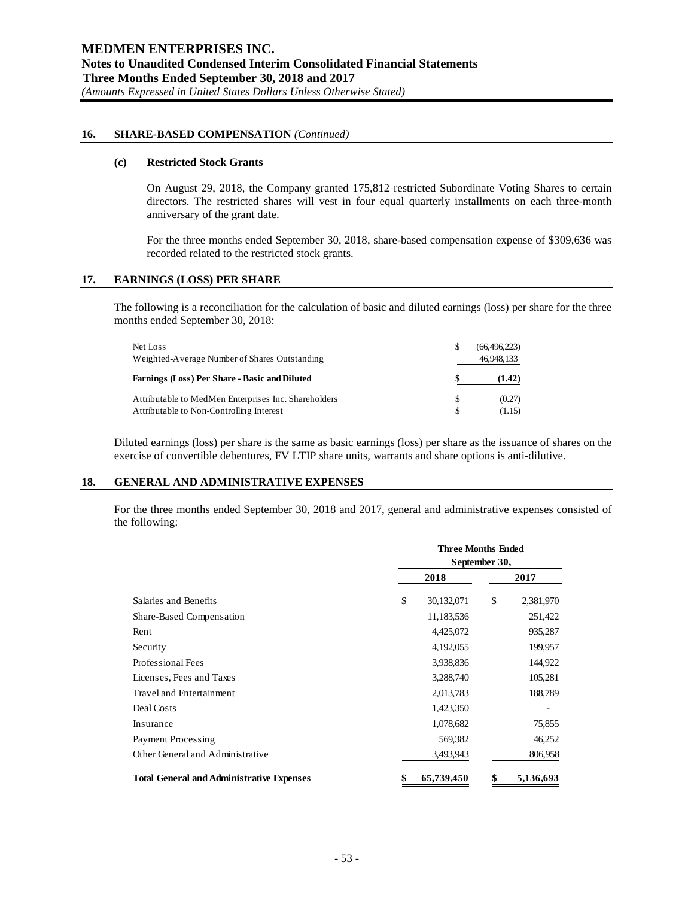## 16. SHARE-BASED COMPENSATION *(Continued)*

### (c) Restricted Stock Grants

On August 29, 2018, the Company granted 175,812 restricted Subordinate Voting Shares to certain directors. The restricted shares will vest in four equal quarterly installments on each three-month anniversary of the grant date.

For the three months ended September 30, 2018, share-based compensation expense of $309,636 was recorded related to the restricted stock grants.

## 17. EARNINGS (LOSS) PER SHARE

The following is a reconciliation for the calculation of basic and diluted earnings (loss) per share for the three months ended September 30, 2018:

| | | |
|---|---|---|
| Net Loss | $ | (66,496,223) |
| Weighted-Average Number of Shares Outstanding | | 46,948,133 |
| **Earnings (Loss) Per Share - Basic and Diluted** | **$** | **(1.42)** |
| Attributable to MedMen Enterprises Inc. Shareholders | $ | (0.27) |
| Attributable to Non-Controlling Interest | $ | (1.15) |

Diluted earnings (loss) per share is the same as basic earnings (loss) per share as the issuance of shares on the exercise of convertible debentures, FV LTIP share units, warrants and share options is anti-dilutive.

## 18. GENERAL AND ADMINISTRATIVE EXPENSES

For the three months ended September 30, 2018 and 2017, general and administrative expenses consisted of the following:

| | Three Months Ended September 30, | |
|---|---|---|
| | **2018** | **2017** |
| Salaries and Benefits | $ 30,132,071 | $ 2,381,970 |
| Share-Based Compensation | 11,183,536 | 251,422 |
| Rent | 4,425,072 | 935,287 |
| Security | 4,192,055 | 199,957 |
| Professional Fees | 3,938,836 | 144,922 |
| Licenses, Fees and Taxes | 3,288,740 | 105,281 |
| Travel and Entertainment | 2,013,783 | 188,789 |
| Deal Costs | 1,423,350 | - |
| Insurance | 1,078,682 | 75,855 |
| Payment Processing | 569,382 | 46,252 |
| Other General and Administrative | 3,493,943 | 806,958 |
| **Total General and Administrative Expenses** | **$ 65,739,450** | **$ 5,136,693** |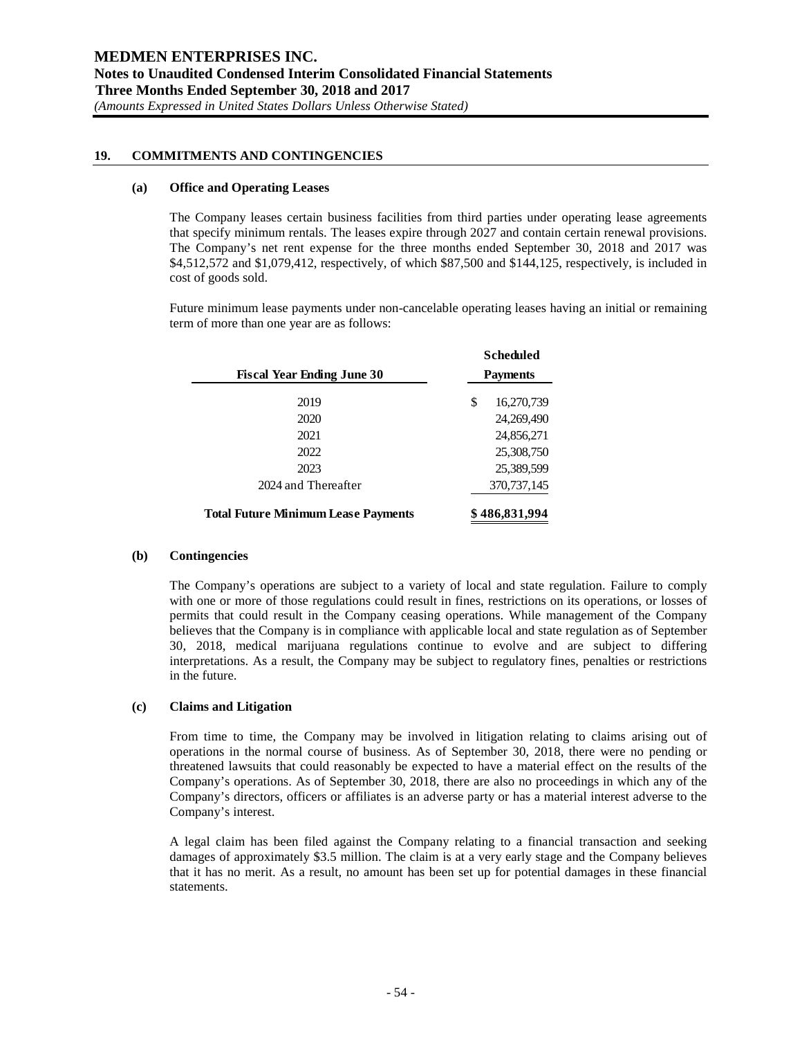## 19. COMMITMENTS AND CONTINGENCIES

### (a) Office and Operating Leases

The Company leases certain business facilities from third parties under operating lease agreements that specify minimum rentals. The leases expire through 2027 and contain certain renewal provisions. The Company's net rent expense for the three months ended September 30, 2018 and 2017 was $4,512,572 and $1,079,412, respectively, of which $87,500 and $144,125, respectively, is included in cost of goods sold.

Future minimum lease payments under non-cancelable operating leases having an initial or remaining term of more than one year are as follows:

| Fiscal Year Ending June 30 | Scheduled Payments |
|---|---|
| 2019 | $ 16,270,739 |
| 2020 | 24,269,490 |
| 2021 | 24,856,271 |
| 2022 | 25,308,750 |
| 2023 | 25,389,599 |
| 2024 and Thereafter | 370,737,145 |
| **Total Future Minimum Lease Payments** | **$ 486,831,994** |

### (b) Contingencies

The Company's operations are subject to a variety of local and state regulation. Failure to comply with one or more of those regulations could result in fines, restrictions on its operations, or losses of permits that could result in the Company ceasing operations. While management of the Company believes that the Company is in compliance with applicable local and state regulation as of September 30, 2018, medical marijuana regulations continue to evolve and are subject to differing interpretations. As a result, the Company may be subject to regulatory fines, penalties or restrictions in the future.

### (c) Claims and Litigation

From time to time, the Company may be involved in litigation relating to claims arising out of operations in the normal course of business. As of September 30, 2018, there were no pending or threatened lawsuits that could reasonably be expected to have a material effect on the results of the Company's operations. As of September 30, 2018, there are also no proceedings in which any of the Company's directors, officers or affiliates is an adverse party or has a material interest adverse to the Company's interest.

A legal claim has been filed against the Company relating to a financial transaction and seeking damages of approximately $3.5 million. The claim is at a very early stage and the Company believes that it has no merit. As a result, no amount has been set up for potential damages in these financial statements.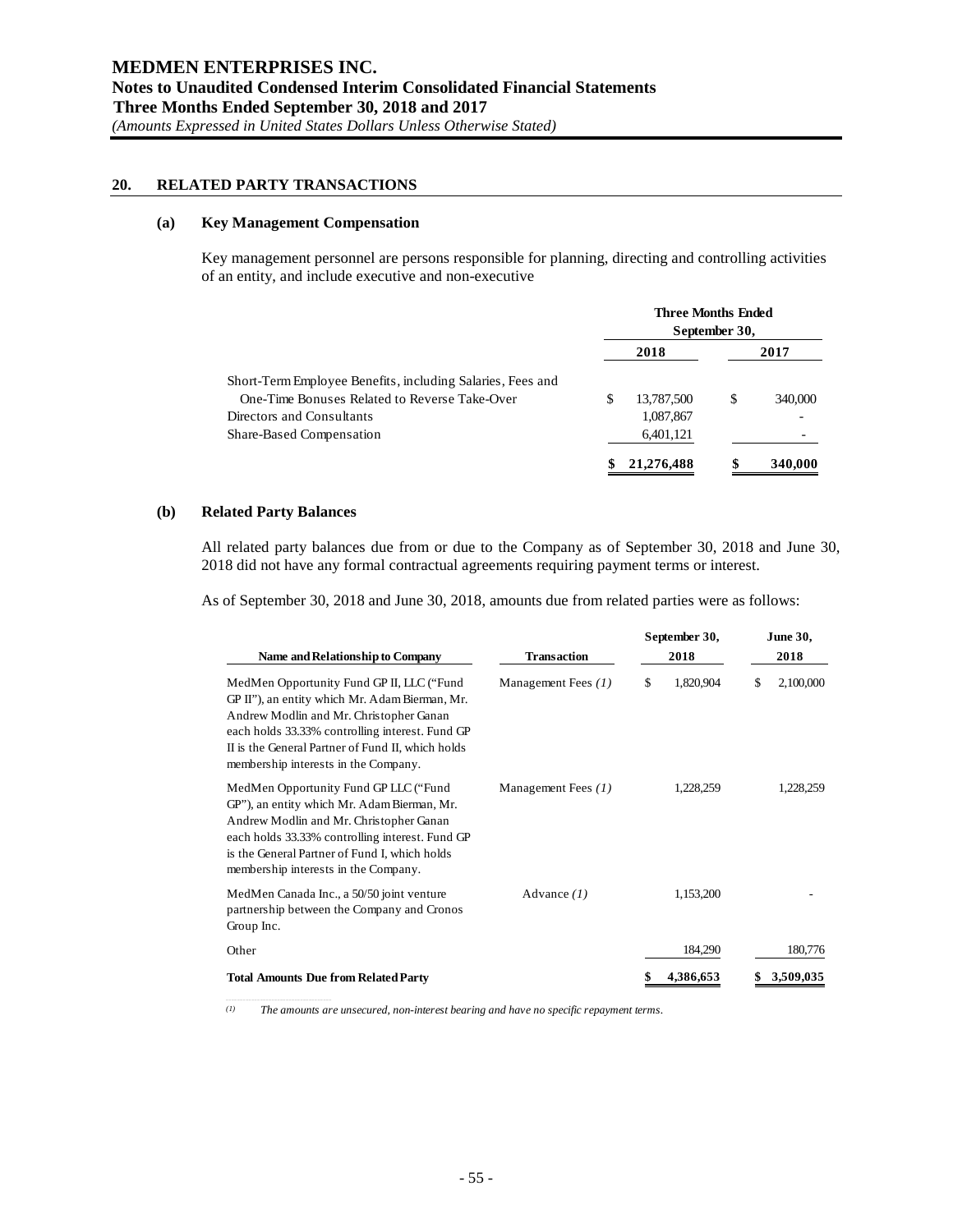## 20. RELATED PARTY TRANSACTIONS

### (a) Key Management Compensation

Key management personnel are persons responsible for planning, directing and controlling activities of an entity, and include executive and non-executive

| | Three Months Ended September 30, | |
|---|---|---|
| | 2018 | 2017 |
| Short-Term Employee Benefits, including Salaries, Fees and One-Time Bonuses Related to Reverse Take-Over | $ 13,787,500 | $ 340,000 |
| Directors and Consultants | 1,087,867 | - |
| Share-Based Compensation | 6,401,121 | - |
| | **$ 21,276,488** | **$ 340,000** |

### (b) Related Party Balances

All related party balances due from or due to the Company as of September 30, 2018 and June 30, 2018 did not have any formal contractual agreements requiring payment terms or interest.

As of September 30, 2018 and June 30, 2018, amounts due from related parties were as follows:

| Name and Relationship to Company | Transaction | September 30, 2018 | June 30, 2018 |
|---|---|---|---|
| MedMen Opportunity Fund GP II, LLC ("Fund GP II"), an entity which Mr. Adam Bierman, Mr. Andrew Modlin and Mr. Christopher Ganan each holds 33.33% controlling interest. Fund GP II is the General Partner of Fund II, which holds membership interests in the Company. | Management Fees *(1)* | $ 1,820,904 | $ 2,100,000 |
| MedMen Opportunity Fund GP LLC ("Fund GP"), an entity which Mr. Adam Bierman, Mr. Andrew Modlin and Mr. Christopher Ganan each holds 33.33% controlling interest. Fund GP is the General Partner of Fund I, which holds membership interests in the Company. | Management Fees *(1)* | 1,228,259 | 1,228,259 |
| MedMen Canada Inc., a 50/50 joint venture partnership between the Company and Cronos Group Inc. | Advance *(1)* | 1,153,200 | - |
| Other | | 184,290 | 180,776 |
| **Total Amounts Due from Related Party** | | **$ 4,386,653** | **$ 3,509,035** |

*(1) The amounts are unsecured, non-interest bearing and have no specific repayment terms.*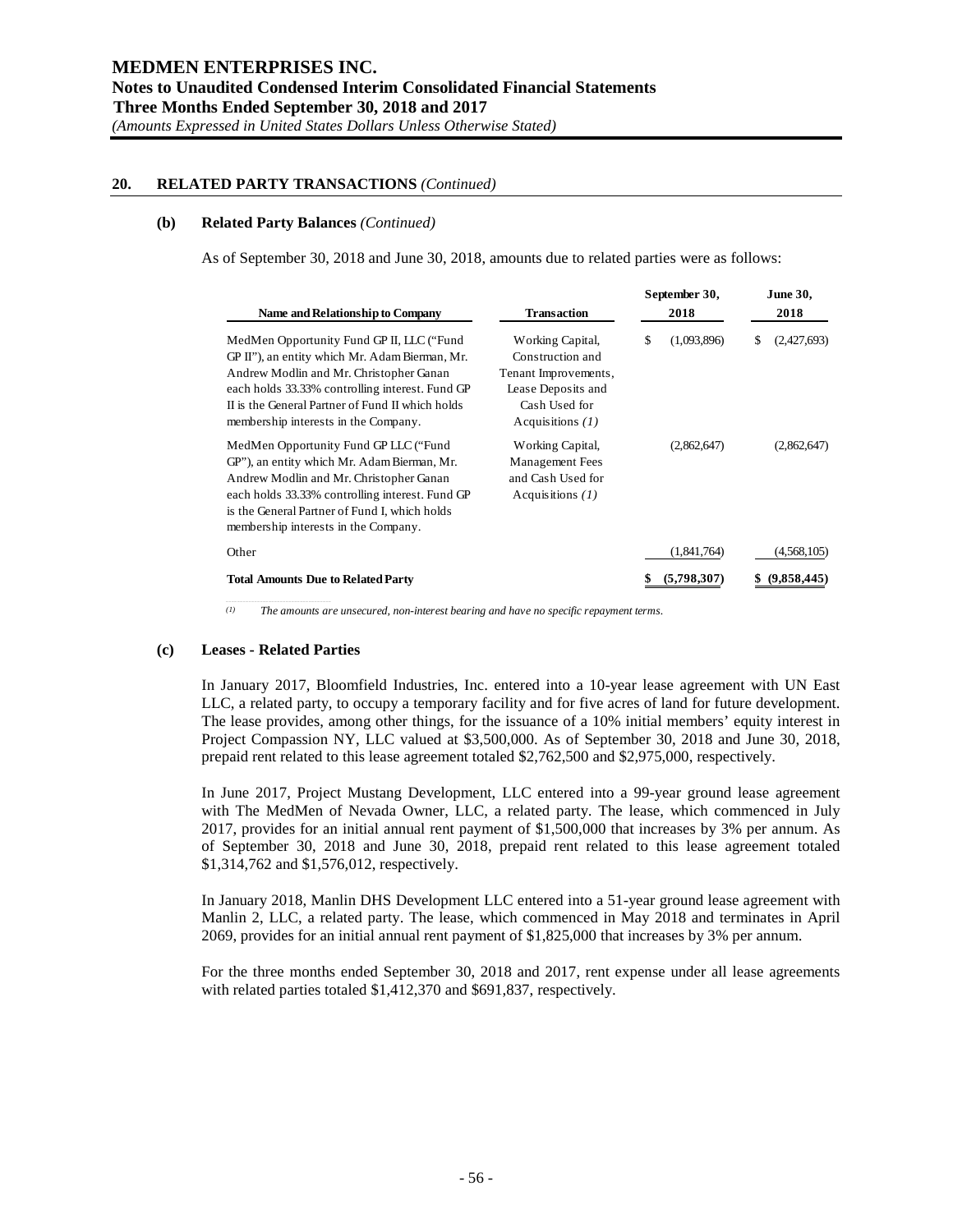## 20. RELATED PARTY TRANSACTIONS *(Continued)*

### (b) Related Party Balances *(Continued)*

As of September 30, 2018 and June 30, 2018, amounts due to related parties were as follows:

| Name and Relationship to Company | Transaction | September 30, 2018 | June 30, 2018 |
|---|---|---|---|
| MedMen Opportunity Fund GP II, LLC ("Fund GP II"), an entity which Mr. Adam Bierman, Mr. Andrew Modlin and Mr. Christopher Ganan each holds 33.33% controlling interest. Fund GP II is the General Partner of Fund II which holds membership interests in the Company. | Working Capital, Construction and Tenant Improvements, Lease Deposits and Cash Used for Acquisitions *(1)* | $ (1,093,896) | $ (2,427,693) |
| MedMen Opportunity Fund GP LLC ("Fund GP"), an entity which Mr. Adam Bierman, Mr. Andrew Modlin and Mr. Christopher Ganan each holds 33.33% controlling interest. Fund GP is the General Partner of Fund I, which holds membership interests in the Company. | Working Capital, Management Fees and Cash Used for Acquisitions *(1)* | (2,862,647) | (2,862,647) |
| Other | | (1,841,764) | (4,568,105) |
| **Total Amounts Due to Related Party** | | **$ (5,798,307)** | **$ (9,858,445)** |

*(1) The amounts are unsecured, non-interest bearing and have no specific repayment terms.*

### (c) Leases - Related Parties

In January 2017, Bloomfield Industries, Inc. entered into a 10-year lease agreement with UN East LLC, a related party, to occupy a temporary facility and for five acres of land for future development. The lease provides, among other things, for the issuance of a 10% initial members' equity interest in Project Compassion NY, LLC valued at $3,500,000. As of September 30, 2018 and June 30, 2018, prepaid rent related to this lease agreement totaled $2,762,500 and $2,975,000, respectively.

In June 2017, Project Mustang Development, LLC entered into a 99-year ground lease agreement with The MedMen of Nevada Owner, LLC, a related party. The lease, which commenced in July 2017, provides for an initial annual rent payment of $1,500,000 that increases by 3% per annum. As of September 30, 2018 and June 30, 2018, prepaid rent related to this lease agreement totaled $1,314,762 and $1,576,012, respectively.

In January 2018, Manlin DHS Development LLC entered into a 51-year ground lease agreement with Manlin 2, LLC, a related party. The lease, which commenced in May 2018 and terminates in April 2069, provides for an initial annual rent payment of $1,825,000 that increases by 3% per annum.

For the three months ended September 30, 2018 and 2017, rent expense under all lease agreements with related parties totaled $1,412,370 and $691,837, respectively.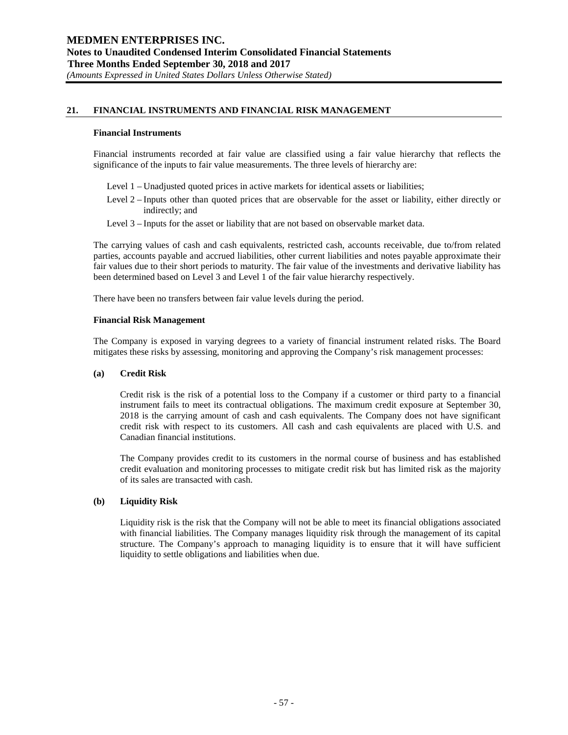## 21. FINANCIAL INSTRUMENTS AND FINANCIAL RISK MANAGEMENT

**Financial Instruments**

Financial instruments recorded at fair value are classified using a fair value hierarchy that reflects the significance of the inputs to fair value measurements. The three levels of hierarchy are:

- Level 1 – Unadjusted quoted prices in active markets for identical assets or liabilities;
- Level 2 – Inputs other than quoted prices that are observable for the asset or liability, either directly or indirectly; and
- Level 3 – Inputs for the asset or liability that are not based on observable market data.

The carrying values of cash and cash equivalents, restricted cash, accounts receivable, due to/from related parties, accounts payable and accrued liabilities, other current liabilities and notes payable approximate their fair values due to their short periods to maturity. The fair value of the investments and derivative liability has been determined based on Level 3 and Level 1 of the fair value hierarchy respectively.

There have been no transfers between fair value levels during the period.

**Financial Risk Management**

The Company is exposed in varying degrees to a variety of financial instrument related risks. The Board mitigates these risks by assessing, monitoring and approving the Company's risk management processes:

**(a) Credit Risk**

Credit risk is the risk of a potential loss to the Company if a customer or third party to a financial instrument fails to meet its contractual obligations. The maximum credit exposure at September 30, 2018 is the carrying amount of cash and cash equivalents. The Company does not have significant credit risk with respect to its customers. All cash and cash equivalents are placed with U.S. and Canadian financial institutions.

The Company provides credit to its customers in the normal course of business and has established credit evaluation and monitoring processes to mitigate credit risk but has limited risk as the majority of its sales are transacted with cash.

**(b) Liquidity Risk**

Liquidity risk is the risk that the Company will not be able to meet its financial obligations associated with financial liabilities. The Company manages liquidity risk through the management of its capital structure. The Company's approach to managing liquidity is to ensure that it will have sufficient liquidity to settle obligations and liabilities when due.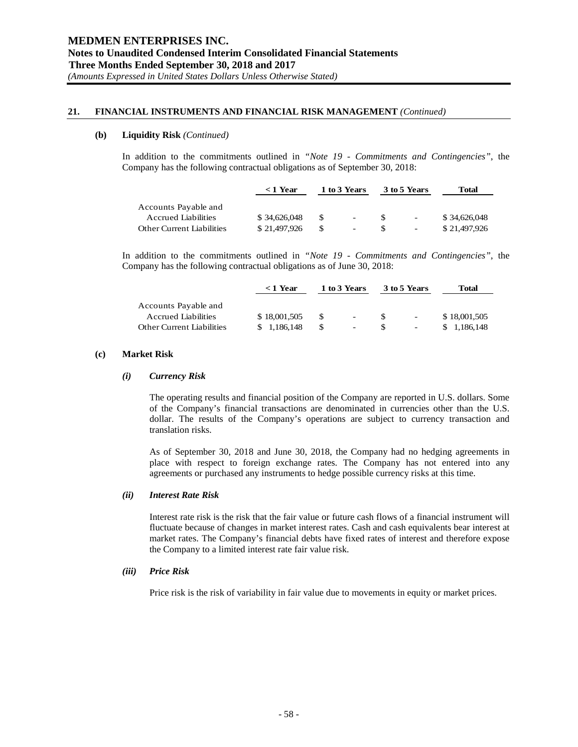## 21. FINANCIAL INSTRUMENTS AND FINANCIAL RISK MANAGEMENT *(Continued)*

### (b) Liquidity Risk *(Continued)*

In addition to the commitments outlined in *"Note 19 - Commitments and Contingencies"*, the Company has the following contractual obligations as of September 30, 2018:

| | < 1 Year | 1 to 3 Years | 3 to 5 Years | Total |
|---|---|---|---|---|
| Accounts Payable and Accrued Liabilities | $ 34,626,048 | $ - | $ - | $ 34,626,048 |
| Other Current Liabilities | $ 21,497,926 | $ - | $ - | $ 21,497,926 |

In addition to the commitments outlined in *"Note 19 - Commitments and Contingencies"*, the Company has the following contractual obligations as of June 30, 2018:

| | < 1 Year | 1 to 3 Years | 3 to 5 Years | Total |
|---|---|---|---|---|
| Accounts Payable and Accrued Liabilities | $ 18,001,505 | $ - | $ - | $ 18,001,505 |
| Other Current Liabilities | $ 1,186,148 | $ - | $ - | $ 1,186,148 |

### (c) Market Risk

#### *(i) Currency Risk*

The operating results and financial position of the Company are reported in U.S. dollars. Some of the Company's financial transactions are denominated in currencies other than the U.S. dollar. The results of the Company's operations are subject to currency transaction and translation risks.

As of September 30, 2018 and June 30, 2018, the Company had no hedging agreements in place with respect to foreign exchange rates. The Company has not entered into any agreements or purchased any instruments to hedge possible currency risks at this time.

#### *(ii) Interest Rate Risk*

Interest rate risk is the risk that the fair value or future cash flows of a financial instrument will fluctuate because of changes in market interest rates. Cash and cash equivalents bear interest at market rates. The Company's financial debts have fixed rates of interest and therefore expose the Company to a limited interest rate fair value risk.

#### *(iii) Price Risk*

Price risk is the risk of variability in fair value due to movements in equity or market prices.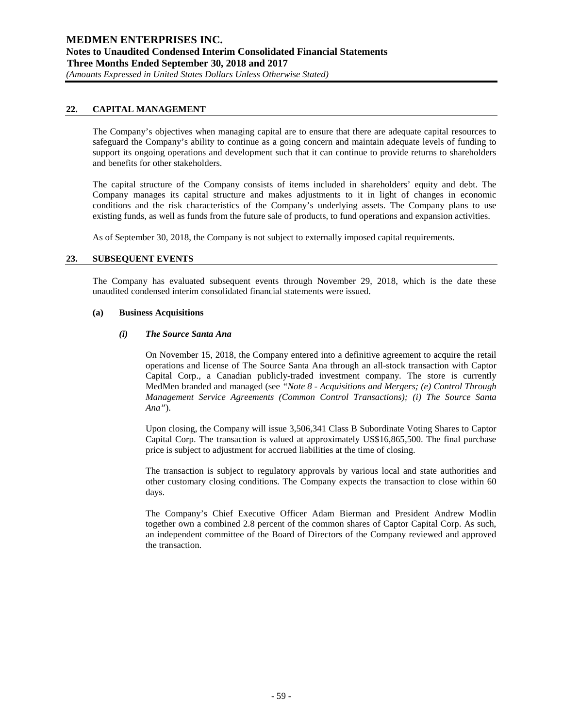## 22. CAPITAL MANAGEMENT

The Company's objectives when managing capital are to ensure that there are adequate capital resources to safeguard the Company's ability to continue as a going concern and maintain adequate levels of funding to support its ongoing operations and development such that it can continue to provide returns to shareholders and benefits for other stakeholders.

The capital structure of the Company consists of items included in shareholders' equity and debt. The Company manages its capital structure and makes adjustments to it in light of changes in economic conditions and the risk characteristics of the Company's underlying assets. The Company plans to use existing funds, as well as funds from the future sale of products, to fund operations and expansion activities.

As of September 30, 2018, the Company is not subject to externally imposed capital requirements.

## 23. SUBSEQUENT EVENTS

The Company has evaluated subsequent events through November 29, 2018, which is the date these unaudited condensed interim consolidated financial statements were issued.

### (a) Business Acquisitions

#### *(i) The Source Santa Ana*

On November 15, 2018, the Company entered into a definitive agreement to acquire the retail operations and license of The Source Santa Ana through an all-stock transaction with Captor Capital Corp., a Canadian publicly-traded investment company. The store is currently MedMen branded and managed (see *"Note 8 - Acquisitions and Mergers; (e) Control Through Management Service Agreements (Common Control Transactions); (i) The Source Santa Ana"*).

Upon closing, the Company will issue 3,506,341 Class B Subordinate Voting Shares to Captor Capital Corp. The transaction is valued at approximately US$16,865,500. The final purchase price is subject to adjustment for accrued liabilities at the time of closing.

The transaction is subject to regulatory approvals by various local and state authorities and other customary closing conditions. The Company expects the transaction to close within 60 days.

The Company's Chief Executive Officer Adam Bierman and President Andrew Modlin together own a combined 2.8 percent of the common shares of Captor Capital Corp. As such, an independent committee of the Board of Directors of the Company reviewed and approved the transaction.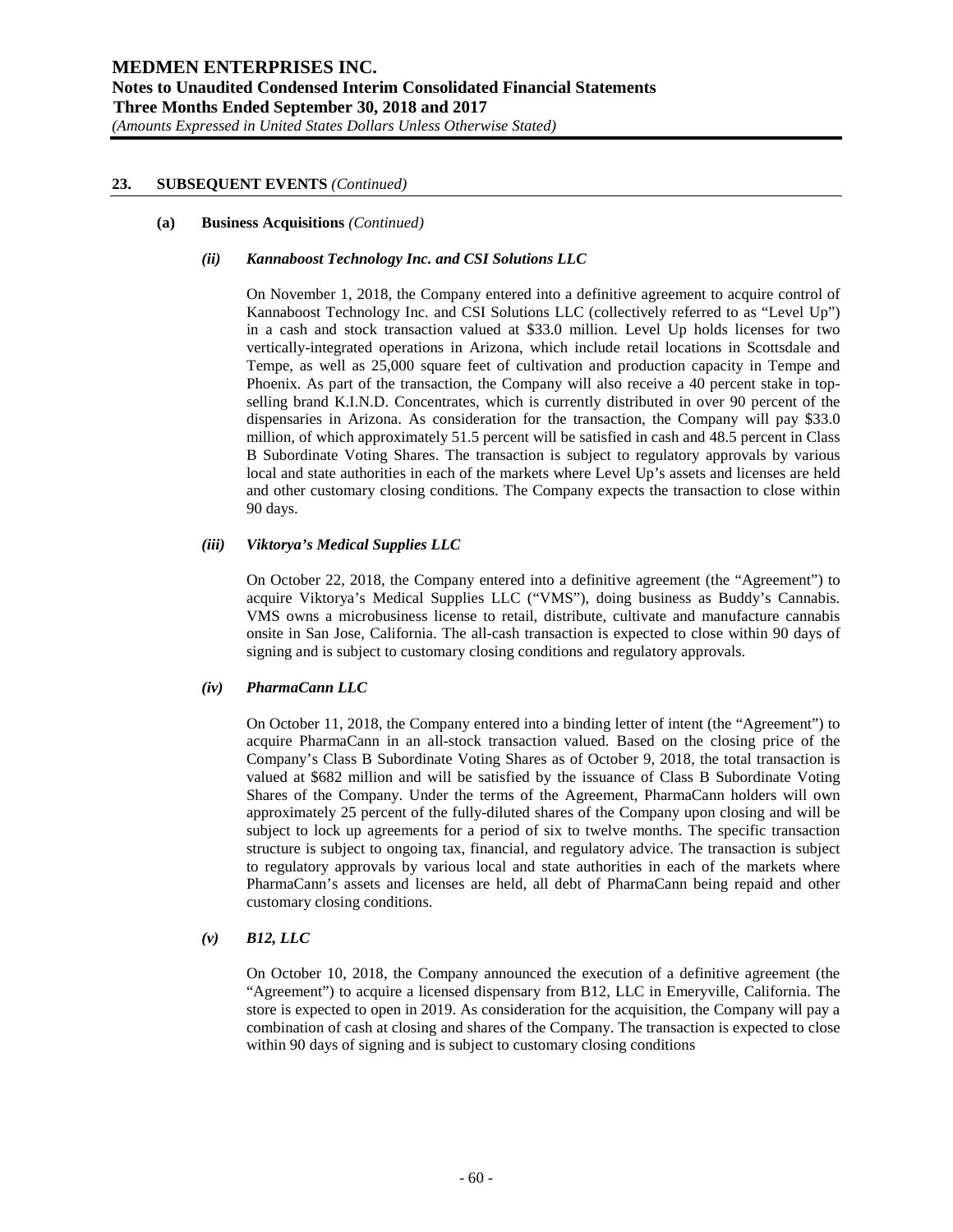## 23. SUBSEQUENT EVENTS *(Continued)*

### (a) Business Acquisitions *(Continued)*

#### *(ii) Kannaboost Technology Inc. and CSI Solutions LLC*

On November 1, 2018, the Company entered into a definitive agreement to acquire control of Kannaboost Technology Inc. and CSI Solutions LLC (collectively referred to as "Level Up") in a cash and stock transaction valued at $33.0 million. Level Up holds licenses for two vertically-integrated operations in Arizona, which include retail locations in Scottsdale and Tempe, as well as 25,000 square feet of cultivation and production capacity in Tempe and Phoenix. As part of the transaction, the Company will also receive a 40 percent stake in top-selling brand K.I.N.D. Concentrates, which is currently distributed in over 90 percent of the dispensaries in Arizona. As consideration for the transaction, the Company will pay $33.0 million, of which approximately 51.5 percent will be satisfied in cash and 48.5 percent in Class B Subordinate Voting Shares. The transaction is subject to regulatory approvals by various local and state authorities in each of the markets where Level Up's assets and licenses are held and other customary closing conditions. The Company expects the transaction to close within 90 days.

#### *(iii) Viktorya's Medical Supplies LLC*

On October 22, 2018, the Company entered into a definitive agreement (the "Agreement") to acquire Viktorya's Medical Supplies LLC ("VMS"), doing business as Buddy's Cannabis. VMS owns a microbusiness license to retail, distribute, cultivate and manufacture cannabis onsite in San Jose, California. The all-cash transaction is expected to close within 90 days of signing and is subject to customary closing conditions and regulatory approvals.

#### *(iv) PharmaCann LLC*

On October 11, 2018, the Company entered into a binding letter of intent (the "Agreement") to acquire PharmaCann in an all-stock transaction valued. Based on the closing price of the Company's Class B Subordinate Voting Shares as of October 9, 2018, the total transaction is valued at $682 million and will be satisfied by the issuance of Class B Subordinate Voting Shares of the Company. Under the terms of the Agreement, PharmaCann holders will own approximately 25 percent of the fully-diluted shares of the Company upon closing and will be subject to lock up agreements for a period of six to twelve months. The specific transaction structure is subject to ongoing tax, financial, and regulatory advice. The transaction is subject to regulatory approvals by various local and state authorities in each of the markets where PharmaCann's assets and licenses are held, all debt of PharmaCann being repaid and other customary closing conditions.

#### *(v) B12, LLC*

On October 10, 2018, the Company announced the execution of a definitive agreement (the "Agreement") to acquire a licensed dispensary from B12, LLC in Emeryville, California. The store is expected to open in 2019. As consideration for the acquisition, the Company will pay a combination of cash at closing and shares of the Company. The transaction is expected to close within 90 days of signing and is subject to customary closing conditions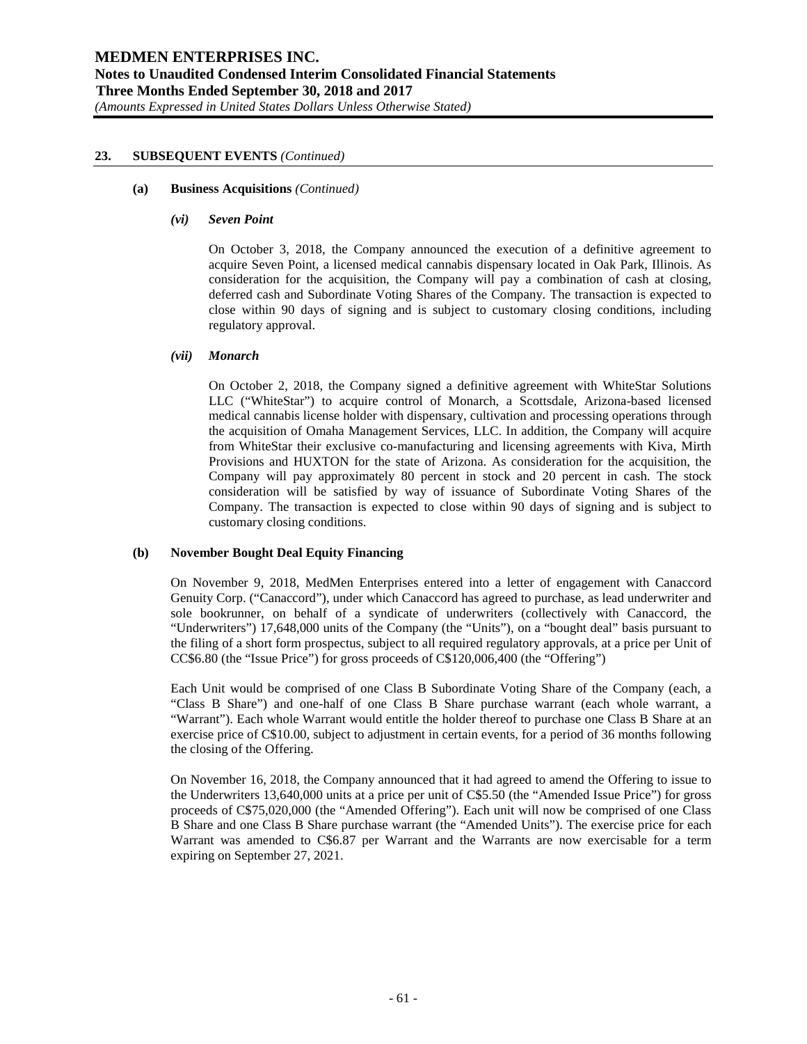## 23. SUBSEQUENT EVENTS *(Continued)*

### (a) Business Acquisitions *(Continued)*

#### *(vi) Seven Point*

On October 3, 2018, the Company announced the execution of a definitive agreement to acquire Seven Point, a licensed medical cannabis dispensary located in Oak Park, Illinois. As consideration for the acquisition, the Company will pay a combination of cash at closing, deferred cash and Subordinate Voting Shares of the Company. The transaction is expected to close within 90 days of signing and is subject to customary closing conditions, including regulatory approval.

#### *(vii) Monarch*

On October 2, 2018, the Company signed a definitive agreement with WhiteStar Solutions LLC ("WhiteStar") to acquire control of Monarch, a Scottsdale, Arizona-based licensed medical cannabis license holder with dispensary, cultivation and processing operations through the acquisition of Omaha Management Services, LLC. In addition, the Company will acquire from WhiteStar their exclusive co-manufacturing and licensing agreements with Kiva, Mirth Provisions and HUXTON for the state of Arizona. As consideration for the acquisition, the Company will pay approximately 80 percent in stock and 20 percent in cash. The stock consideration will be satisfied by way of issuance of Subordinate Voting Shares of the Company. The transaction is expected to close within 90 days of signing and is subject to customary closing conditions.

### (b) November Bought Deal Equity Financing

On November 9, 2018, MedMen Enterprises entered into a letter of engagement with Canaccord Genuity Corp. ("Canaccord"), under which Canaccord has agreed to purchase, as lead underwriter and sole bookrunner, on behalf of a syndicate of underwriters (collectively with Canaccord, the "Underwriters") 17,648,000 units of the Company (the "Units"), on a "bought deal" basis pursuant to the filing of a short form prospectus, subject to all required regulatory approvals, at a price per Unit of CC$6.80 (the "Issue Price") for gross proceeds of C$120,006,400 (the "Offering")

Each Unit would be comprised of one Class B Subordinate Voting Share of the Company (each, a "Class B Share") and one-half of one Class B Share purchase warrant (each whole warrant, a "Warrant"). Each whole Warrant would entitle the holder thereof to purchase one Class B Share at an exercise price of C$10.00, subject to adjustment in certain events, for a period of 36 months following the closing of the Offering.

On November 16, 2018, the Company announced that it had agreed to amend the Offering to issue to the Underwriters 13,640,000 units at a price per unit of C$5.50 (the "Amended Issue Price") for gross proceeds of C$75,020,000 (the "Amended Offering"). Each unit will now be comprised of one Class B Share and one Class B Share purchase warrant (the "Amended Units"). The exercise price for each Warrant was amended to C$6.87 per Warrant and the Warrants are now exercisable for a term expiring on September 27, 2021.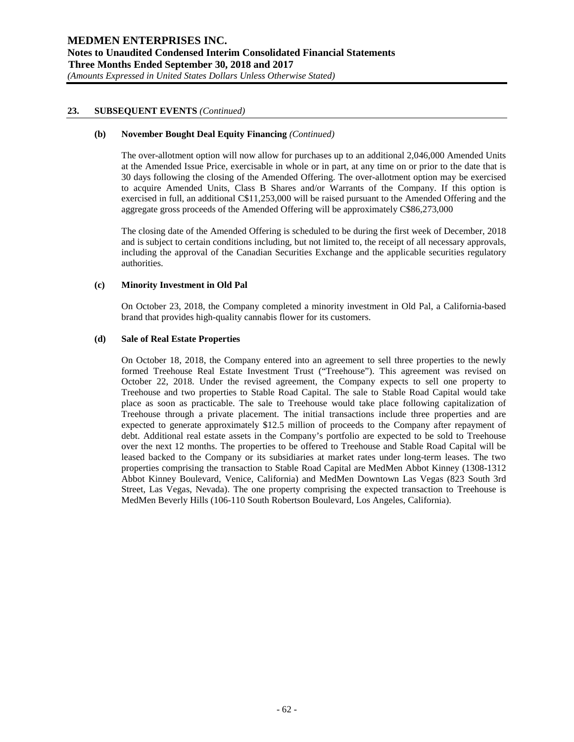## 23. SUBSEQUENT EVENTS *(Continued)*

### (b) November Bought Deal Equity Financing *(Continued)*

The over-allotment option will now allow for purchases up to an additional 2,046,000 Amended Units at the Amended Issue Price, exercisable in whole or in part, at any time on or prior to the date that is 30 days following the closing of the Amended Offering. The over-allotment option may be exercised to acquire Amended Units, Class B Shares and/or Warrants of the Company. If this option is exercised in full, an additional C$11,253,000 will be raised pursuant to the Amended Offering and the aggregate gross proceeds of the Amended Offering will be approximately C$86,273,000

The closing date of the Amended Offering is scheduled to be during the first week of December, 2018 and is subject to certain conditions including, but not limited to, the receipt of all necessary approvals, including the approval of the Canadian Securities Exchange and the applicable securities regulatory authorities.

### (c) Minority Investment in Old Pal

On October 23, 2018, the Company completed a minority investment in Old Pal, a California-based brand that provides high-quality cannabis flower for its customers.

### (d) Sale of Real Estate Properties

On October 18, 2018, the Company entered into an agreement to sell three properties to the newly formed Treehouse Real Estate Investment Trust ("Treehouse"). This agreement was revised on October 22, 2018. Under the revised agreement, the Company expects to sell one property to Treehouse and two properties to Stable Road Capital. The sale to Stable Road Capital would take place as soon as practicable. The sale to Treehouse would take place following capitalization of Treehouse through a private placement. The initial transactions include three properties and are expected to generate approximately $12.5 million of proceeds to the Company after repayment of debt. Additional real estate assets in the Company's portfolio are expected to be sold to Treehouse over the next 12 months. The properties to be offered to Treehouse and Stable Road Capital will be leased backed to the Company or its subsidiaries at market rates under long-term leases. The two properties comprising the transaction to Stable Road Capital are MedMen Abbot Kinney (1308-1312 Abbot Kinney Boulevard, Venice, California) and MedMen Downtown Las Vegas (823 South 3rd Street, Las Vegas, Nevada). The one property comprising the expected transaction to Treehouse is MedMen Beverly Hills (106-110 South Robertson Boulevard, Los Angeles, California).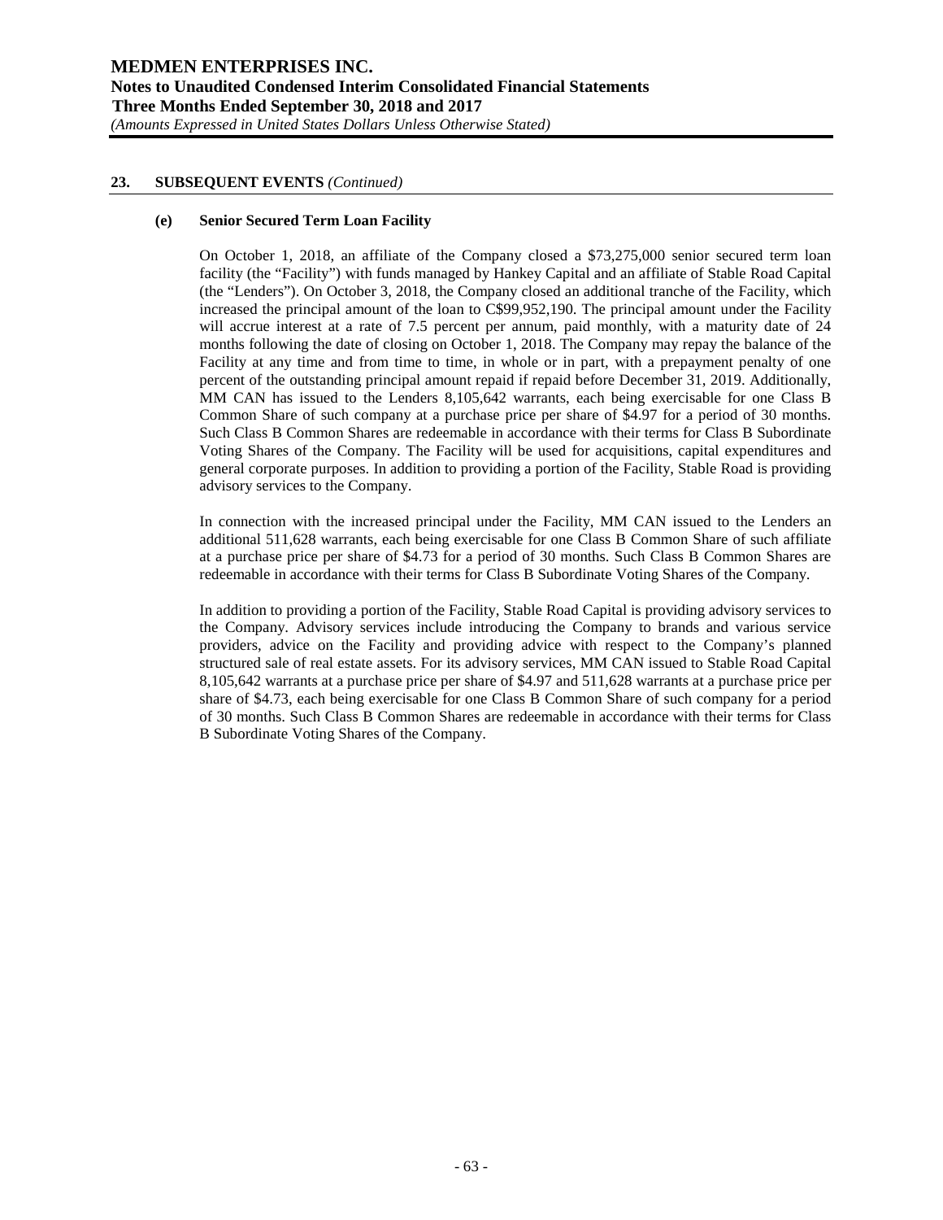## 23. SUBSEQUENT EVENTS *(Continued)*

### (e) Senior Secured Term Loan Facility

On October 1, 2018, an affiliate of the Company closed a $73,275,000 senior secured term loan facility (the "Facility") with funds managed by Hankey Capital and an affiliate of Stable Road Capital (the "Lenders"). On October 3, 2018, the Company closed an additional tranche of the Facility, which increased the principal amount of the loan to C$99,952,190. The principal amount under the Facility will accrue interest at a rate of 7.5 percent per annum, paid monthly, with a maturity date of 24 months following the date of closing on October 1, 2018. The Company may repay the balance of the Facility at any time and from time to time, in whole or in part, with a prepayment penalty of one percent of the outstanding principal amount repaid if repaid before December 31, 2019. Additionally, MM CAN has issued to the Lenders 8,105,642 warrants, each being exercisable for one Class B Common Share of such company at a purchase price per share of $4.97 for a period of 30 months. Such Class B Common Shares are redeemable in accordance with their terms for Class B Subordinate Voting Shares of the Company. The Facility will be used for acquisitions, capital expenditures and general corporate purposes. In addition to providing a portion of the Facility, Stable Road is providing advisory services to the Company.

In connection with the increased principal under the Facility, MM CAN issued to the Lenders an additional 511,628 warrants, each being exercisable for one Class B Common Share of such affiliate at a purchase price per share of $4.73 for a period of 30 months. Such Class B Common Shares are redeemable in accordance with their terms for Class B Subordinate Voting Shares of the Company.

In addition to providing a portion of the Facility, Stable Road Capital is providing advisory services to the Company. Advisory services include introducing the Company to brands and various service providers, advice on the Facility and providing advice with respect to the Company's planned structured sale of real estate assets. For its advisory services, MM CAN issued to Stable Road Capital 8,105,642 warrants at a purchase price per share of $4.97 and 511,628 warrants at a purchase price per share of $4.73, each being exercisable for one Class B Common Share of such company for a period of 30 months. Such Class B Common Shares are redeemable in accordance with their terms for Class B Subordinate Voting Shares of the Company.